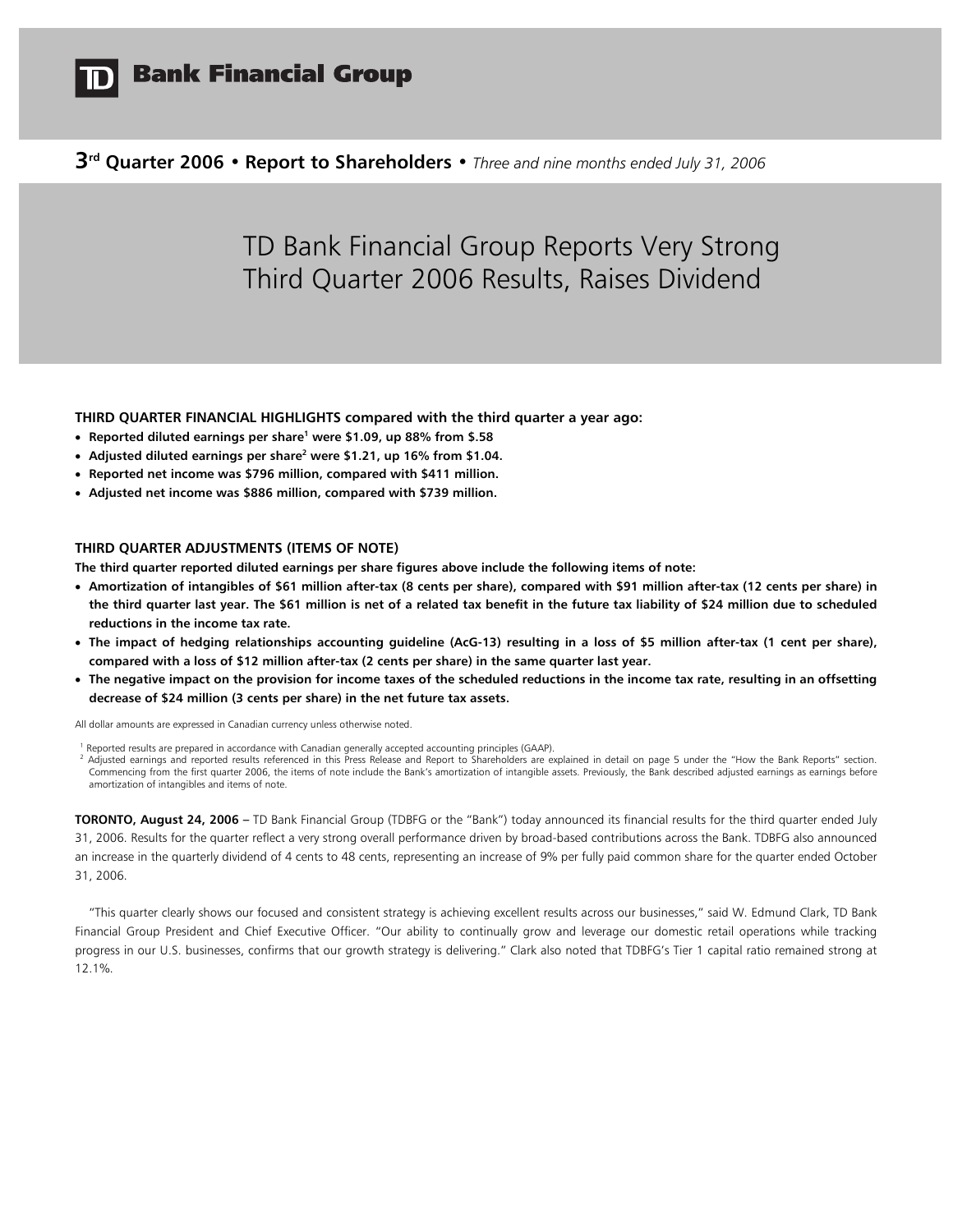# TD Bank Financial Group

## 3rd Quarter 2006 • Report to Shareholders • *Three and nine months ended July 31, 2006*

# TD Bank Financial Group Reports Very Strong Third Quarter 2006 Results, Raises Dividend

**THIRD QUARTER FINANCIAL HIGHLIGHTS compared with the third quarter a year ago:**

- **Reported diluted earnings per share[1] were $1.09, up 88% from $.58**
- **Adjusted diluted earnings per share[2] were $1.21, up 16% from $1.04.**
- **Reported net income was $796 million, compared with $411 million.**
- **Adjusted net income was $886 million, compared with $739 million.**

**THIRD QUARTER ADJUSTMENTS (ITEMS OF NOTE)**

**The third quarter reported diluted earnings per share figures above include the following items of note:**

- **Amortization of intangibles of $61 million after-tax (8 cents per share), compared with $91 million after-tax (12 cents per share) in the third quarter last year. The $61 million is net of a related tax benefit in the future tax liability of $24 million due to scheduled reductions in the income tax rate.**
- **The impact of hedging relationships accounting guideline (AcG-13) resulting in a loss of $5 million after-tax (1 cent per share), compared with a loss of $12 million after-tax (2 cents per share) in the same quarter last year.**
- **The negative impact on the provision for income taxes of the scheduled reductions in the income tax rate, resulting in an offsetting decrease of $24 million (3 cents per share) in the net future tax assets.**

All dollar amounts are expressed in Canadian currency unless otherwise noted.

[1] Reported results are prepared in accordance with Canadian generally accepted accounting principles (GAAP).
[2] Adjusted earnings and reported results referenced in this Press Release and Report to Shareholders are explained in detail on page 5 under the "How the Bank Reports" section. Commencing from the first quarter 2006, the items of note include the Bank's amortization of intangible assets. Previously, the Bank described adjusted earnings as earnings before amortization of intangibles and items of note.

**TORONTO, August 24, 2006 –** TD Bank Financial Group (TDBFG or the "Bank") today announced its financial results for the third quarter ended July 31, 2006. Results for the quarter reflect a very strong overall performance driven by broad-based contributions across the Bank. TDBFG also announced an increase in the quarterly dividend of 4 cents to 48 cents, representing an increase of 9% per fully paid common share for the quarter ended October 31, 2006.

"This quarter clearly shows our focused and consistent strategy is achieving excellent results across our businesses," said W. Edmund Clark, TD Bank Financial Group President and Chief Executive Officer. "Our ability to continually grow and leverage our domestic retail operations while tracking progress in our U.S. businesses, confirms that our growth strategy is delivering." Clark also noted that TDBFG's Tier 1 capital ratio remained strong at 12.1%.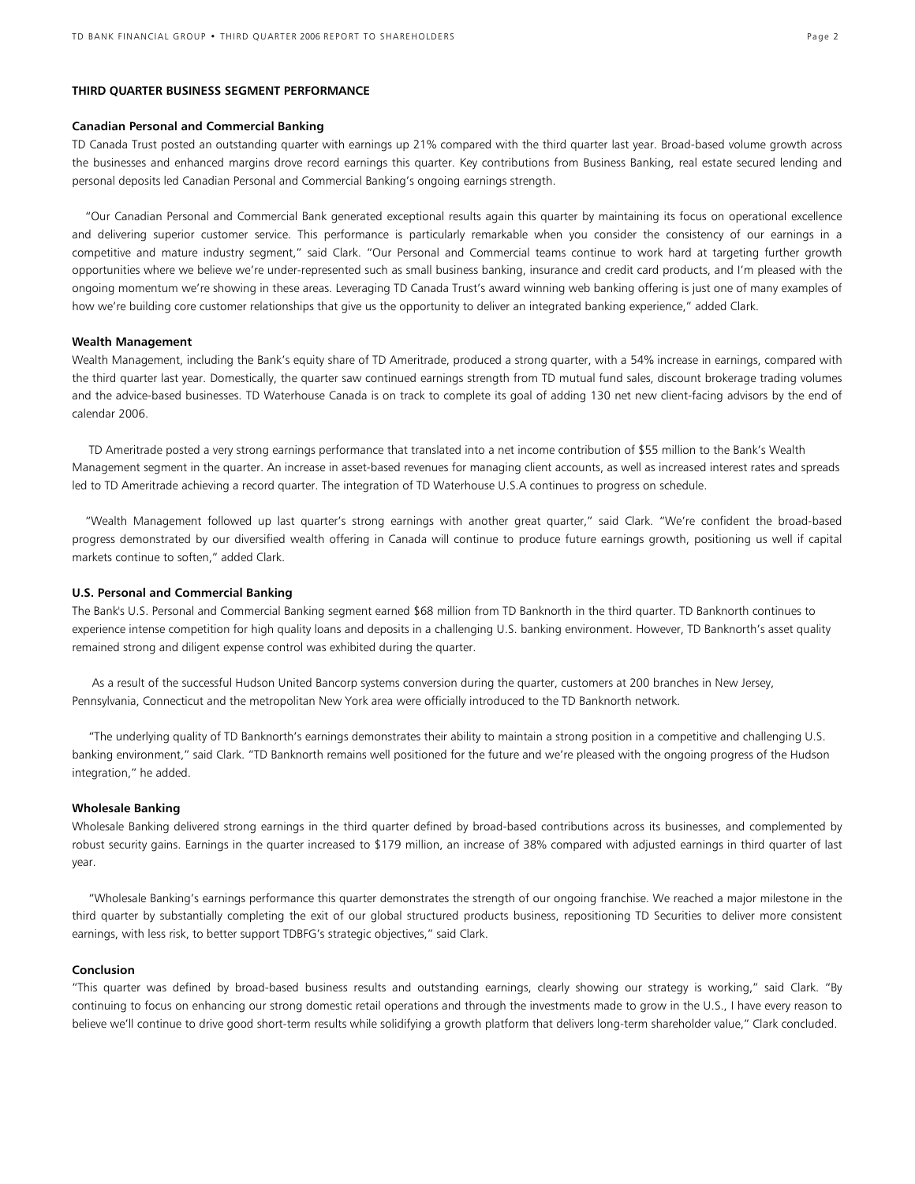## THIRD QUARTER BUSINESS SEGMENT PERFORMANCE

### Canadian Personal and Commercial Banking

TD Canada Trust posted an outstanding quarter with earnings up 21% compared with the third quarter last year. Broad-based volume growth across the businesses and enhanced margins drove record earnings this quarter. Key contributions from Business Banking, real estate secured lending and personal deposits led Canadian Personal and Commercial Banking's ongoing earnings strength.

"Our Canadian Personal and Commercial Bank generated exceptional results again this quarter by maintaining its focus on operational excellence and delivering superior customer service. This performance is particularly remarkable when you consider the consistency of our earnings in a competitive and mature industry segment," said Clark. "Our Personal and Commercial teams continue to work hard at targeting further growth opportunities where we believe we're under-represented such as small business banking, insurance and credit card products, and I'm pleased with the ongoing momentum we're showing in these areas. Leveraging TD Canada Trust's award winning web banking offering is just one of many examples of how we're building core customer relationships that give us the opportunity to deliver an integrated banking experience," added Clark.

### Wealth Management

Wealth Management, including the Bank's equity share of TD Ameritrade, produced a strong quarter, with a 54% increase in earnings, compared with the third quarter last year. Domestically, the quarter saw continued earnings strength from TD mutual fund sales, discount brokerage trading volumes and the advice-based businesses. TD Waterhouse Canada is on track to complete its goal of adding 130 net new client-facing advisors by the end of calendar 2006.

TD Ameritrade posted a very strong earnings performance that translated into a net income contribution of $55 million to the Bank's Wealth Management segment in the quarter. An increase in asset-based revenues for managing client accounts, as well as increased interest rates and spreads led to TD Ameritrade achieving a record quarter. The integration of TD Waterhouse U.S.A continues to progress on schedule.

"Wealth Management followed up last quarter's strong earnings with another great quarter," said Clark. "We're confident the broad-based progress demonstrated by our diversified wealth offering in Canada will continue to produce future earnings growth, positioning us well if capital markets continue to soften," added Clark.

### U.S. Personal and Commercial Banking

The Bank's U.S. Personal and Commercial Banking segment earned $68 million from TD Banknorth in the third quarter. TD Banknorth continues to experience intense competition for high quality loans and deposits in a challenging U.S. banking environment. However, TD Banknorth's asset quality remained strong and diligent expense control was exhibited during the quarter.

As a result of the successful Hudson United Bancorp systems conversion during the quarter, customers at 200 branches in New Jersey, Pennsylvania, Connecticut and the metropolitan New York area were officially introduced to the TD Banknorth network.

"The underlying quality of TD Banknorth's earnings demonstrates their ability to maintain a strong position in a competitive and challenging U.S. banking environment," said Clark. "TD Banknorth remains well positioned for the future and we're pleased with the ongoing progress of the Hudson integration," he added.

### Wholesale Banking

Wholesale Banking delivered strong earnings in the third quarter defined by broad-based contributions across its businesses, and complemented by robust security gains. Earnings in the quarter increased to $179 million, an increase of 38% compared with adjusted earnings in third quarter of last year.

"Wholesale Banking's earnings performance this quarter demonstrates the strength of our ongoing franchise. We reached a major milestone in the third quarter by substantially completing the exit of our global structured products business, repositioning TD Securities to deliver more consistent earnings, with less risk, to better support TDBFG's strategic objectives," said Clark.

### Conclusion

"This quarter was defined by broad-based business results and outstanding earnings, clearly showing our strategy is working," said Clark. "By continuing to focus on enhancing our strong domestic retail operations and through the investments made to grow in the U.S., I have every reason to believe we'll continue to drive good short-term results while solidifying a growth platform that delivers long-term shareholder value," Clark concluded.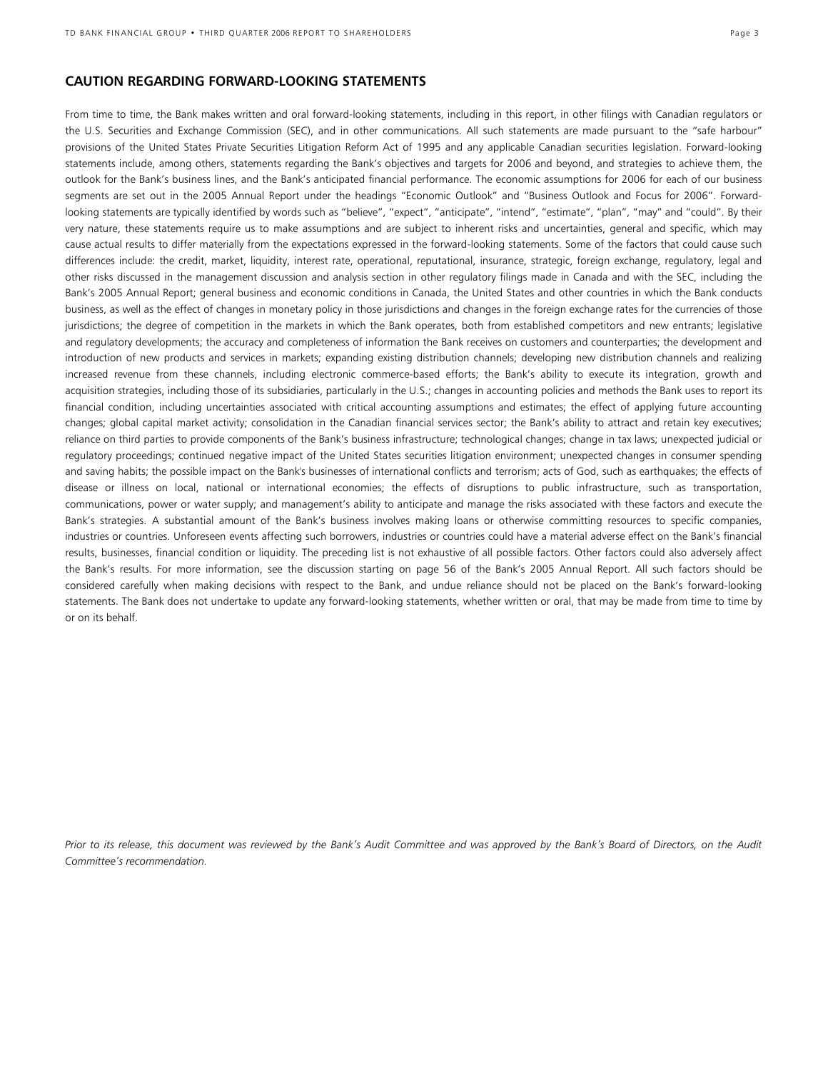## CAUTION REGARDING FORWARD-LOOKING STATEMENTS

From time to time, the Bank makes written and oral forward-looking statements, including in this report, in other filings with Canadian regulators or the U.S. Securities and Exchange Commission (SEC), and in other communications. All such statements are made pursuant to the "safe harbour" provisions of the United States Private Securities Litigation Reform Act of 1995 and any applicable Canadian securities legislation. Forward-looking statements include, among others, statements regarding the Bank's objectives and targets for 2006 and beyond, and strategies to achieve them, the outlook for the Bank's business lines, and the Bank's anticipated financial performance. The economic assumptions for 2006 for each of our business segments are set out in the 2005 Annual Report under the headings "Economic Outlook" and "Business Outlook and Focus for 2006". Forward-looking statements are typically identified by words such as "believe", "expect", "anticipate", "intend", "estimate", "plan", "may" and "could". By their very nature, these statements require us to make assumptions and are subject to inherent risks and uncertainties, general and specific, which may cause actual results to differ materially from the expectations expressed in the forward-looking statements. Some of the factors that could cause such differences include: the credit, market, liquidity, interest rate, operational, reputational, insurance, strategic, foreign exchange, regulatory, legal and other risks discussed in the management discussion and analysis section in other regulatory filings made in Canada and with the SEC, including the Bank's 2005 Annual Report; general business and economic conditions in Canada, the United States and other countries in which the Bank conducts business, as well as the effect of changes in monetary policy in those jurisdictions and changes in the foreign exchange rates for the currencies of those jurisdictions; the degree of competition in the markets in which the Bank operates, both from established competitors and new entrants; legislative and regulatory developments; the accuracy and completeness of information the Bank receives on customers and counterparties; the development and introduction of new products and services in markets; expanding existing distribution channels; developing new distribution channels and realizing increased revenue from these channels, including electronic commerce-based efforts; the Bank's ability to execute its integration, growth and acquisition strategies, including those of its subsidiaries, particularly in the U.S.; changes in accounting policies and methods the Bank uses to report its financial condition, including uncertainties associated with critical accounting assumptions and estimates; the effect of applying future accounting changes; global capital market activity; consolidation in the Canadian financial services sector; the Bank's ability to attract and retain key executives; reliance on third parties to provide components of the Bank's business infrastructure; technological changes; change in tax laws; unexpected judicial or regulatory proceedings; continued negative impact of the United States securities litigation environment; unexpected changes in consumer spending and saving habits; the possible impact on the Bank's businesses of international conflicts and terrorism; acts of God, such as earthquakes; the effects of disease or illness on local, national or international economies; the effects of disruptions to public infrastructure, such as transportation, communications, power or water supply; and management's ability to anticipate and manage the risks associated with these factors and execute the Bank's strategies. A substantial amount of the Bank's business involves making loans or otherwise committing resources to specific companies, industries or countries. Unforeseen events affecting such borrowers, industries or countries could have a material adverse effect on the Bank's financial results, businesses, financial condition or liquidity. The preceding list is not exhaustive of all possible factors. Other factors could also adversely affect the Bank's results. For more information, see the discussion starting on page 56 of the Bank's 2005 Annual Report. All such factors should be considered carefully when making decisions with respect to the Bank, and undue reliance should not be placed on the Bank's forward-looking statements. The Bank does not undertake to update any forward-looking statements, whether written or oral, that may be made from time to time by or on its behalf.

*Prior to its release, this document was reviewed by the Bank's Audit Committee and was approved by the Bank's Board of Directors, on the Audit Committee's recommendation.*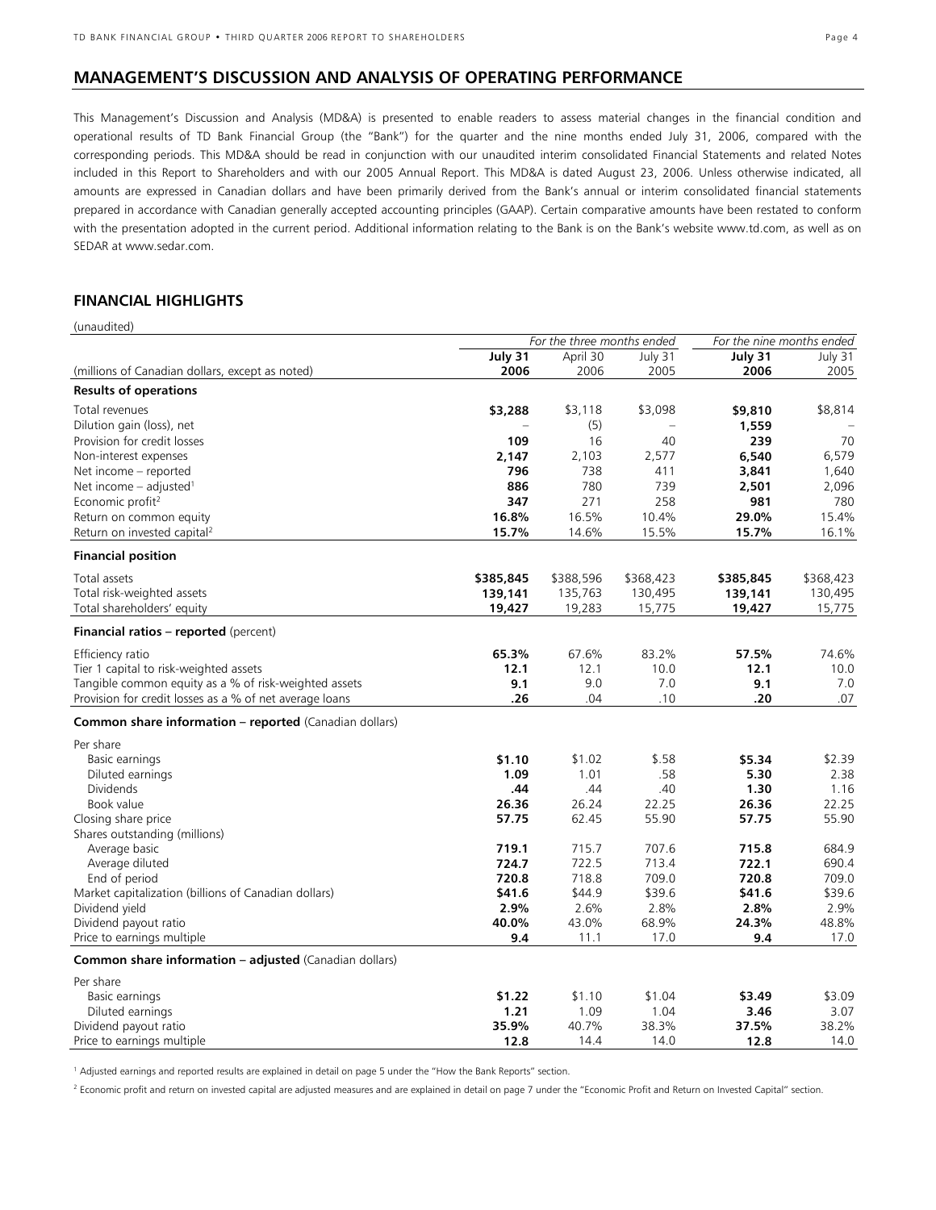## MANAGEMENT'S DISCUSSION AND ANALYSIS OF OPERATING PERFORMANCE

This Management's Discussion and Analysis (MD&A) is presented to enable readers to assess material changes in the financial condition and operational results of TD Bank Financial Group (the "Bank") for the quarter and the nine months ended July 31, 2006, compared with the corresponding periods. This MD&A should be read in conjunction with our unaudited interim consolidated Financial Statements and related Notes included in this Report to Shareholders and with our 2005 Annual Report. This MD&A is dated August 23, 2006. Unless otherwise indicated, all amounts are expressed in Canadian dollars and have been primarily derived from the Bank's annual or interim consolidated financial statements prepared in accordance with Canadian generally accepted accounting principles (GAAP). Certain comparative amounts have been restated to conform with the presentation adopted in the current period. Additional information relating to the Bank is on the Bank's website www.td.com, as well as on SEDAR at www.sedar.com.

## FINANCIAL HIGHLIGHTS

(unaudited)

| | *For the three months ended* | | | *For the nine months ended* | |
|---|---|---|---|---|---|
| (millions of Canadian dollars, except as noted) | **July 31 2006** | April 30 2006 | July 31 2005 | **July 31 2006** | July 31 2005 |
| **Results of operations** | | | | | |
| Total revenues | **$3,288** | $3,118 | $3,098 | **$9,810** | $8,814 |
| Dilution gain (loss), net | – | (5) | – | **1,559** | – |
| Provision for credit losses | **109** | 16 | 40 | **239** | 70 |
| Non-interest expenses | **2,147** | 2,103 | 2,577 | **6,540** | 6,579 |
| Net income – reported | **796** | 738 | 411 | **3,841** | 1,640 |
| Net income – adjusted[1] | **886** | 780 | 739 | **2,501** | 2,096 |
| Economic profit[2] | **347** | 271 | 258 | **981** | 780 |
| Return on common equity | **16.8%** | 16.5% | 10.4% | **29.0%** | 15.4% |
| Return on invested capital[2] | **15.7%** | 14.6% | 15.5% | **15.7%** | 16.1% |
| **Financial position** | | | | | |
| Total assets | **$385,845** | $388,596 | $368,423 | **$385,845** | $368,423 |
| Total risk-weighted assets | **139,141** | 135,763 | 130,495 | **139,141** | 130,495 |
| Total shareholders' equity | **19,427** | 19,283 | 15,775 | **19,427** | 15,775 |
| **Financial ratios – reported** (percent) | | | | | |
| Efficiency ratio | **65.3%** | 67.6% | 83.2% | **57.5%** | 74.6% |
| Tier 1 capital to risk-weighted assets | **12.1** | 12.1 | 10.0 | **12.1** | 10.0 |
| Tangible common equity as a % of risk-weighted assets | **9.1** | 9.0 | 7.0 | **9.1** | 7.0 |
| Provision for credit losses as a % of net average loans | **.26** | .04 | .10 | **.20** | .07 |
| **Common share information – reported** (Canadian dollars) | | | | | |
| Per share | | | | | |
| Basic earnings | **$1.10** | $1.02 | $.58 | **$5.34** | $2.39 |
| Diluted earnings | **1.09** | 1.01 | .58 | **5.30** | 2.38 |
| Dividends | **.44** | .44 | .40 | **1.30** | 1.16 |
| Book value | **26.36** | 26.24 | 22.25 | **26.36** | 22.25 |
| Closing share price | **57.75** | 62.45 | 55.90 | **57.75** | 55.90 |
| Shares outstanding (millions) | | | | | |
| Average basic | **719.1** | 715.7 | 707.6 | **715.8** | 684.9 |
| Average diluted | **724.7** | 722.5 | 713.4 | **722.1** | 690.4 |
| End of period | **720.8** | 718.8 | 709.0 | **720.8** | 709.0 |
| Market capitalization (billions of Canadian dollars) | **$41.6** | $44.9 | $39.6 | **$41.6** | $39.6 |
| Dividend yield | **2.9%** | 2.6% | 2.8% | **2.8%** | 2.9% |
| Dividend payout ratio | **40.0%** | 43.0% | 68.9% | **24.3%** | 48.8% |
| Price to earnings multiple | **9.4** | 11.1 | 17.0 | **9.4** | 17.0 |
| **Common share information – adjusted** (Canadian dollars) | | | | | |
| Per share | | | | | |
| Basic earnings | **$1.22** | $1.10 | $1.04 | **$3.49** | $3.09 |
| Diluted earnings | **1.21** | 1.09 | 1.04 | **3.46** | 3.07 |
| Dividend payout ratio | **35.9%** | 40.7% | 38.3% | **37.5%** | 38.2% |
| Price to earnings multiple | **12.8** | 14.4 | 14.0 | **12.8** | 14.0 |

[1] Adjusted earnings and reported results are explained in detail on page 5 under the "How the Bank Reports" section.

[2] Economic profit and return on invested capital are adjusted measures and are explained in detail on page 7 under the "Economic Profit and Return on Invested Capital" section.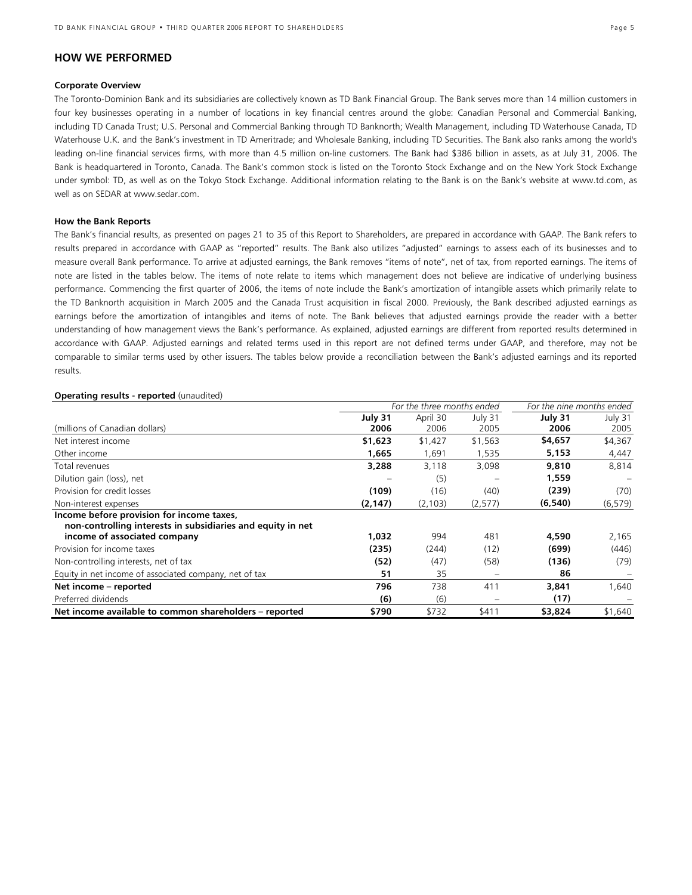## HOW WE PERFORMED

### Corporate Overview

The Toronto-Dominion Bank and its subsidiaries are collectively known as TD Bank Financial Group. The Bank serves more than 14 million customers in four key businesses operating in a number of locations in key financial centres around the globe: Canadian Personal and Commercial Banking, including TD Canada Trust; U.S. Personal and Commercial Banking through TD Banknorth; Wealth Management, including TD Waterhouse Canada, TD Waterhouse U.K. and the Bank's investment in TD Ameritrade; and Wholesale Banking, including TD Securities. The Bank also ranks among the world's leading on-line financial services firms, with more than 4.5 million on-line customers. The Bank had $386 billion in assets, as at July 31, 2006. The Bank is headquartered in Toronto, Canada. The Bank's common stock is listed on the Toronto Stock Exchange and on the New York Stock Exchange under symbol: TD, as well as on the Tokyo Stock Exchange. Additional information relating to the Bank is on the Bank's website at www.td.com, as well as on SEDAR at www.sedar.com.

### How the Bank Reports

The Bank's financial results, as presented on pages 21 to 35 of this Report to Shareholders, are prepared in accordance with GAAP. The Bank refers to results prepared in accordance with GAAP as "reported" results. The Bank also utilizes "adjusted" earnings to assess each of its businesses and to measure overall Bank performance. To arrive at adjusted earnings, the Bank removes "items of note", net of tax, from reported earnings. The items of note are listed in the tables below. The items of note relate to items which management does not believe are indicative of underlying business performance. Commencing the first quarter of 2006, the items of note include the Bank's amortization of intangible assets which primarily relate to the TD Banknorth acquisition in March 2005 and the Canada Trust acquisition in fiscal 2000. Previously, the Bank described adjusted earnings as earnings before the amortization of intangibles and items of note. The Bank believes that adjusted earnings provide the reader with a better understanding of how management views the Bank's performance. As explained, adjusted earnings are different from reported results determined in accordance with GAAP. Adjusted earnings and related terms used in this report are not defined terms under GAAP, and therefore, may not be comparable to similar terms used by other issuers. The tables below provide a reconciliation between the Bank's adjusted earnings and its reported results.

**Operating results - reported** (unaudited)

| | *For the three months ended* | | | *For the nine months ended* | |
|---|---|---|---|---|---|
| (millions of Canadian dollars) | **July 31 2006** | April 30 2006 | July 31 2005 | **July 31 2006** | July 31 2005 |
| Net interest income | **$1,623** | $1,427 | $1,563 | **$4,657** | $4,367 |
| Other income | **1,665** | 1,691 | 1,535 | **5,153** | 4,447 |
| Total revenues | **3,288** | 3,118 | 3,098 | **9,810** | 8,814 |
| Dilution gain (loss), net | **–** | (5) | – | **1,559** | – |
| Provision for credit losses | **(109)** | (16) | (40) | **(239)** | (70) |
| Non-interest expenses | **(2,147)** | (2,103) | (2,577) | **(6,540)** | (6,579) |
| **Income before provision for income taxes, non-controlling interests in subsidiaries and equity in net income of associated company** | **1,032** | 994 | 481 | **4,590** | 2,165 |
| Provision for income taxes | **(235)** | (244) | (12) | **(699)** | (446) |
| Non-controlling interests, net of tax | **(52)** | (47) | (58) | **(136)** | (79) |
| Equity in net income of associated company, net of tax | **51** | 35 | – | **86** | – |
| **Net income – reported** | **796** | 738 | 411 | **3,841** | 1,640 |
| Preferred dividends | **(6)** | (6) | – | **(17)** | – |
| **Net income available to common shareholders – reported** | **$790** | $732 | $411 | **$3,824** | $1,640 |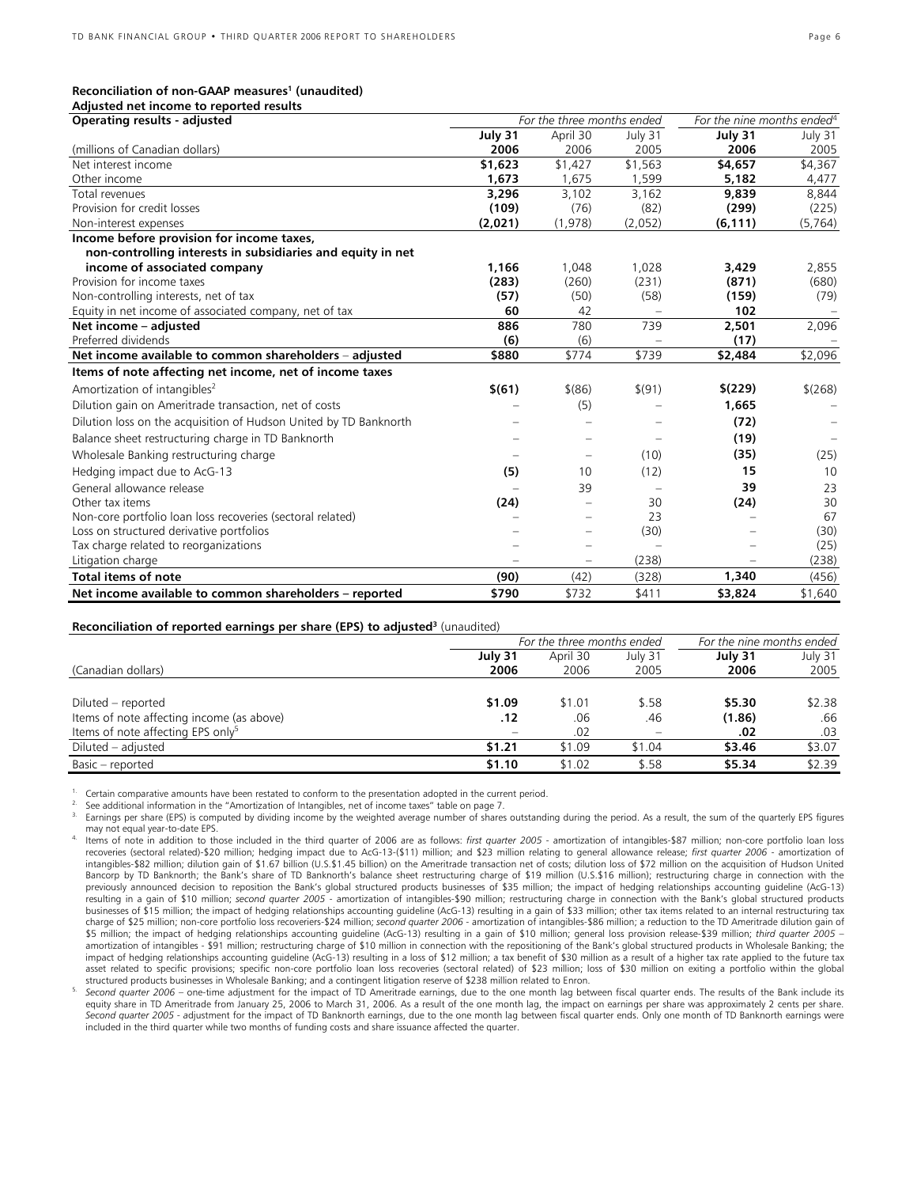**Reconciliation of non-GAAP measures[1] (unaudited)**
**Adjusted net income to reported results**

| **Operating results - adjusted** | *For the three months ended* | | | *For the nine months ended[4]* | |
|---|---|---|---|---|---|
| | **July 31** | April 30 | July 31 | **July 31** | July 31 |
| (millions of Canadian dollars) | **2006** | 2006 | 2005 | **2006** | 2005 |
| Net interest income | **$1,623** | $1,427 | $1,563 | **$4,657** | $4,367 |
| Other income | **1,673** | 1,675 | 1,599 | **5,182** | 4,477 |
| Total revenues | **3,296** | 3,102 | 3,162 | **9,839** | 8,844 |
| Provision for credit losses | **(109)** | (76) | (82) | **(299)** | (225) |
| Non-interest expenses | **(2,021)** | (1,978) | (2,052) | **(6,111)** | (5,764) |
| **Income before provision for income taxes, non-controlling interests in subsidiaries and equity in net income of associated company** | **1,166** | 1,048 | 1,028 | **3,429** | 2,855 |
| Provision for income taxes | **(283)** | (260) | (231) | **(871)** | (680) |
| Non-controlling interests, net of tax | **(57)** | (50) | (58) | **(159)** | (79) |
| Equity in net income of associated company, net of tax | **60** | 42 | – | **102** | – |
| **Net income – adjusted** | **886** | 780 | 739 | **2,501** | 2,096 |
| Preferred dividends | **(6)** | (6) | – | **(17)** | – |
| **Net income available to common shareholders – adjusted** | **$880** | $774 | $739 | **$2,484** | $2,096 |
| **Items of note affecting net income, net of income taxes** | | | | | |
| Amortization of intangibles[2] | **$(61)** | $(86) | $(91) | **$(229)** | $(268) |
| Dilution gain on Ameritrade transaction, net of costs | – | (5) | – | **1,665** | – |
| Dilution loss on the acquisition of Hudson United by TD Banknorth | – | – | – | **(72)** | – |
| Balance sheet restructuring charge in TD Banknorth | – | – | – | **(19)** | – |
| Wholesale Banking restructuring charge | – | – | (10) | **(35)** | (25) |
| Hedging impact due to AcG-13 | **(5)** | 10 | (12) | **15** | 10 |
| General allowance release | – | 39 | – | **39** | 23 |
| Other tax items | **(24)** | – | 30 | **(24)** | 30 |
| Non-core portfolio loan loss recoveries (sectoral related) | – | – | 23 | – | 67 |
| Loss on structured derivative portfolios | – | – | (30) | – | (30) |
| Tax charge related to reorganizations | – | – | – | – | (25) |
| Litigation charge | – | – | (238) | – | (238) |
| **Total items of note** | **(90)** | (42) | (328) | **1,340** | (456) |
| **Net income available to common shareholders – reported** | **$790** | $732 | $411 | **$3,824** | $1,640 |

**Reconciliation of reported earnings per share (EPS) to adjusted[3]** (unaudited)

| | *For the three months ended* | | | *For the nine months ended* | |
|---|---|---|---|---|---|
| | **July 31** | April 30 | July 31 | **July 31** | July 31 |
| (Canadian dollars) | **2006** | 2006 | 2005 | **2006** | 2005 |
| Diluted – reported | **$1.09** | $1.01 | $.58 | **$5.30** | $2.38 |
| Items of note affecting income (as above) | **.12** | .06 | .46 | **(1.86)** | .66 |
| Items of note affecting EPS only[5] | – | .02 | – | **.02** | .03 |
| Diluted – adjusted | **$1.21** | $1.09 | $1.04 | **$3.46** | $3.07 |
| Basic – reported | **$1.10** | $1.02 | $.58 | **$5.34** | $2.39 |

1. Certain comparative amounts have been restated to conform to the presentation adopted in the current period.
2. See additional information in the "Amortization of Intangibles, net of income taxes" table on page 7.
3. Earnings per share (EPS) is computed by dividing income by the weighted average number of shares outstanding during the period. As a result, the sum of the quarterly EPS figures may not equal year-to-date EPS.
4. Items of note in addition to those included in the third quarter of 2006 are as follows: *first quarter 2005* - amortization of intangibles-$87 million; non-core portfolio loan loss recoveries (sectoral related)-$20 million; hedging impact due to AcG-13-($11) million; and $23 million relating to general allowance release; *first quarter 2006* - amortization of intangibles-$82 million; dilution gain of $1.67 billion (U.S.$1.45 billion) on the Ameritrade transaction net of costs; dilution loss of $72 million on the acquisition of Hudson United Bancorp by TD Banknorth; the Bank's share of TD Banknorth's balance sheet restructuring charge of $19 million (U.S.$16 million); restructuring charge in connection with the previously announced decision to reposition the Bank's global structured products businesses of $35 million; the impact of hedging relationships accounting guideline (AcG-13) resulting in a gain of $10 million; *second quarter 2005* - amortization of intangibles-$90 million; restructuring charge in connection with the Bank's global structured products businesses of $15 million; the impact of hedging relationships accounting guideline (AcG-13) resulting in a gain of $33 million; other tax items related to an internal restructuring tax charge of $25 million; non-core portfolio loan loss recoveries-$24 million; *second quarter 2006* - amortization of intangibles-$86 million; a reduction to the TD Ameritrade dilution gain of $5 million; the impact of hedging relationships accounting guideline (AcG-13) resulting in a gain of $10 million; general loss provision release-$39 million; *third quarter 2005* – amortization of intangibles - $91 million; restructuring charge of $10 million in connection with the repositioning of the Bank's global structured products in Wholesale Banking; the impact of hedging relationships accounting guideline (AcG-13) resulting in a loss of $12 million; a tax benefit of $30 million as a result of a higher tax rate applied to the future tax asset related to specific provisions; specific non-core portfolio loan loss recoveries (sectoral related) of $23 million; loss of $30 million on exiting a portfolio within the global structured products businesses in Wholesale Banking; and a contingent litigation reserve of $238 million related to Enron.
5. *Second quarter 2006* – one-time adjustment for the impact of TD Ameritrade earnings, due to the one month lag between fiscal quarter ends. The results of the Bank include its equity share in TD Ameritrade from January 25, 2006 to March 31, 2006. As a result of the one month lag, the impact on earnings per share was approximately 2 cents per share. *Second quarter 2005* - adjustment for the impact of TD Banknorth earnings, due to the one month lag between fiscal quarter ends. Only one month of TD Banknorth earnings were included in the third quarter while two months of funding costs and share issuance affected the quarter.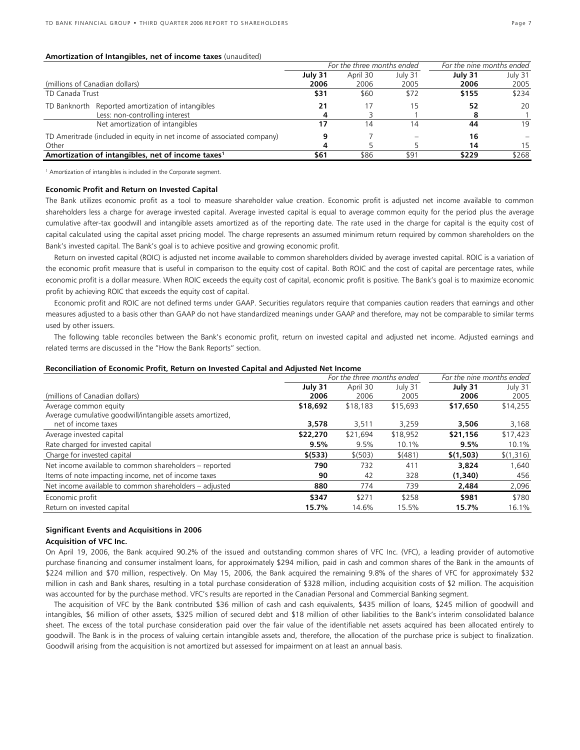**Amortization of Intangibles, net of income taxes** (unaudited)

| (millions of Canadian dollars) | For the three months ended July 31 2006 | April 30 2006 | July 31 2005 | For the nine months ended July 31 2006 | July 31 2005 |
|---|---|---|---|---|---|
| TD Canada Trust | **$31** | $60 | $72 | **$155** | $234 |
| TD Banknorth Reported amortization of intangibles | **21** | 17 | 15 | **52** | 20 |
| Less: non-controlling interest | **4** | 3 | 1 | **8** | 1 |
| Net amortization of intangibles | **17** | 14 | 14 | **44** | 19 |
| TD Ameritrade (included in equity in net income of associated company) | **9** | 7 | – | **16** | – |
| Other | **4** | 5 | 5 | **14** | 15 |
| **Amortization of intangibles, net of income taxes[1]** | **$61** | $86 | $91 | **$229** | $268 |

[1] Amortization of intangibles is included in the Corporate segment.

**Economic Profit and Return on Invested Capital**

The Bank utilizes economic profit as a tool to measure shareholder value creation. Economic profit is adjusted net income available to common shareholders less a charge for average invested capital. Average invested capital is equal to average common equity for the period plus the average cumulative after-tax goodwill and intangible assets amortized as of the reporting date. The rate used in the charge for capital is the equity cost of capital calculated using the capital asset pricing model. The charge represents an assumed minimum return required by common shareholders on the Bank's invested capital. The Bank's goal is to achieve positive and growing economic profit.

Return on invested capital (ROIC) is adjusted net income available to common shareholders divided by average invested capital. ROIC is a variation of the economic profit measure that is useful in comparison to the equity cost of capital. Both ROIC and the cost of capital are percentage rates, while economic profit is a dollar measure. When ROIC exceeds the equity cost of capital, economic profit is positive. The Bank's goal is to maximize economic profit by achieving ROIC that exceeds the equity cost of capital.

Economic profit and ROIC are not defined terms under GAAP. Securities regulators require that companies caution readers that earnings and other measures adjusted to a basis other than GAAP do not have standardized meanings under GAAP and therefore, may not be comparable to similar terms used by other issuers.

The following table reconciles between the Bank's economic profit, return on invested capital and adjusted net income. Adjusted earnings and related terms are discussed in the "How the Bank Reports" section.

**Reconciliation of Economic Profit, Return on Invested Capital and Adjusted Net Income**

| (millions of Canadian dollars) | For the three months ended July 31 2006 | April 30 2006 | July 31 2005 | For the nine months ended July 31 2006 | July 31 2005 |
|---|---|---|---|---|---|
| Average common equity | **$18,692** | $18,183 | $15,693 | **$17,650** | $14,255 |
| Average cumulative goodwill/intangible assets amortized, net of income taxes | **3,578** | 3,511 | 3,259 | **3,506** | 3,168 |
| Average invested capital | **$22,270** | $21,694 | $18,952 | **$21,156** | $17,423 |
| Rate charged for invested capital | **9.5%** | 9.5% | 10.1% | **9.5%** | 10.1% |
| Charge for invested capital | **$(533)** | $(503) | $(481) | **$(1,503)** | $(1,316) |
| Net income available to common shareholders – reported | **790** | 732 | 411 | **3,824** | 1,640 |
| Items of note impacting income, net of income taxes | **90** | 42 | 328 | **(1,340)** | 456 |
| Net income available to common shareholders – adjusted | **880** | 774 | 739 | **2,484** | 2,096 |
| Economic profit | **$347** | $271 | $258 | **$981** | $780 |
| Return on invested capital | **15.7%** | 14.6% | 15.5% | **15.7%** | 16.1% |

**Significant Events and Acquisitions in 2006**

**Acquisition of VFC Inc.**

On April 19, 2006, the Bank acquired 90.2% of the issued and outstanding common shares of VFC Inc. (VFC), a leading provider of automotive purchase financing and consumer instalment loans, for approximately $294 million, paid in cash and common shares of the Bank in the amounts of $224 million and $70 million, respectively. On May 15, 2006, the Bank acquired the remaining 9.8% of the shares of VFC for approximately $32 million in cash and Bank shares, resulting in a total purchase consideration of $328 million, including acquisition costs of $2 million. The acquisition was accounted for by the purchase method. VFC's results are reported in the Canadian Personal and Commercial Banking segment.

The acquisition of VFC by the Bank contributed $36 million of cash and cash equivalents, $435 million of loans, $245 million of goodwill and intangibles, $6 million of other assets, $325 million of secured debt and $18 million of other liabilities to the Bank's interim consolidated balance sheet. The excess of the total purchase consideration paid over the fair value of the identifiable net assets acquired has been allocated entirely to goodwill. The Bank is in the process of valuing certain intangible assets and, therefore, the allocation of the purchase price is subject to finalization. Goodwill arising from the acquisition is not amortized but assessed for impairment on at least an annual basis.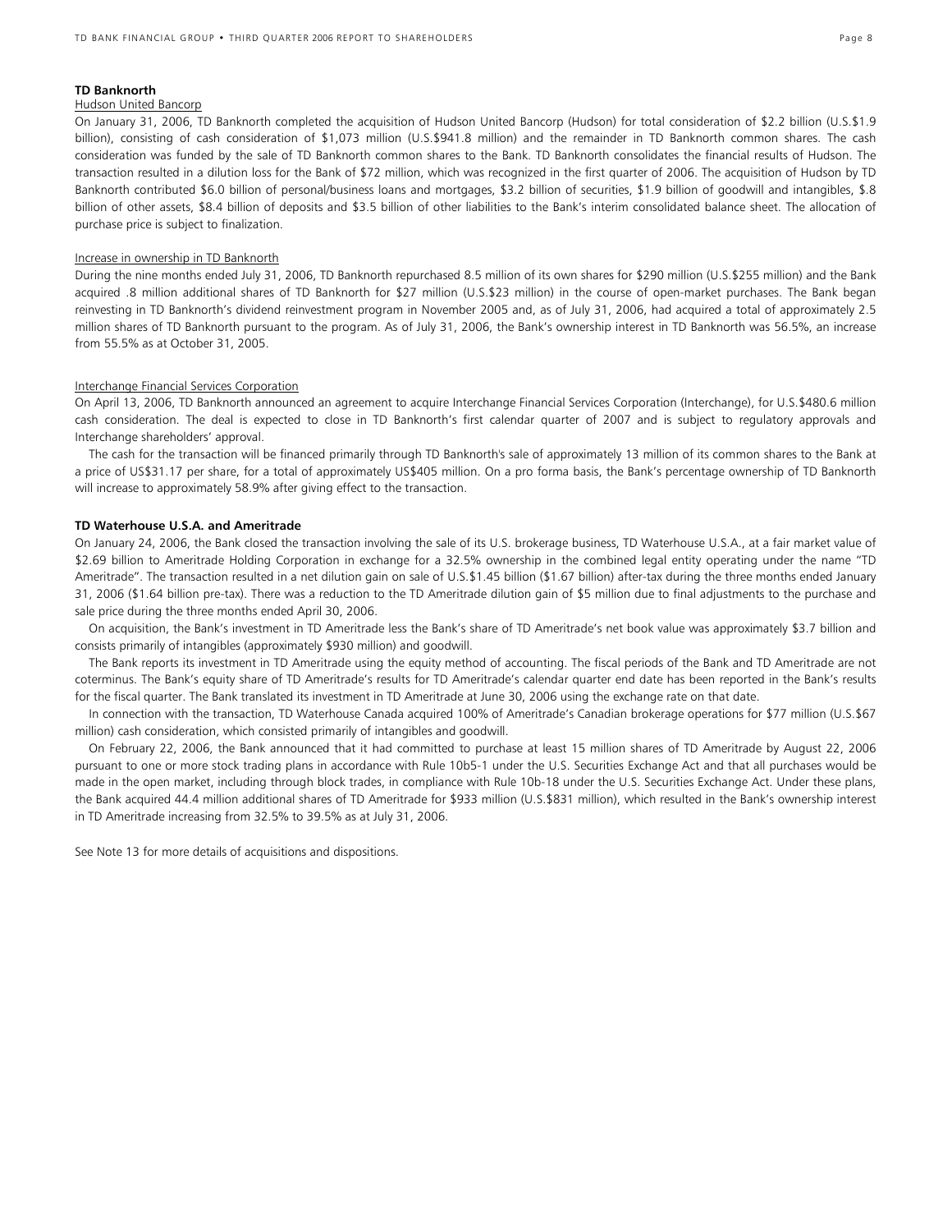**TD Banknorth**

Hudson United Bancorp

On January 31, 2006, TD Banknorth completed the acquisition of Hudson United Bancorp (Hudson) for total consideration of $2.2 billion (U.S.$1.9 billion), consisting of cash consideration of $1,073 million (U.S.$941.8 million) and the remainder in TD Banknorth common shares. The cash consideration was funded by the sale of TD Banknorth common shares to the Bank. TD Banknorth consolidates the financial results of Hudson. The transaction resulted in a dilution loss for the Bank of $72 million, which was recognized in the first quarter of 2006. The acquisition of Hudson by TD Banknorth contributed $6.0 billion of personal/business loans and mortgages, $3.2 billion of securities, $1.9 billion of goodwill and intangibles, $.8 billion of other assets, $8.4 billion of deposits and $3.5 billion of other liabilities to the Bank's interim consolidated balance sheet. The allocation of purchase price is subject to finalization.

Increase in ownership in TD Banknorth

During the nine months ended July 31, 2006, TD Banknorth repurchased 8.5 million of its own shares for $290 million (U.S.$255 million) and the Bank acquired .8 million additional shares of TD Banknorth for $27 million (U.S.$23 million) in the course of open-market purchases. The Bank began reinvesting in TD Banknorth's dividend reinvestment program in November 2005 and, as of July 31, 2006, had acquired a total of approximately 2.5 million shares of TD Banknorth pursuant to the program. As of July 31, 2006, the Bank's ownership interest in TD Banknorth was 56.5%, an increase from 55.5% as at October 31, 2005.

Interchange Financial Services Corporation

On April 13, 2006, TD Banknorth announced an agreement to acquire Interchange Financial Services Corporation (Interchange), for U.S.$480.6 million cash consideration. The deal is expected to close in TD Banknorth's first calendar quarter of 2007 and is subject to regulatory approvals and Interchange shareholders' approval.

The cash for the transaction will be financed primarily through TD Banknorth's sale of approximately 13 million of its common shares to the Bank at a price of US$31.17 per share, for a total of approximately US$405 million. On a pro forma basis, the Bank's percentage ownership of TD Banknorth will increase to approximately 58.9% after giving effect to the transaction.

**TD Waterhouse U.S.A. and Ameritrade**

On January 24, 2006, the Bank closed the transaction involving the sale of its U.S. brokerage business, TD Waterhouse U.S.A., at a fair market value of $2.69 billion to Ameritrade Holding Corporation in exchange for a 32.5% ownership in the combined legal entity operating under the name "TD Ameritrade". The transaction resulted in a net dilution gain on sale of U.S.$1.45 billion ($1.67 billion) after-tax during the three months ended January 31, 2006 ($1.64 billion pre-tax). There was a reduction to the TD Ameritrade dilution gain of $5 million due to final adjustments to the purchase and sale price during the three months ended April 30, 2006.

On acquisition, the Bank's investment in TD Ameritrade less the Bank's share of TD Ameritrade's net book value was approximately $3.7 billion and consists primarily of intangibles (approximately $930 million) and goodwill.

The Bank reports its investment in TD Ameritrade using the equity method of accounting. The fiscal periods of the Bank and TD Ameritrade are not coterminus. The Bank's equity share of TD Ameritrade's results for TD Ameritrade's calendar quarter end date has been reported in the Bank's results for the fiscal quarter. The Bank translated its investment in TD Ameritrade at June 30, 2006 using the exchange rate on that date.

In connection with the transaction, TD Waterhouse Canada acquired 100% of Ameritrade's Canadian brokerage operations for $77 million (U.S.$67 million) cash consideration, which consisted primarily of intangibles and goodwill.

On February 22, 2006, the Bank announced that it had committed to purchase at least 15 million shares of TD Ameritrade by August 22, 2006 pursuant to one or more stock trading plans in accordance with Rule 10b5-1 under the U.S. Securities Exchange Act and that all purchases would be made in the open market, including through block trades, in compliance with Rule 10b-18 under the U.S. Securities Exchange Act. Under these plans, the Bank acquired 44.4 million additional shares of TD Ameritrade for $933 million (U.S.$831 million), which resulted in the Bank's ownership interest in TD Ameritrade increasing from 32.5% to 39.5% as at July 31, 2006.

See Note 13 for more details of acquisitions and dispositions.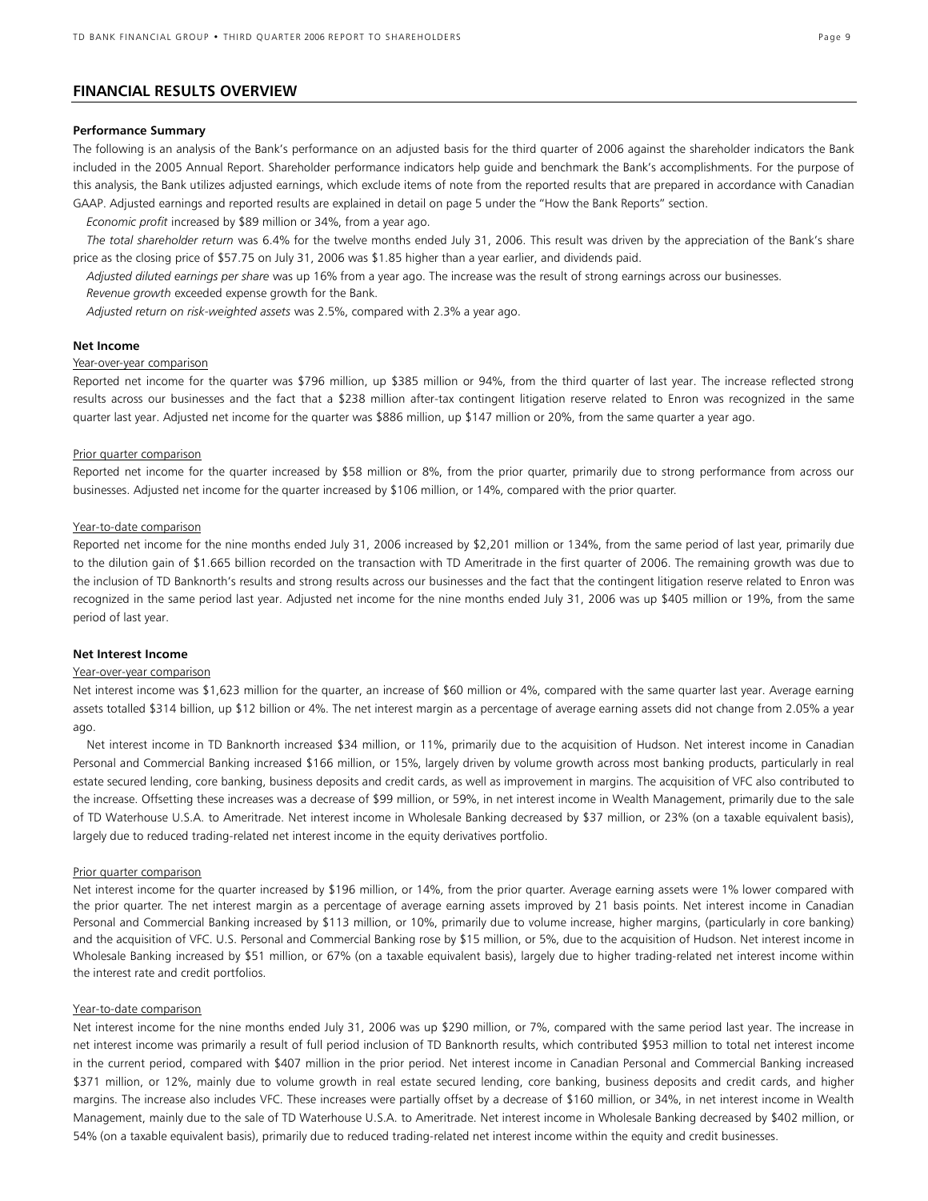## FINANCIAL RESULTS OVERVIEW

### Performance Summary

The following is an analysis of the Bank's performance on an adjusted basis for the third quarter of 2006 against the shareholder indicators the Bank included in the 2005 Annual Report. Shareholder performance indicators help guide and benchmark the Bank's accomplishments. For the purpose of this analysis, the Bank utilizes adjusted earnings, which exclude items of note from the reported results that are prepared in accordance with Canadian GAAP. Adjusted earnings and reported results are explained in detail on page 5 under the "How the Bank Reports" section.

*Economic profit* increased by $89 million or 34%, from a year ago.

*The total shareholder return* was 6.4% for the twelve months ended July 31, 2006. This result was driven by the appreciation of the Bank's share price as the closing price of $57.75 on July 31, 2006 was $1.85 higher than a year earlier, and dividends paid.

*Adjusted diluted earnings per share* was up 16% from a year ago. The increase was the result of strong earnings across our businesses.

*Revenue growth* exceeded expense growth for the Bank.

*Adjusted return on risk-weighted assets* was 2.5%, compared with 2.3% a year ago.

### Net Income

Year-over-year comparison

Reported net income for the quarter was $796 million, up $385 million or 94%, from the third quarter of last year. The increase reflected strong results across our businesses and the fact that a $238 million after-tax contingent litigation reserve related to Enron was recognized in the same quarter last year. Adjusted net income for the quarter was $886 million, up $147 million or 20%, from the same quarter a year ago.

Prior quarter comparison

Reported net income for the quarter increased by $58 million or 8%, from the prior quarter, primarily due to strong performance from across our businesses. Adjusted net income for the quarter increased by $106 million, or 14%, compared with the prior quarter.

Year-to-date comparison

Reported net income for the nine months ended July 31, 2006 increased by $2,201 million or 134%, from the same period of last year, primarily due to the dilution gain of $1.665 billion recorded on the transaction with TD Ameritrade in the first quarter of 2006. The remaining growth was due to the inclusion of TD Banknorth's results and strong results across our businesses and the fact that the contingent litigation reserve related to Enron was recognized in the same period last year. Adjusted net income for the nine months ended July 31, 2006 was up $405 million or 19%, from the same period of last year.

### Net Interest Income

Year-over-year comparison

Net interest income was $1,623 million for the quarter, an increase of $60 million or 4%, compared with the same quarter last year. Average earning assets totalled $314 billion, up $12 billion or 4%. The net interest margin as a percentage of average earning assets did not change from 2.05% a year ago.

Net interest income in TD Banknorth increased $34 million, or 11%, primarily due to the acquisition of Hudson. Net interest income in Canadian Personal and Commercial Banking increased $166 million, or 15%, largely driven by volume growth across most banking products, particularly in real estate secured lending, core banking, business deposits and credit cards, as well as improvement in margins. The acquisition of VFC also contributed to the increase. Offsetting these increases was a decrease of $99 million, or 59%, in net interest income in Wealth Management, primarily due to the sale of TD Waterhouse U.S.A. to Ameritrade. Net interest income in Wholesale Banking decreased by $37 million, or 23% (on a taxable equivalent basis), largely due to reduced trading-related net interest income in the equity derivatives portfolio.

Prior quarter comparison

Net interest income for the quarter increased by $196 million, or 14%, from the prior quarter. Average earning assets were 1% lower compared with the prior quarter. The net interest margin as a percentage of average earning assets improved by 21 basis points. Net interest income in Canadian Personal and Commercial Banking increased by $113 million, or 10%, primarily due to volume increase, higher margins, (particularly in core banking) and the acquisition of VFC. U.S. Personal and Commercial Banking rose by $15 million, or 5%, due to the acquisition of Hudson. Net interest income in Wholesale Banking increased by $51 million, or 67% (on a taxable equivalent basis), largely due to higher trading-related net interest income within the interest rate and credit portfolios.

Year-to-date comparison

Net interest income for the nine months ended July 31, 2006 was up $290 million, or 7%, compared with the same period last year. The increase in net interest income was primarily a result of full period inclusion of TD Banknorth results, which contributed $953 million to total net interest income in the current period, compared with $407 million in the prior period. Net interest income in Canadian Personal and Commercial Banking increased $371 million, or 12%, mainly due to volume growth in real estate secured lending, core banking, business deposits and credit cards, and higher margins. The increase also includes VFC. These increases were partially offset by a decrease of $160 million, or 34%, in net interest income in Wealth Management, mainly due to the sale of TD Waterhouse U.S.A. to Ameritrade. Net interest income in Wholesale Banking decreased by $402 million, or 54% (on a taxable equivalent basis), primarily due to reduced trading-related net interest income within the equity and credit businesses.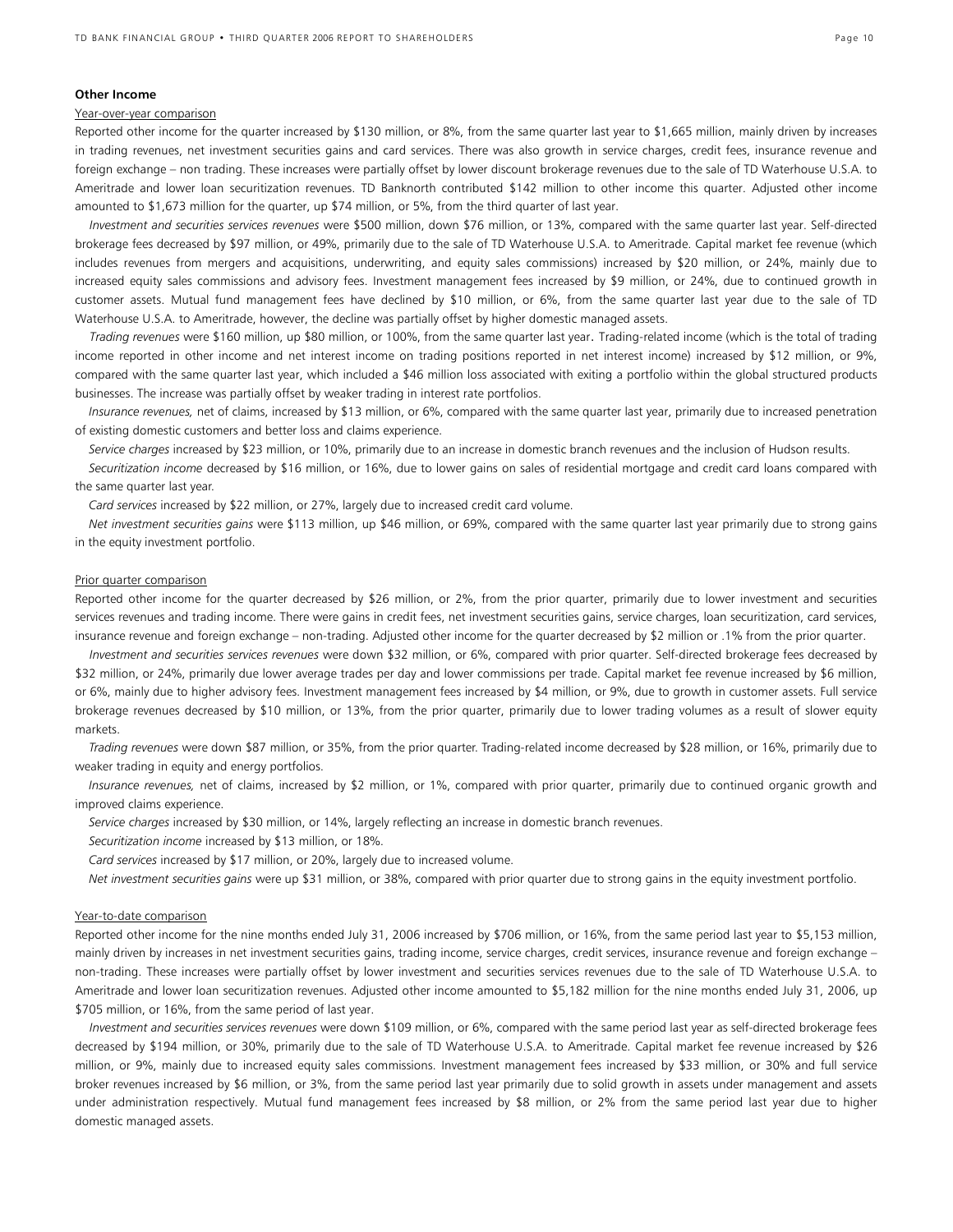### Other Income

Year-over-year comparison

Reported other income for the quarter increased by $130 million, or 8%, from the same quarter last year to $1,665 million, mainly driven by increases in trading revenues, net investment securities gains and card services. There was also growth in service charges, credit fees, insurance revenue and foreign exchange – non trading. These increases were partially offset by lower discount brokerage revenues due to the sale of TD Waterhouse U.S.A. to Ameritrade and lower loan securitization revenues. TD Banknorth contributed $142 million to other income this quarter. Adjusted other income amounted to $1,673 million for the quarter, up $74 million, or 5%, from the third quarter of last year.

*Investment and securities services revenues* were $500 million, down $76 million, or 13%, compared with the same quarter last year. Self-directed brokerage fees decreased by $97 million, or 49%, primarily due to the sale of TD Waterhouse U.S.A. to Ameritrade. Capital market fee revenue (which includes revenues from mergers and acquisitions, underwriting, and equity sales commissions) increased by $20 million, or 24%, mainly due to increased equity sales commissions and advisory fees. Investment management fees increased by $9 million, or 24%, due to continued growth in customer assets. Mutual fund management fees have declined by $10 million, or 6%, from the same quarter last year due to the sale of TD Waterhouse U.S.A. to Ameritrade, however, the decline was partially offset by higher domestic managed assets.

*Trading revenues* were $160 million, up $80 million, or 100%, from the same quarter last year. Trading-related income (which is the total of trading income reported in other income and net interest income on trading positions reported in net interest income) increased by $12 million, or 9%, compared with the same quarter last year, which included a $46 million loss associated with exiting a portfolio within the global structured products businesses. The increase was partially offset by weaker trading in interest rate portfolios.

*Insurance revenues,* net of claims, increased by $13 million, or 6%, compared with the same quarter last year, primarily due to increased penetration of existing domestic customers and better loss and claims experience.

*Service charges* increased by $23 million, or 10%, primarily due to an increase in domestic branch revenues and the inclusion of Hudson results.

*Securitization income* decreased by $16 million, or 16%, due to lower gains on sales of residential mortgage and credit card loans compared with the same quarter last year.

*Card services* increased by $22 million, or 27%, largely due to increased credit card volume.

*Net investment securities gains* were $113 million, up $46 million, or 69%, compared with the same quarter last year primarily due to strong gains in the equity investment portfolio.

Prior quarter comparison

Reported other income for the quarter decreased by $26 million, or 2%, from the prior quarter, primarily due to lower investment and securities services revenues and trading income. There were gains in credit fees, net investment securities gains, service charges, loan securitization, card services, insurance revenue and foreign exchange – non-trading. Adjusted other income for the quarter decreased by $2 million or .1% from the prior quarter.

*Investment and securities services revenues* were down $32 million, or 6%, compared with prior quarter. Self-directed brokerage fees decreased by $32 million, or 24%, primarily due lower average trades per day and lower commissions per trade. Capital market fee revenue increased by $6 million, or 6%, mainly due to higher advisory fees. Investment management fees increased by $4 million, or 9%, due to growth in customer assets. Full service brokerage revenues decreased by $10 million, or 13%, from the prior quarter, primarily due to lower trading volumes as a result of slower equity markets.

*Trading revenues* were down $87 million, or 35%, from the prior quarter. Trading-related income decreased by $28 million, or 16%, primarily due to weaker trading in equity and energy portfolios.

*Insurance revenues,* net of claims, increased by $2 million, or 1%, compared with prior quarter, primarily due to continued organic growth and improved claims experience.

*Service charges* increased by $30 million, or 14%, largely reflecting an increase in domestic branch revenues.

*Securitization income* increased by $13 million, or 18%.

*Card services* increased by $17 million, or 20%, largely due to increased volume.

*Net investment securities gains* were up $31 million, or 38%, compared with prior quarter due to strong gains in the equity investment portfolio.

Year-to-date comparison

Reported other income for the nine months ended July 31, 2006 increased by $706 million, or 16%, from the same period last year to $5,153 million, mainly driven by increases in net investment securities gains, trading income, service charges, credit services, insurance revenue and foreign exchange – non-trading. These increases were partially offset by lower investment and securities services revenues due to the sale of TD Waterhouse U.S.A. to Ameritrade and lower loan securitization revenues. Adjusted other income amounted to $5,182 million for the nine months ended July 31, 2006, up $705 million, or 16%, from the same period of last year.

*Investment and securities services revenues* were down $109 million, or 6%, compared with the same period last year as self-directed brokerage fees decreased by $194 million, or 30%, primarily due to the sale of TD Waterhouse U.S.A. to Ameritrade. Capital market fee revenue increased by $26 million, or 9%, mainly due to increased equity sales commissions. Investment management fees increased by $33 million, or 30% and full service broker revenues increased by $6 million, or 3%, from the same period last year primarily due to solid growth in assets under management and assets under administration respectively. Mutual fund management fees increased by $8 million, or 2% from the same period last year due to higher domestic managed assets.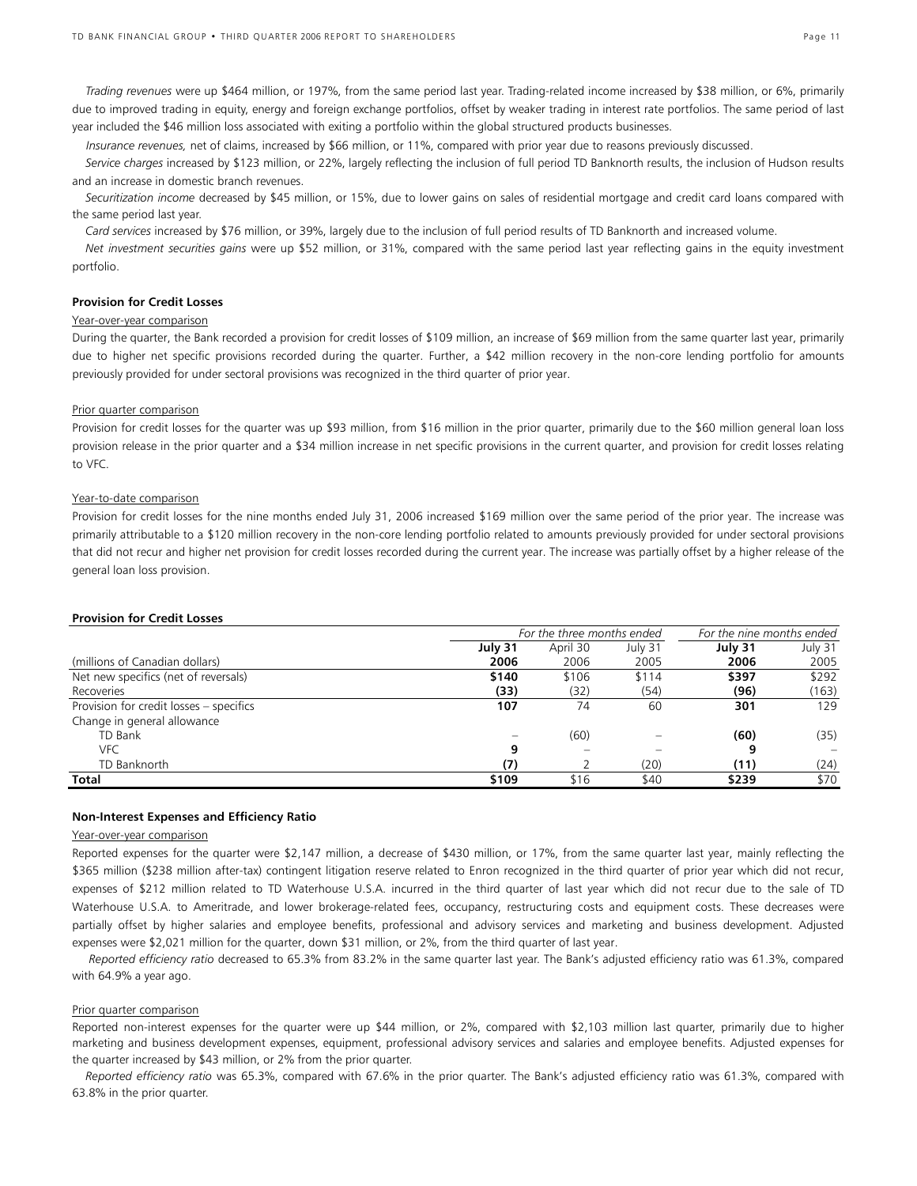*Trading revenues* were up $464 million, or 197%, from the same period last year. Trading-related income increased by $38 million, or 6%, primarily due to improved trading in equity, energy and foreign exchange portfolios, offset by weaker trading in interest rate portfolios. The same period of last year included the $46 million loss associated with exiting a portfolio within the global structured products businesses.

*Insurance revenues,* net of claims, increased by $66 million, or 11%, compared with prior year due to reasons previously discussed.

*Service charges* increased by $123 million, or 22%, largely reflecting the inclusion of full period TD Banknorth results, the inclusion of Hudson results and an increase in domestic branch revenues.

*Securitization income* decreased by $45 million, or 15%, due to lower gains on sales of residential mortgage and credit card loans compared with the same period last year.

*Card services* increased by $76 million, or 39%, largely due to the inclusion of full period results of TD Banknorth and increased volume.

*Net investment securities gains* were up $52 million, or 31%, compared with the same period last year reflecting gains in the equity investment portfolio.

**Provision for Credit Losses**

Year-over-year comparison

During the quarter, the Bank recorded a provision for credit losses of $109 million, an increase of $69 million from the same quarter last year, primarily due to higher net specific provisions recorded during the quarter. Further, a $42 million recovery in the non-core lending portfolio for amounts previously provided for under sectoral provisions was recognized in the third quarter of prior year.

Prior quarter comparison

Provision for credit losses for the quarter was up $93 million, from $16 million in the prior quarter, primarily due to the $60 million general loan loss provision release in the prior quarter and a $34 million increase in net specific provisions in the current quarter, and provision for credit losses relating to VFC.

Year-to-date comparison

Provision for credit losses for the nine months ended July 31, 2006 increased $169 million over the same period of the prior year. The increase was primarily attributable to a $120 million recovery in the non-core lending portfolio related to amounts previously provided for under sectoral provisions that did not recur and higher net provision for credit losses recorded during the current year. The increase was partially offset by a higher release of the general loan loss provision.

**Provision for Credit Losses**

| | *For the three months ended* | | | *For the nine months ended* | |
|---|---|---|---|---|---|
| (millions of Canadian dollars) | **July 31 2006** | April 30 2006 | July 31 2005 | **July 31 2006** | July 31 2005 |
| Net new specifics (net of reversals) | **$140** | $106 | $114 | **$397** | $292 |
| Recoveries | **(33)** | (32) | (54) | **(96)** | (163) |
| Provision for credit losses – specifics | **107** | 74 | 60 | **301** | 129 |
| Change in general allowance | | | | | |
| TD Bank | – | (60) | – | **(60)** | (35) |
| VFC | **9** | – | – | **9** | – |
| TD Banknorth | **(7)** | 2 | (20) | **(11)** | (24) |
| **Total** | **$109** | $16 | $40 | **$239** | $70 |

**Non-Interest Expenses and Efficiency Ratio**

Year-over-year comparison

Reported expenses for the quarter were $2,147 million, a decrease of $430 million, or 17%, from the same quarter last year, mainly reflecting the $365 million ($238 million after-tax) contingent litigation reserve related to Enron recognized in the third quarter of prior year which did not recur, expenses of $212 million related to TD Waterhouse U.S.A. incurred in the third quarter of last year which did not recur due to the sale of TD Waterhouse U.S.A. to Ameritrade, and lower brokerage-related fees, occupancy, restructuring costs and equipment costs. These decreases were partially offset by higher salaries and employee benefits, professional and advisory services and marketing and business development. Adjusted expenses were $2,021 million for the quarter, down $31 million, or 2%, from the third quarter of last year.

*Reported efficiency ratio* decreased to 65.3% from 83.2% in the same quarter last year. The Bank's adjusted efficiency ratio was 61.3%, compared with 64.9% a year ago.

Prior quarter comparison

Reported non-interest expenses for the quarter were up $44 million, or 2%, compared with $2,103 million last quarter, primarily due to higher marketing and business development expenses, equipment, professional advisory services and salaries and employee benefits. Adjusted expenses for the quarter increased by $43 million, or 2% from the prior quarter.

*Reported efficiency ratio* was 65.3%, compared with 67.6% in the prior quarter. The Bank's adjusted efficiency ratio was 61.3%, compared with 63.8% in the prior quarter.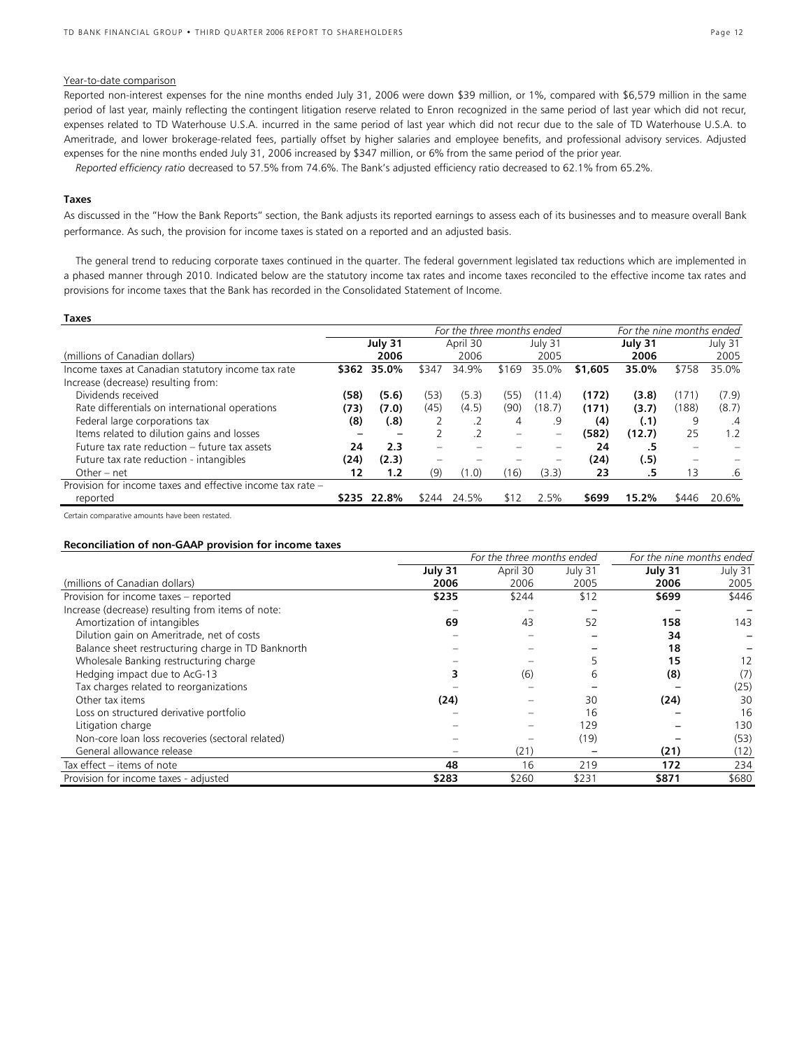Year-to-date comparison

Reported non-interest expenses for the nine months ended July 31, 2006 were down $39 million, or 1%, compared with $6,579 million in the same period of last year, mainly reflecting the contingent litigation reserve related to Enron recognized in the same period of last year which did not recur, expenses related to TD Waterhouse U.S.A. incurred in the same period of last year which did not recur due to the sale of TD Waterhouse U.S.A. to Ameritrade, and lower brokerage-related fees, partially offset by higher salaries and employee benefits, and professional advisory services. Adjusted expenses for the nine months ended July 31, 2006 increased by $347 million, or 6% from the same period of the prior year.

*Reported efficiency ratio* decreased to 57.5% from 74.6%. The Bank's adjusted efficiency ratio decreased to 62.1% from 65.2%.

### Taxes

As discussed in the "How the Bank Reports" section, the Bank adjusts its reported earnings to assess each of its businesses and to measure overall Bank performance. As such, the provision for income taxes is stated on a reported and an adjusted basis.

The general trend to reducing corporate taxes continued in the quarter. The federal government legislated tax reductions which are implemented in a phased manner through 2010. Indicated below are the statutory income tax rates and income taxes reconciled to the effective income tax rates and provisions for income taxes that the Bank has recorded in the Consolidated Statement of Income.

**Taxes**

| | *For the three months ended* | | | | | | *For the nine months ended* | | | |
|---|---|---|---|---|---|---|---|---|---|---|
| | **July 31** | | April 30 | | July 31 | | **July 31** | | July 31 | |
| (millions of Canadian dollars) | **2006** | | 2006 | | 2005 | | **2006** | | 2005 | |
| Income taxes at Canadian statutory income tax rate | **$362** | **35.0%** | $347 | 34.9% | $169 | 35.0% | **$1,605** | **35.0%** | $758 | 35.0% |
| Increase (decrease) resulting from: | | | | | | | | | | |
| Dividends received | **(58)** | **(5.6)** | (53) | (5.3) | (55) | (11.4) | **(172)** | **(3.8)** | (171) | (7.9) |
| Rate differentials on international operations | **(73)** | **(7.0)** | (45) | (4.5) | (90) | (18.7) | **(171)** | **(3.7)** | (188) | (8.7) |
| Federal large corporations tax | **(8)** | **(.8)** | 2 | .2 | 4 | .9 | **(4)** | **(.1)** | 9 | .4 |
| Items related to dilution gains and losses | **–** | **–** | 2 | .2 | – | – | **(582)** | **(12.7)** | 25 | 1.2 |
| Future tax rate reduction – future tax assets | **24** | **2.3** | – | – | – | – | **24** | **.5** | – | – |
| Future tax rate reduction - intangibles | **(24)** | **(2.3)** | – | – | – | – | **(24)** | **(.5)** | – | – |
| Other – net | **12** | **1.2** | (9) | (1.0) | (16) | (3.3) | **23** | **.5** | 13 | .6 |
| Provision for income taxes and effective income tax rate – reported | **$235** | **22.8%** | $244 | 24.5% | $12 | 2.5% | **$699** | **15.2%** | $446 | 20.6% |

Certain comparative amounts have been restated.

**Reconciliation of non-GAAP provision for income taxes**

| | *For the three months ended* | | | *For the nine months ended* | |
|---|---|---|---|---|---|
| | **July 31** | April 30 | July 31 | **July 31** | July 31 |
| (millions of Canadian dollars) | **2006** | 2006 | 2005 | **2006** | 2005 |
| Provision for income taxes – reported | **$235** | $244 | $12 | **$699** | $446 |
| Increase (decrease) resulting from items of note: | – | – | – | – | – |
| Amortization of intangibles | **69** | 43 | 52 | **158** | 143 |
| Dilution gain on Ameritrade, net of costs | – | – | – | **34** | – |
| Balance sheet restructuring charge in TD Banknorth | – | – | – | **18** | – |
| Wholesale Banking restructuring charge | – | – | 5 | **15** | 12 |
| Hedging impact due to AcG-13 | **3** | (6) | 6 | **(8)** | (7) |
| Tax charges related to reorganizations | – | – | – | – | (25) |
| Other tax items | **(24)** | – | 30 | **(24)** | 30 |
| Loss on structured derivative portfolio | – | – | 16 | – | 16 |
| Litigation charge | – | – | 129 | – | 130 |
| Non-core loan loss recoveries (sectoral related) | – | – | (19) | – | (53) |
| General allowance release | – | (21) | – | **(21)** | (12) |
| Tax effect – items of note | **48** | 16 | 219 | **172** | 234 |
| Provision for income taxes - adjusted | **$283** | $260 | $231 | **$871** | $680 |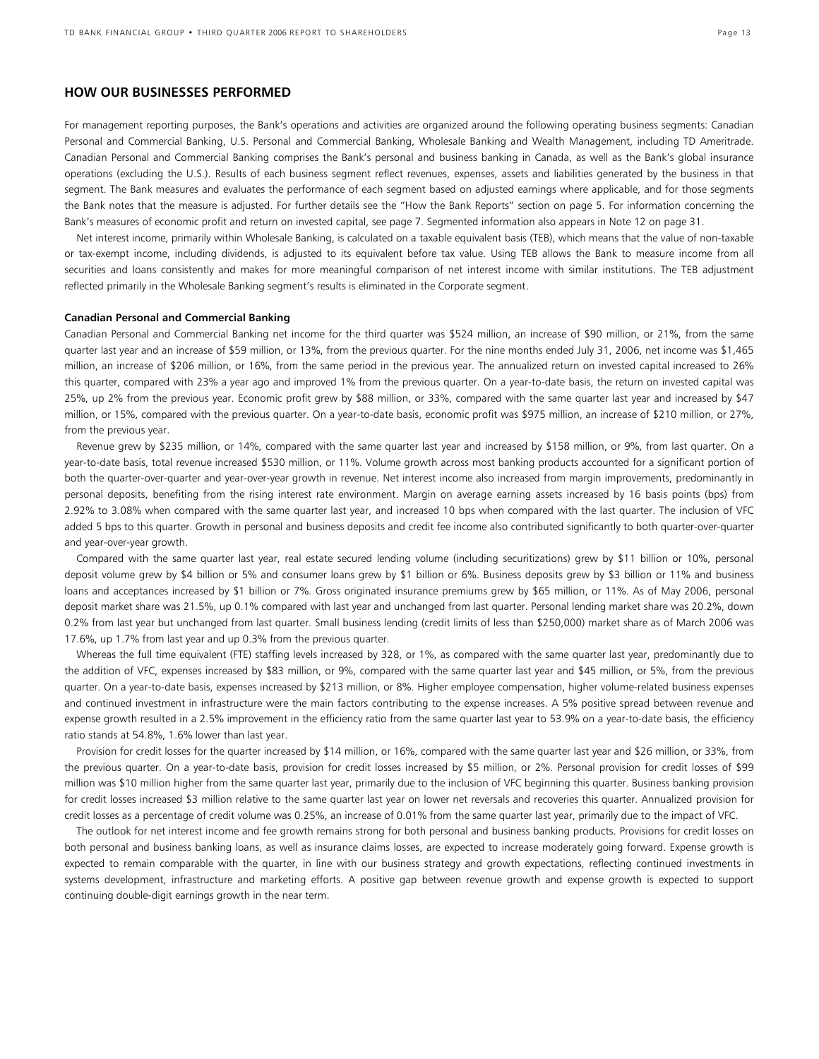## HOW OUR BUSINESSES PERFORMED

For management reporting purposes, the Bank's operations and activities are organized around the following operating business segments: Canadian Personal and Commercial Banking, U.S. Personal and Commercial Banking, Wholesale Banking and Wealth Management, including TD Ameritrade. Canadian Personal and Commercial Banking comprises the Bank's personal and business banking in Canada, as well as the Bank's global insurance operations (excluding the U.S.). Results of each business segment reflect revenues, expenses, assets and liabilities generated by the business in that segment. The Bank measures and evaluates the performance of each segment based on adjusted earnings where applicable, and for those segments the Bank notes that the measure is adjusted. For further details see the "How the Bank Reports" section on page 5. For information concerning the Bank's measures of economic profit and return on invested capital, see page 7. Segmented information also appears in Note 12 on page 31.

Net interest income, primarily within Wholesale Banking, is calculated on a taxable equivalent basis (TEB), which means that the value of non-taxable or tax-exempt income, including dividends, is adjusted to its equivalent before tax value. Using TEB allows the Bank to measure income from all securities and loans consistently and makes for more meaningful comparison of net interest income with similar institutions. The TEB adjustment reflected primarily in the Wholesale Banking segment's results is eliminated in the Corporate segment.

**Canadian Personal and Commercial Banking**

Canadian Personal and Commercial Banking net income for the third quarter was $524 million, an increase of $90 million, or 21%, from the same quarter last year and an increase of $59 million, or 13%, from the previous quarter. For the nine months ended July 31, 2006, net income was $1,465 million, an increase of $206 million, or 16%, from the same period in the previous year. The annualized return on invested capital increased to 26% this quarter, compared with 23% a year ago and improved 1% from the previous quarter. On a year-to-date basis, the return on invested capital was 25%, up 2% from the previous year. Economic profit grew by $88 million, or 33%, compared with the same quarter last year and increased by $47 million, or 15%, compared with the previous quarter. On a year-to-date basis, economic profit was $975 million, an increase of $210 million, or 27%, from the previous year.

Revenue grew by $235 million, or 14%, compared with the same quarter last year and increased by $158 million, or 9%, from last quarter. On a year-to-date basis, total revenue increased $530 million, or 11%. Volume growth across most banking products accounted for a significant portion of both the quarter-over-quarter and year-over-year growth in revenue. Net interest income also increased from margin improvements, predominantly in personal deposits, benefiting from the rising interest rate environment. Margin on average earning assets increased by 16 basis points (bps) from 2.92% to 3.08% when compared with the same quarter last year, and increased 10 bps when compared with the last quarter. The inclusion of VFC added 5 bps to this quarter. Growth in personal and business deposits and credit fee income also contributed significantly to both quarter-over-quarter and year-over-year growth.

Compared with the same quarter last year, real estate secured lending volume (including securitizations) grew by $11 billion or 10%, personal deposit volume grew by $4 billion or 5% and consumer loans grew by $1 billion or 6%. Business deposits grew by $3 billion or 11% and business loans and acceptances increased by $1 billion or 7%. Gross originated insurance premiums grew by $65 million, or 11%. As of May 2006, personal deposit market share was 21.5%, up 0.1% compared with last year and unchanged from last quarter. Personal lending market share was 20.2%, down 0.2% from last year but unchanged from last quarter. Small business lending (credit limits of less than $250,000) market share as of March 2006 was 17.6%, up 1.7% from last year and up 0.3% from the previous quarter.

Whereas the full time equivalent (FTE) staffing levels increased by 328, or 1%, as compared with the same quarter last year, predominantly due to the addition of VFC, expenses increased by $83 million, or 9%, compared with the same quarter last year and $45 million, or 5%, from the previous quarter. On a year-to-date basis, expenses increased by $213 million, or 8%. Higher employee compensation, higher volume-related business expenses and continued investment in infrastructure were the main factors contributing to the expense increases. A 5% positive spread between revenue and expense growth resulted in a 2.5% improvement in the efficiency ratio from the same quarter last year to 53.9% on a year-to-date basis, the efficiency ratio stands at 54.8%, 1.6% lower than last year.

Provision for credit losses for the quarter increased by $14 million, or 16%, compared with the same quarter last year and $26 million, or 33%, from the previous quarter. On a year-to-date basis, provision for credit losses increased by $5 million, or 2%. Personal provision for credit losses of $99 million was $10 million higher from the same quarter last year, primarily due to the inclusion of VFC beginning this quarter. Business banking provision for credit losses increased $3 million relative to the same quarter last year on lower net reversals and recoveries this quarter. Annualized provision for credit losses as a percentage of credit volume was 0.25%, an increase of 0.01% from the same quarter last year, primarily due to the impact of VFC.

The outlook for net interest income and fee growth remains strong for both personal and business banking products. Provisions for credit losses on both personal and business banking loans, as well as insurance claims losses, are expected to increase moderately going forward. Expense growth is expected to remain comparable with the quarter, in line with our business strategy and growth expectations, reflecting continued investments in systems development, infrastructure and marketing efforts. A positive gap between revenue growth and expense growth is expected to support continuing double-digit earnings growth in the near term.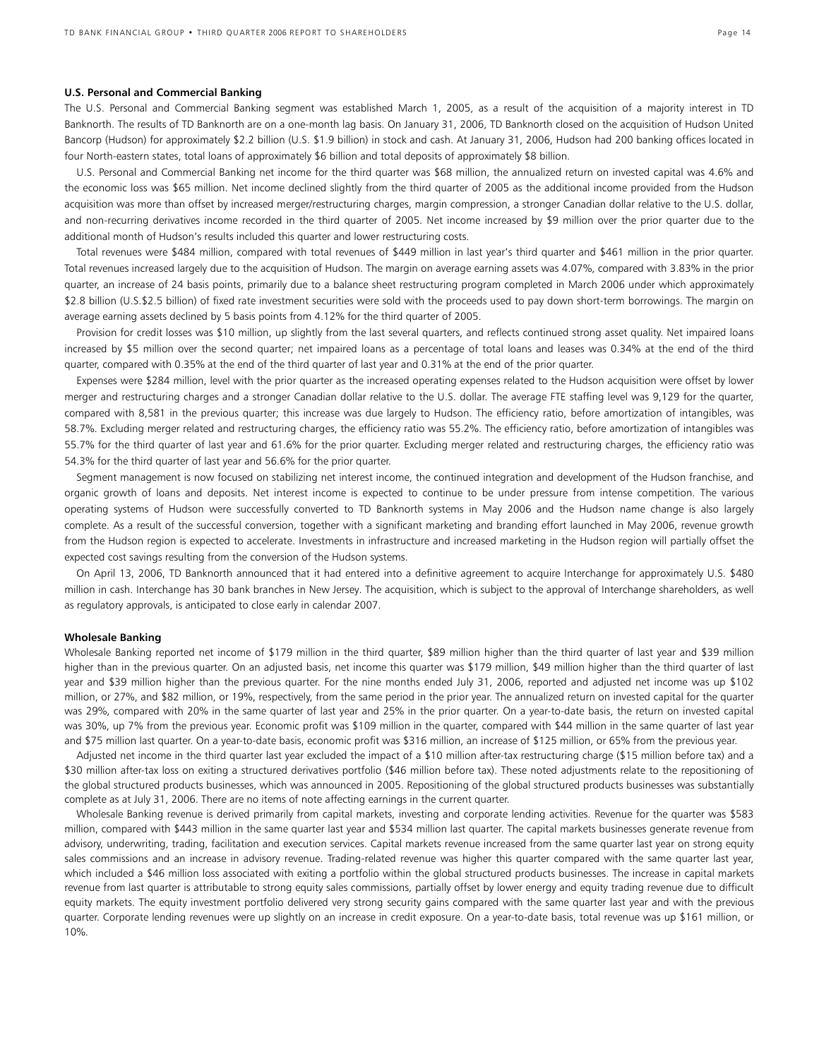### U.S. Personal and Commercial Banking

The U.S. Personal and Commercial Banking segment was established March 1, 2005, as a result of the acquisition of a majority interest in TD Banknorth. The results of TD Banknorth are on a one-month lag basis. On January 31, 2006, TD Banknorth closed on the acquisition of Hudson United Bancorp (Hudson) for approximately $2.2 billion (U.S. $1.9 billion) in stock and cash. At January 31, 2006, Hudson had 200 banking offices located in four North-eastern states, total loans of approximately $6 billion and total deposits of approximately $8 billion.

U.S. Personal and Commercial Banking net income for the third quarter was $68 million, the annualized return on invested capital was 4.6% and the economic loss was $65 million. Net income declined slightly from the third quarter of 2005 as the additional income provided from the Hudson acquisition was more than offset by increased merger/restructuring charges, margin compression, a stronger Canadian dollar relative to the U.S. dollar, and non-recurring derivatives income recorded in the third quarter of 2005. Net income increased by $9 million over the prior quarter due to the additional month of Hudson's results included this quarter and lower restructuring costs.

Total revenues were $484 million, compared with total revenues of $449 million in last year's third quarter and $461 million in the prior quarter. Total revenues increased largely due to the acquisition of Hudson. The margin on average earning assets was 4.07%, compared with 3.83% in the prior quarter, an increase of 24 basis points, primarily due to a balance sheet restructuring program completed in March 2006 under which approximately $2.8 billion (U.S.$2.5 billion) of fixed rate investment securities were sold with the proceeds used to pay down short-term borrowings. The margin on average earning assets declined by 5 basis points from 4.12% for the third quarter of 2005.

Provision for credit losses was $10 million, up slightly from the last several quarters, and reflects continued strong asset quality. Net impaired loans increased by $5 million over the second quarter; net impaired loans as a percentage of total loans and leases was 0.34% at the end of the third quarter, compared with 0.35% at the end of the third quarter of last year and 0.31% at the end of the prior quarter.

Expenses were $284 million, level with the prior quarter as the increased operating expenses related to the Hudson acquisition were offset by lower merger and restructuring charges and a stronger Canadian dollar relative to the U.S. dollar. The average FTE staffing level was 9,129 for the quarter, compared with 8,581 in the previous quarter; this increase was due largely to Hudson. The efficiency ratio, before amortization of intangibles, was 58.7%. Excluding merger related and restructuring charges, the efficiency ratio was 55.2%. The efficiency ratio, before amortization of intangibles was 55.7% for the third quarter of last year and 61.6% for the prior quarter. Excluding merger related and restructuring charges, the efficiency ratio was 54.3% for the third quarter of last year and 56.6% for the prior quarter.

Segment management is now focused on stabilizing net interest income, the continued integration and development of the Hudson franchise, and organic growth of loans and deposits. Net interest income is expected to continue to be under pressure from intense competition. The various operating systems of Hudson were successfully converted to TD Banknorth systems in May 2006 and the Hudson name change is also largely complete. As a result of the successful conversion, together with a significant marketing and branding effort launched in May 2006, revenue growth from the Hudson region is expected to accelerate. Investments in infrastructure and increased marketing in the Hudson region will partially offset the expected cost savings resulting from the conversion of the Hudson systems.

On April 13, 2006, TD Banknorth announced that it had entered into a definitive agreement to acquire Interchange for approximately U.S. $480 million in cash. Interchange has 30 bank branches in New Jersey. The acquisition, which is subject to the approval of Interchange shareholders, as well as regulatory approvals, is anticipated to close early in calendar 2007.

### Wholesale Banking

Wholesale Banking reported net income of $179 million in the third quarter, $89 million higher than the third quarter of last year and $39 million higher than in the previous quarter. On an adjusted basis, net income this quarter was $179 million, $49 million higher than the third quarter of last year and $39 million higher than the previous quarter. For the nine months ended July 31, 2006, reported and adjusted net income was up $102 million, or 27%, and $82 million, or 19%, respectively, from the same period in the prior year. The annualized return on invested capital for the quarter was 29%, compared with 20% in the same quarter of last year and 25% in the prior quarter. On a year-to-date basis, the return on invested capital was 30%, up 7% from the previous year. Economic profit was $109 million in the quarter, compared with $44 million in the same quarter of last year and $75 million last quarter. On a year-to-date basis, economic profit was $316 million, an increase of $125 million, or 65% from the previous year.

Adjusted net income in the third quarter last year excluded the impact of a $10 million after-tax restructuring charge ($15 million before tax) and a $30 million after-tax loss on exiting a structured derivatives portfolio ($46 million before tax). These noted adjustments relate to the repositioning of the global structured products businesses, which was announced in 2005. Repositioning of the global structured products businesses was substantially complete as at July 31, 2006. There are no items of note affecting earnings in the current quarter.

Wholesale Banking revenue is derived primarily from capital markets, investing and corporate lending activities. Revenue for the quarter was $583 million, compared with $443 million in the same quarter last year and $534 million last quarter. The capital markets businesses generate revenue from advisory, underwriting, trading, facilitation and execution services. Capital markets revenue increased from the same quarter last year on strong equity sales commissions and an increase in advisory revenue. Trading-related revenue was higher this quarter compared with the same quarter last year, which included a $46 million loss associated with exiting a portfolio within the global structured products businesses. The increase in capital markets revenue from last quarter is attributable to strong equity sales commissions, partially offset by lower energy and equity trading revenue due to difficult equity markets. The equity investment portfolio delivered very strong security gains compared with the same quarter last year and with the previous quarter. Corporate lending revenues were up slightly on an increase in credit exposure. On a year-to-date basis, total revenue was up $161 million, or 10%.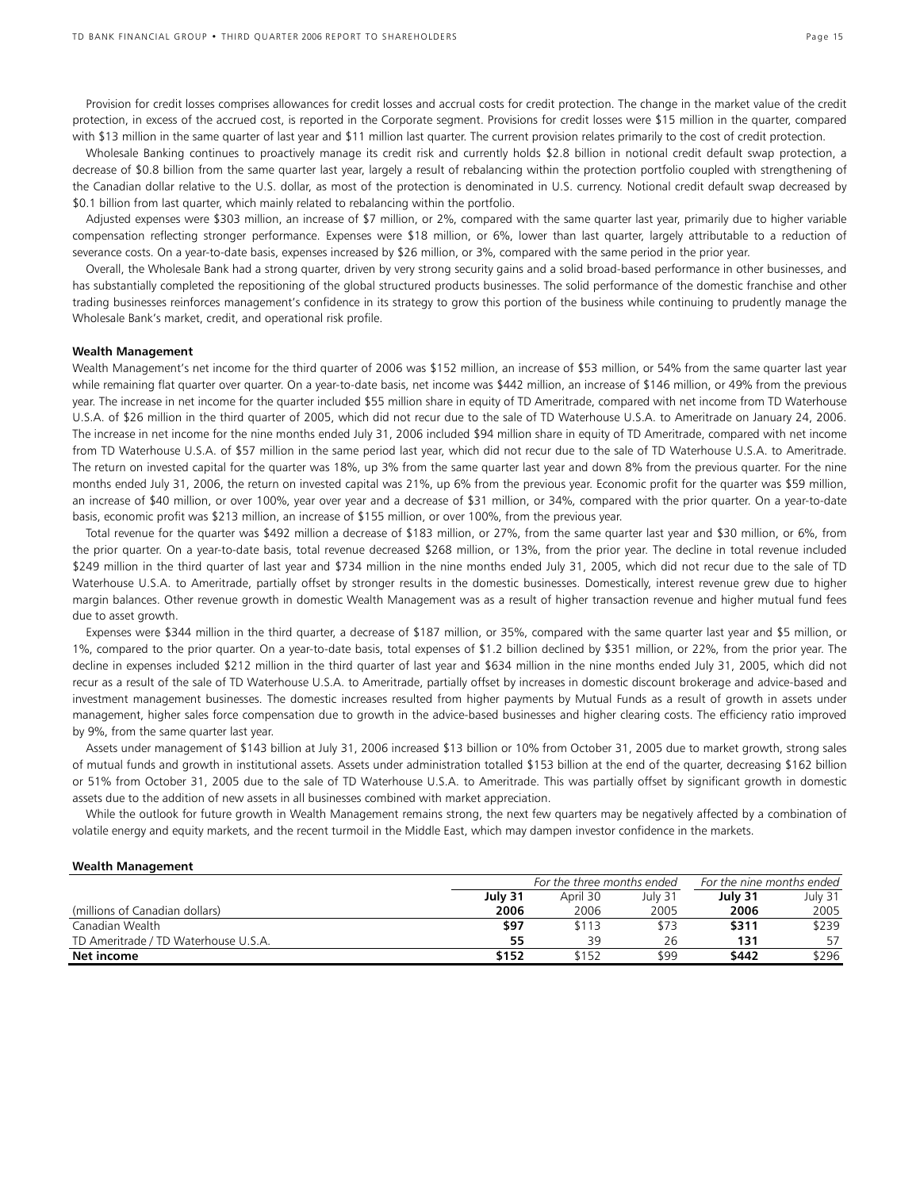Provision for credit losses comprises allowances for credit losses and accrual costs for credit protection. The change in the market value of the credit protection, in excess of the accrued cost, is reported in the Corporate segment. Provisions for credit losses were $15 million in the quarter, compared with $13 million in the same quarter of last year and $11 million last quarter. The current provision relates primarily to the cost of credit protection.

Wholesale Banking continues to proactively manage its credit risk and currently holds $2.8 billion in notional credit default swap protection, a decrease of $0.8 billion from the same quarter last year, largely a result of rebalancing within the protection portfolio coupled with strengthening of the Canadian dollar relative to the U.S. dollar, as most of the protection is denominated in U.S. currency. Notional credit default swap decreased by $0.1 billion from last quarter, which mainly related to rebalancing within the portfolio.

Adjusted expenses were $303 million, an increase of $7 million, or 2%, compared with the same quarter last year, primarily due to higher variable compensation reflecting stronger performance. Expenses were $18 million, or 6%, lower than last quarter, largely attributable to a reduction of severance costs. On a year-to-date basis, expenses increased by $26 million, or 3%, compared with the same period in the prior year.

Overall, the Wholesale Bank had a strong quarter, driven by very strong security gains and a solid broad-based performance in other businesses, and has substantially completed the repositioning of the global structured products businesses. The solid performance of the domestic franchise and other trading businesses reinforces management's confidence in its strategy to grow this portion of the business while continuing to prudently manage the Wholesale Bank's market, credit, and operational risk profile.

**Wealth Management**

Wealth Management's net income for the third quarter of 2006 was $152 million, an increase of $53 million, or 54% from the same quarter last year while remaining flat quarter over quarter. On a year-to-date basis, net income was $442 million, an increase of $146 million, or 49% from the previous year. The increase in net income for the quarter included $55 million share in equity of TD Ameritrade, compared with net income from TD Waterhouse U.S.A. of $26 million in the third quarter of 2005, which did not recur due to the sale of TD Waterhouse U.S.A. to Ameritrade on January 24, 2006. The increase in net income for the nine months ended July 31, 2006 included $94 million share in equity of TD Ameritrade, compared with net income from TD Waterhouse U.S.A. of $57 million in the same period last year, which did not recur due to the sale of TD Waterhouse U.S.A. to Ameritrade. The return on invested capital for the quarter was 18%, up 3% from the same quarter last year and down 8% from the previous quarter. For the nine months ended July 31, 2006, the return on invested capital was 21%, up 6% from the previous year. Economic profit for the quarter was $59 million, an increase of $40 million, or over 100%, year over year and a decrease of $31 million, or 34%, compared with the prior quarter. On a year-to-date basis, economic profit was $213 million, an increase of $155 million, or over 100%, from the previous year.

Total revenue for the quarter was $492 million a decrease of $183 million, or 27%, from the same quarter last year and $30 million, or 6%, from the prior quarter. On a year-to-date basis, total revenue decreased $268 million, or 13%, from the prior year. The decline in total revenue included $249 million in the third quarter of last year and $734 million in the nine months ended July 31, 2005, which did not recur due to the sale of TD Waterhouse U.S.A. to Ameritrade, partially offset by stronger results in the domestic businesses. Domestically, interest revenue grew due to higher margin balances. Other revenue growth in domestic Wealth Management was as a result of higher transaction revenue and higher mutual fund fees due to asset growth.

Expenses were $344 million in the third quarter, a decrease of $187 million, or 35%, compared with the same quarter last year and $5 million, or 1%, compared to the prior quarter. On a year-to-date basis, total expenses of $1.2 billion declined by $351 million, or 22%, from the prior year. The decline in expenses included $212 million in the third quarter of last year and $634 million in the nine months ended July 31, 2005, which did not recur as a result of the sale of TD Waterhouse U.S.A. to Ameritrade, partially offset by increases in domestic discount brokerage and advice-based and investment management businesses. The domestic increases resulted from higher payments by Mutual Funds as a result of growth in assets under management, higher sales force compensation due to growth in the advice-based businesses and higher clearing costs. The efficiency ratio improved by 9%, from the same quarter last year.

Assets under management of $143 billion at July 31, 2006 increased $13 billion or 10% from October 31, 2005 due to market growth, strong sales of mutual funds and growth in institutional assets. Assets under administration totalled $153 billion at the end of the quarter, decreasing $162 billion or 51% from October 31, 2005 due to the sale of TD Waterhouse U.S.A. to Ameritrade. This was partially offset by significant growth in domestic assets due to the addition of new assets in all businesses combined with market appreciation.

While the outlook for future growth in Wealth Management remains strong, the next few quarters may be negatively affected by a combination of volatile energy and equity markets, and the recent turmoil in the Middle East, which may dampen investor confidence in the markets.

**Wealth Management**

| | *For the three months ended* | | | *For the nine months ended* | |
|---|---|---|---|---|---|
| | **July 31** | April 30 | July 31 | **July 31** | July 31 |
| (millions of Canadian dollars) | **2006** | 2006 | 2005 | **2006** | 2005 |
| Canadian Wealth | **$97** | $113 | $73 | **$311** | $239 |
| TD Ameritrade / TD Waterhouse U.S.A. | **55** | 39 | 26 | **131** | 57 |
| **Net income** | **$152** | $152 | $99 | **$442** | $296 |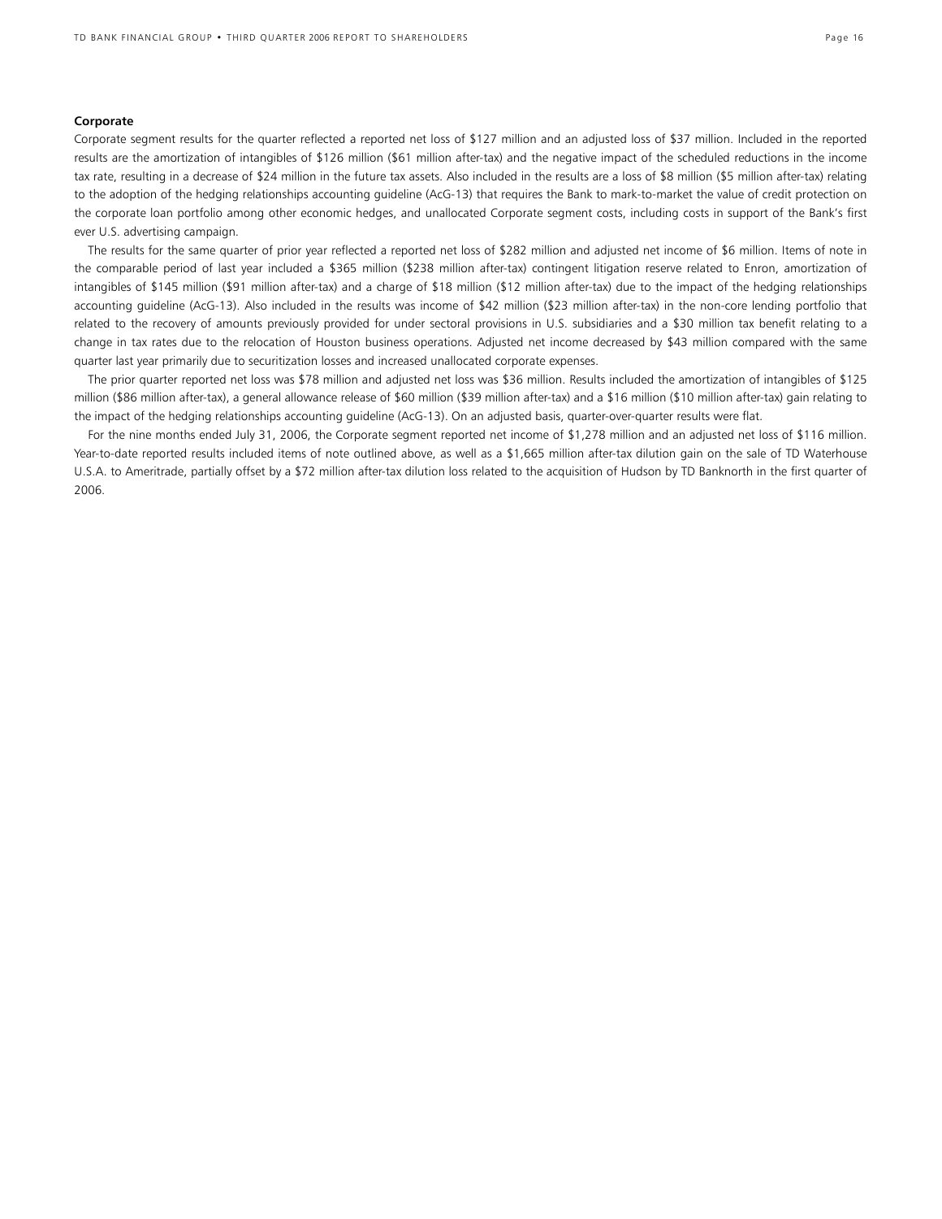**Corporate**

Corporate segment results for the quarter reflected a reported net loss of $127 million and an adjusted loss of $37 million. Included in the reported results are the amortization of intangibles of $126 million ($61 million after-tax) and the negative impact of the scheduled reductions in the income tax rate, resulting in a decrease of $24 million in the future tax assets. Also included in the results are a loss of $8 million ($5 million after-tax) relating to the adoption of the hedging relationships accounting guideline (AcG-13) that requires the Bank to mark-to-market the value of credit protection on the corporate loan portfolio among other economic hedges, and unallocated Corporate segment costs, including costs in support of the Bank's first ever U.S. advertising campaign.

The results for the same quarter of prior year reflected a reported net loss of $282 million and adjusted net income of $6 million. Items of note in the comparable period of last year included a $365 million ($238 million after-tax) contingent litigation reserve related to Enron, amortization of intangibles of $145 million ($91 million after-tax) and a charge of $18 million ($12 million after-tax) due to the impact of the hedging relationships accounting guideline (AcG-13). Also included in the results was income of $42 million ($23 million after-tax) in the non-core lending portfolio that related to the recovery of amounts previously provided for under sectoral provisions in U.S. subsidiaries and a $30 million tax benefit relating to a change in tax rates due to the relocation of Houston business operations. Adjusted net income decreased by $43 million compared with the same quarter last year primarily due to securitization losses and increased unallocated corporate expenses.

The prior quarter reported net loss was $78 million and adjusted net loss was $36 million. Results included the amortization of intangibles of $125 million ($86 million after-tax), a general allowance release of $60 million ($39 million after-tax) and a $16 million ($10 million after-tax) gain relating to the impact of the hedging relationships accounting guideline (AcG-13). On an adjusted basis, quarter-over-quarter results were flat.

For the nine months ended July 31, 2006, the Corporate segment reported net income of $1,278 million and an adjusted net loss of $116 million. Year-to-date reported results included items of note outlined above, as well as a $1,665 million after-tax dilution gain on the sale of TD Waterhouse U.S.A. to Ameritrade, partially offset by a $72 million after-tax dilution loss related to the acquisition of Hudson by TD Banknorth in the first quarter of 2006.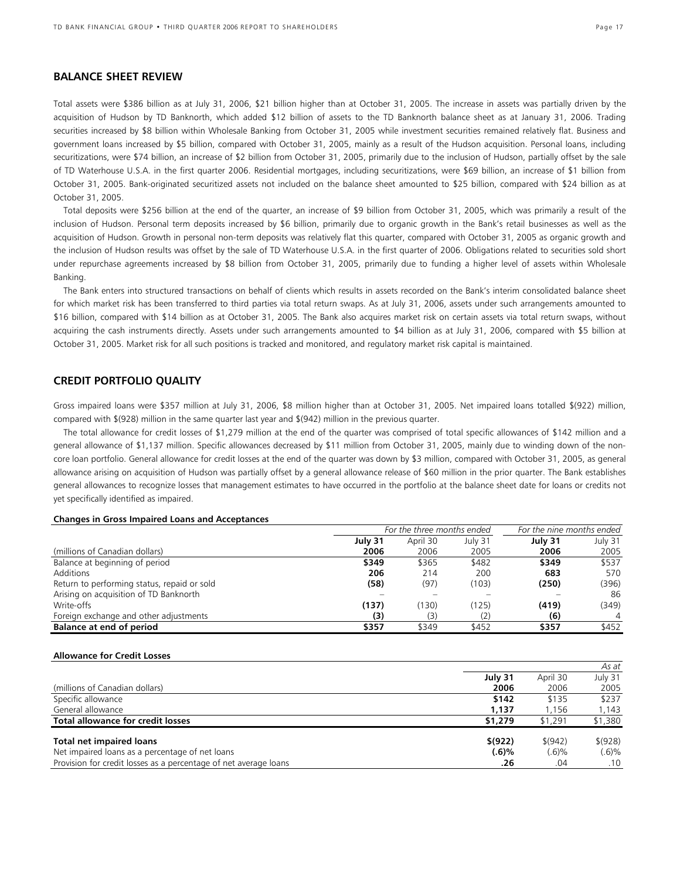## BALANCE SHEET REVIEW

Total assets were $386 billion as at July 31, 2006, $21 billion higher than at October 31, 2005. The increase in assets was partially driven by the acquisition of Hudson by TD Banknorth, which added $12 billion of assets to the TD Banknorth balance sheet as at January 31, 2006. Trading securities increased by $8 billion within Wholesale Banking from October 31, 2005 while investment securities remained relatively flat. Business and government loans increased by $5 billion, compared with October 31, 2005, mainly as a result of the Hudson acquisition. Personal loans, including securitizations, were $74 billion, an increase of $2 billion from October 31, 2005, primarily due to the inclusion of Hudson, partially offset by the sale of TD Waterhouse U.S.A. in the first quarter 2006. Residential mortgages, including securitizations, were $69 billion, an increase of $1 billion from October 31, 2005. Bank-originated securitized assets not included on the balance sheet amounted to $25 billion, compared with $24 billion as at October 31, 2005.

Total deposits were $256 billion at the end of the quarter, an increase of $9 billion from October 31, 2005, which was primarily a result of the inclusion of Hudson. Personal term deposits increased by $6 billion, primarily due to organic growth in the Bank's retail businesses as well as the acquisition of Hudson. Growth in personal non-term deposits was relatively flat this quarter, compared with October 31, 2005 as organic growth and the inclusion of Hudson results was offset by the sale of TD Waterhouse U.S.A. in the first quarter of 2006. Obligations related to securities sold short under repurchase agreements increased by $8 billion from October 31, 2005, primarily due to funding a higher level of assets within Wholesale Banking.

The Bank enters into structured transactions on behalf of clients which results in assets recorded on the Bank's interim consolidated balance sheet for which market risk has been transferred to third parties via total return swaps. As at July 31, 2006, assets under such arrangements amounted to $16 billion, compared with $14 billion as at October 31, 2005. The Bank also acquires market risk on certain assets via total return swaps, without acquiring the cash instruments directly. Assets under such arrangements amounted to $4 billion as at July 31, 2006, compared with $5 billion at October 31, 2005. Market risk for all such positions is tracked and monitored, and regulatory market risk capital is maintained.

## CREDIT PORTFOLIO QUALITY

Gross impaired loans were $357 million at July 31, 2006, $8 million higher than at October 31, 2005. Net impaired loans totalled $(922) million, compared with $(928) million in the same quarter last year and $(942) million in the previous quarter.

The total allowance for credit losses of $1,279 million at the end of the quarter was comprised of total specific allowances of $142 million and a general allowance of $1,137 million. Specific allowances decreased by $11 million from October 31, 2005, mainly due to winding down of the non-core loan portfolio. General allowance for credit losses at the end of the quarter was down by $3 million, compared with October 31, 2005, as general allowance arising on acquisition of Hudson was partially offset by a general allowance release of $60 million in the prior quarter. The Bank establishes general allowances to recognize losses that management estimates to have occurred in the portfolio at the balance sheet date for loans or credits not yet specifically identified as impaired.

**Changes in Gross Impaired Loans and Acceptances**

| | *For the three months ended* | | | *For the nine months ended* | |
|---|---|---|---|---|---|
| (millions of Canadian dollars) | **July 31 2006** | April 30 2006 | July 31 2005 | **July 31 2006** | July 31 2005 |
| Balance at beginning of period | **$349** | $365 | $482 | **$349** | $537 |
| Additions | **206** | 214 | 200 | **683** | 570 |
| Return to performing status, repaid or sold | **(58)** | (97) | (103) | **(250)** | (396) |
| Arising on acquisition of TD Banknorth | **–** | – | – | **–** | 86 |
| Write-offs | **(137)** | (130) | (125) | **(419)** | (349) |
| Foreign exchange and other adjustments | **(3)** | (3) | (2) | **(6)** | 4 |
| **Balance at end of period** | **$357** | $349 | $452 | **$357** | $452 |

**Allowance for Credit Losses**

| | | | *As at* |
|---|---|---|---|
| (millions of Canadian dollars) | **July 31 2006** | April 30 2006 | July 31 2005 |
| Specific allowance | **$142** | $135 | $237 |
| General allowance | **1,137** | 1,156 | 1,143 |
| **Total allowance for credit losses** | **$1,279** | $1,291 | $1,380 |
| **Total net impaired loans** | **$(922)** | $(942) | $(928) |
| Net impaired loans as a percentage of net loans | **(.6)%** | (.6)% | (.6)% |
| Provision for credit losses as a percentage of net average loans | **.26** | .04 | .10 |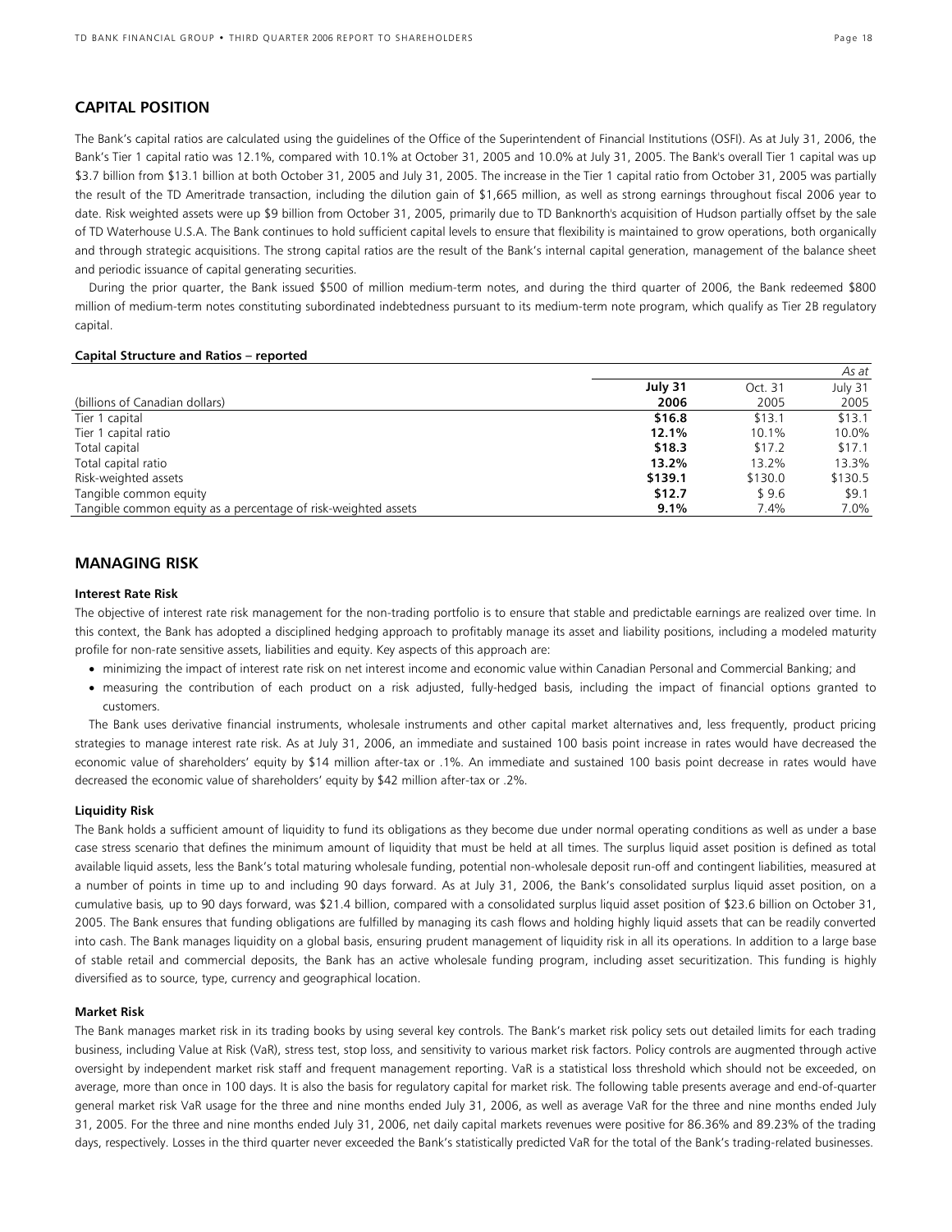## CAPITAL POSITION

The Bank's capital ratios are calculated using the guidelines of the Office of the Superintendent of Financial Institutions (OSFI). As at July 31, 2006, the Bank's Tier 1 capital ratio was 12.1%, compared with 10.1% at October 31, 2005 and 10.0% at July 31, 2005. The Bank's overall Tier 1 capital was up $3.7 billion from $13.1 billion at both October 31, 2005 and July 31, 2005. The increase in the Tier 1 capital ratio from October 31, 2005 was partially the result of the TD Ameritrade transaction, including the dilution gain of $1,665 million, as well as strong earnings throughout fiscal 2006 year to date. Risk weighted assets were up $9 billion from October 31, 2005, primarily due to TD Banknorth's acquisition of Hudson partially offset by the sale of TD Waterhouse U.S.A. The Bank continues to hold sufficient capital levels to ensure that flexibility is maintained to grow operations, both organically and through strategic acquisitions. The strong capital ratios are the result of the Bank's internal capital generation, management of the balance sheet and periodic issuance of capital generating securities.

During the prior quarter, the Bank issued $500 of million medium-term notes, and during the third quarter of 2006, the Bank redeemed $800 million of medium-term notes constituting subordinated indebtedness pursuant to its medium-term note program, which qualify as Tier 2B regulatory capital.

**Capital Structure and Ratios – reported**

| | | | *As at* |
|---|---|---|---|
| (billions of Canadian dollars) | **July 31 2006** | Oct. 31 2005 | July 31 2005 |
| Tier 1 capital | **$16.8** | $13.1 | $13.1 |
| Tier 1 capital ratio | **12.1%** | 10.1% | 10.0% |
| Total capital | **$18.3** | $17.2 | $17.1 |
| Total capital ratio | **13.2%** | 13.2% | 13.3% |
| Risk-weighted assets | **$139.1** | $130.0 | $130.5 |
| Tangible common equity | **$12.7** | $ 9.6 | $9.1 |
| Tangible common equity as a percentage of risk-weighted assets | **9.1%** | 7.4% | 7.0% |

## MANAGING RISK

### Interest Rate Risk

The objective of interest rate risk management for the non-trading portfolio is to ensure that stable and predictable earnings are realized over time. In this context, the Bank has adopted a disciplined hedging approach to profitably manage its asset and liability positions, including a modeled maturity profile for non-rate sensitive assets, liabilities and equity. Key aspects of this approach are:

- minimizing the impact of interest rate risk on net interest income and economic value within Canadian Personal and Commercial Banking; and
- measuring the contribution of each product on a risk adjusted, fully-hedged basis, including the impact of financial options granted to customers.

The Bank uses derivative financial instruments, wholesale instruments and other capital market alternatives and, less frequently, product pricing strategies to manage interest rate risk. As at July 31, 2006, an immediate and sustained 100 basis point increase in rates would have decreased the economic value of shareholders' equity by $14 million after-tax or .1%. An immediate and sustained 100 basis point decrease in rates would have decreased the economic value of shareholders' equity by $42 million after-tax or .2%.

### Liquidity Risk

The Bank holds a sufficient amount of liquidity to fund its obligations as they become due under normal operating conditions as well as under a base case stress scenario that defines the minimum amount of liquidity that must be held at all times. The surplus liquid asset position is defined as total available liquid assets, less the Bank's total maturing wholesale funding, potential non-wholesale deposit run-off and contingent liabilities, measured at a number of points in time up to and including 90 days forward. As at July 31, 2006, the Bank's consolidated surplus liquid asset position, on a cumulative basis, up to 90 days forward, was $21.4 billion, compared with a consolidated surplus liquid asset position of $23.6 billion on October 31, 2005. The Bank ensures that funding obligations are fulfilled by managing its cash flows and holding highly liquid assets that can be readily converted into cash. The Bank manages liquidity on a global basis, ensuring prudent management of liquidity risk in all its operations. In addition to a large base of stable retail and commercial deposits, the Bank has an active wholesale funding program, including asset securitization. This funding is highly diversified as to source, type, currency and geographical location.

### Market Risk

The Bank manages market risk in its trading books by using several key controls. The Bank's market risk policy sets out detailed limits for each trading business, including Value at Risk (VaR), stress test, stop loss, and sensitivity to various market risk factors. Policy controls are augmented through active oversight by independent market risk staff and frequent management reporting. VaR is a statistical loss threshold which should not be exceeded, on average, more than once in 100 days. It is also the basis for regulatory capital for market risk. The following table presents average and end-of-quarter general market risk VaR usage for the three and nine months ended July 31, 2006, as well as average VaR for the three and nine months ended July 31, 2005. For the three and nine months ended July 31, 2006, net daily capital markets revenues were positive for 86.36% and 89.23% of the trading days, respectively. Losses in the third quarter never exceeded the Bank's statistically predicted VaR for the total of the Bank's trading-related businesses.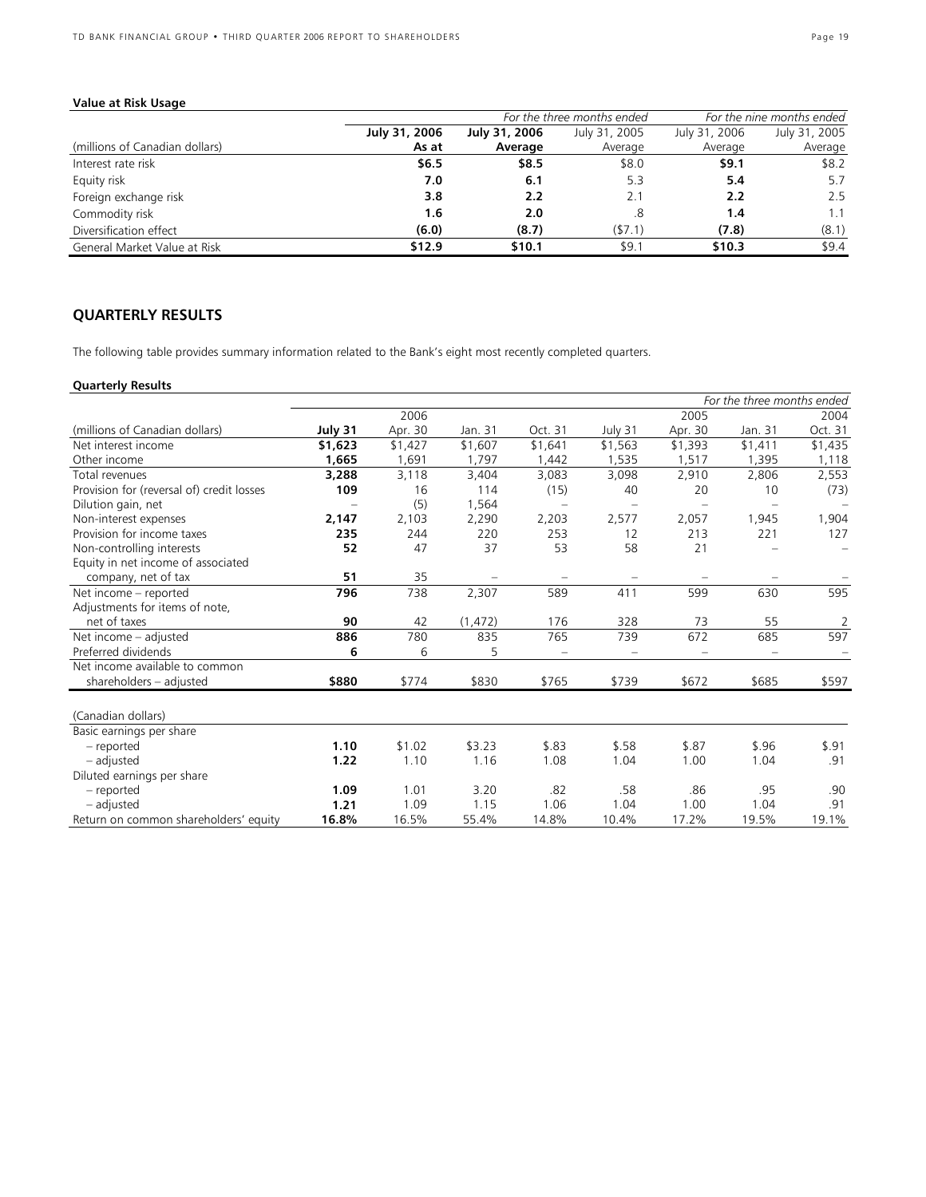**Value at Risk Usage**

| | | For the three months ended | | For the nine months ended | |
|---|---|---|---|---|---|
| (millions of Canadian dollars) | **July 31, 2006 As at** | **July 31, 2006 Average** | July 31, 2005 Average | July 31, 2006 Average | July 31, 2005 Average |
| Interest rate risk | **$6.5** | **$8.5** | $8.0 | **$9.1** | $8.2 |
| Equity risk | **7.0** | **6.1** | 5.3 | **5.4** | 5.7 |
| Foreign exchange risk | **3.8** | **2.2** | 2.1 | **2.2** | 2.5 |
| Commodity risk | **1.6** | **2.0** | .8 | **1.4** | 1.1 |
| Diversification effect | **(6.0)** | **(8.7)** | ($7.1) | **(7.8)** | (8.1) |
| General Market Value at Risk | **$12.9** | **$10.1** | $9.1 | **$10.3** | $9.4 |

## QUARTERLY RESULTS

The following table provides summary information related to the Bank's eight most recently completed quarters.

**Quarterly Results**

| | | | | | | | | *For the three months ended* |
|---|---|---|---|---|---|---|---|---|
| | | 2006 | | | | 2005 | | 2004 |
| (millions of Canadian dollars) | **July 31** | Apr. 30 | Jan. 31 | Oct. 31 | July 31 | Apr. 30 | Jan. 31 | Oct. 31 |
| Net interest income | **$1,623** | $1,427 | $1,607 | $1,641 | $1,563 | $1,393 | $1,411 | $1,435 |
| Other income | **1,665** | 1,691 | 1,797 | 1,442 | 1,535 | 1,517 | 1,395 | 1,118 |
| Total revenues | **3,288** | 3,118 | 3,404 | 3,083 | 3,098 | 2,910 | 2,806 | 2,553 |
| Provision for (reversal of) credit losses | **109** | 16 | 114 | (15) | 40 | 20 | 10 | (73) |
| Dilution gain, net | – | (5) | 1,564 | – | – | – | – | – |
| Non-interest expenses | **2,147** | 2,103 | 2,290 | 2,203 | 2,577 | 2,057 | 1,945 | 1,904 |
| Provision for income taxes | **235** | 244 | 220 | 253 | 12 | 213 | 221 | 127 |
| Non-controlling interests | **52** | 47 | 37 | 53 | 58 | 21 | – | – |
| Equity in net income of associated company, net of tax | **51** | 35 | – | – | – | – | – | – |
| Net income – reported | **796** | 738 | 2,307 | 589 | 411 | 599 | 630 | 595 |
| Adjustments for items of note, net of taxes | **90** | 42 | (1,472) | 176 | 328 | 73 | 55 | 2 |
| Net income – adjusted | **886** | 780 | 835 | 765 | 739 | 672 | 685 | 597 |
| Preferred dividends | **6** | 6 | 5 | – | – | – | – | – |
| Net income available to common shareholders – adjusted | **$880** | $774 | $830 | $765 | $739 | $672 | $685 | $597 |
| | | | | | | | | |
| (Canadian dollars) | | | | | | | | |
| Basic earnings per share | | | | | | | | |
| – reported | **1.10** | $1.02 | $3.23 | $.83 | $.58 | $.87 | $.96 | $.91 |
| – adjusted | **1.22** | 1.10 | 1.16 | 1.08 | 1.04 | 1.00 | 1.04 | .91 |
| Diluted earnings per share | | | | | | | | |
| – reported | **1.09** | 1.01 | 3.20 | .82 | .58 | .86 | .95 | .90 |
| – adjusted | **1.21** | 1.09 | 1.15 | 1.06 | 1.04 | 1.00 | 1.04 | .91 |
| Return on common shareholders' equity | **16.8%** | 16.5% | 55.4% | 14.8% | 10.4% | 17.2% | 19.5% | 19.1% |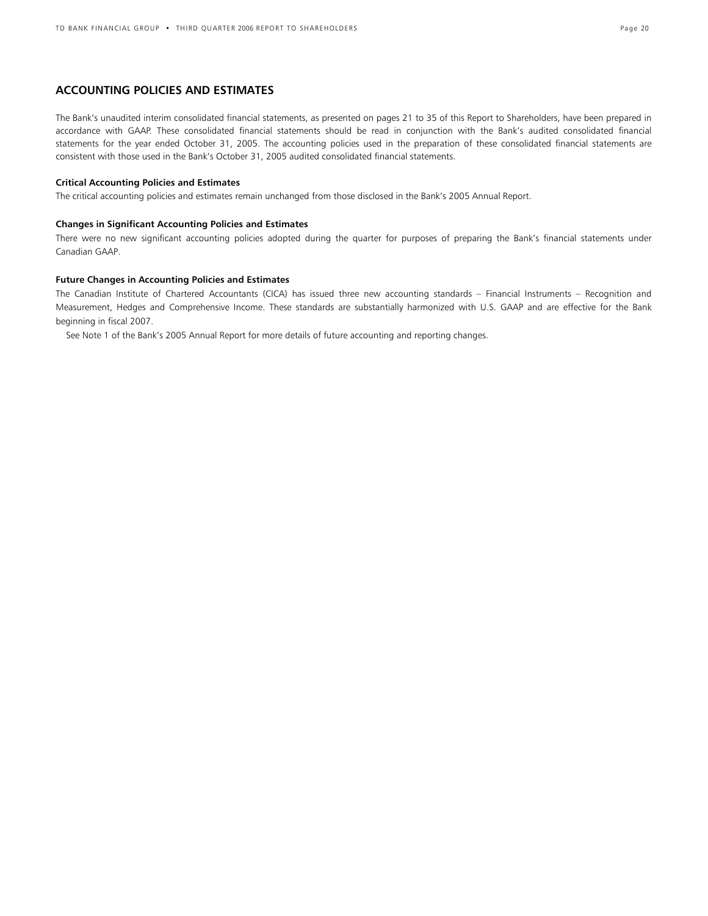## ACCOUNTING POLICIES AND ESTIMATES

The Bank's unaudited interim consolidated financial statements, as presented on pages 21 to 35 of this Report to Shareholders, have been prepared in accordance with GAAP. These consolidated financial statements should be read in conjunction with the Bank's audited consolidated financial statements for the year ended October 31, 2005. The accounting policies used in the preparation of these consolidated financial statements are consistent with those used in the Bank's October 31, 2005 audited consolidated financial statements.

### Critical Accounting Policies and Estimates

The critical accounting policies and estimates remain unchanged from those disclosed in the Bank's 2005 Annual Report.

### Changes in Significant Accounting Policies and Estimates

There were no new significant accounting policies adopted during the quarter for purposes of preparing the Bank's financial statements under Canadian GAAP.

### Future Changes in Accounting Policies and Estimates

The Canadian Institute of Chartered Accountants (CICA) has issued three new accounting standards – Financial Instruments – Recognition and Measurement, Hedges and Comprehensive Income. These standards are substantially harmonized with U.S. GAAP and are effective for the Bank beginning in fiscal 2007.

See Note 1 of the Bank's 2005 Annual Report for more details of future accounting and reporting changes.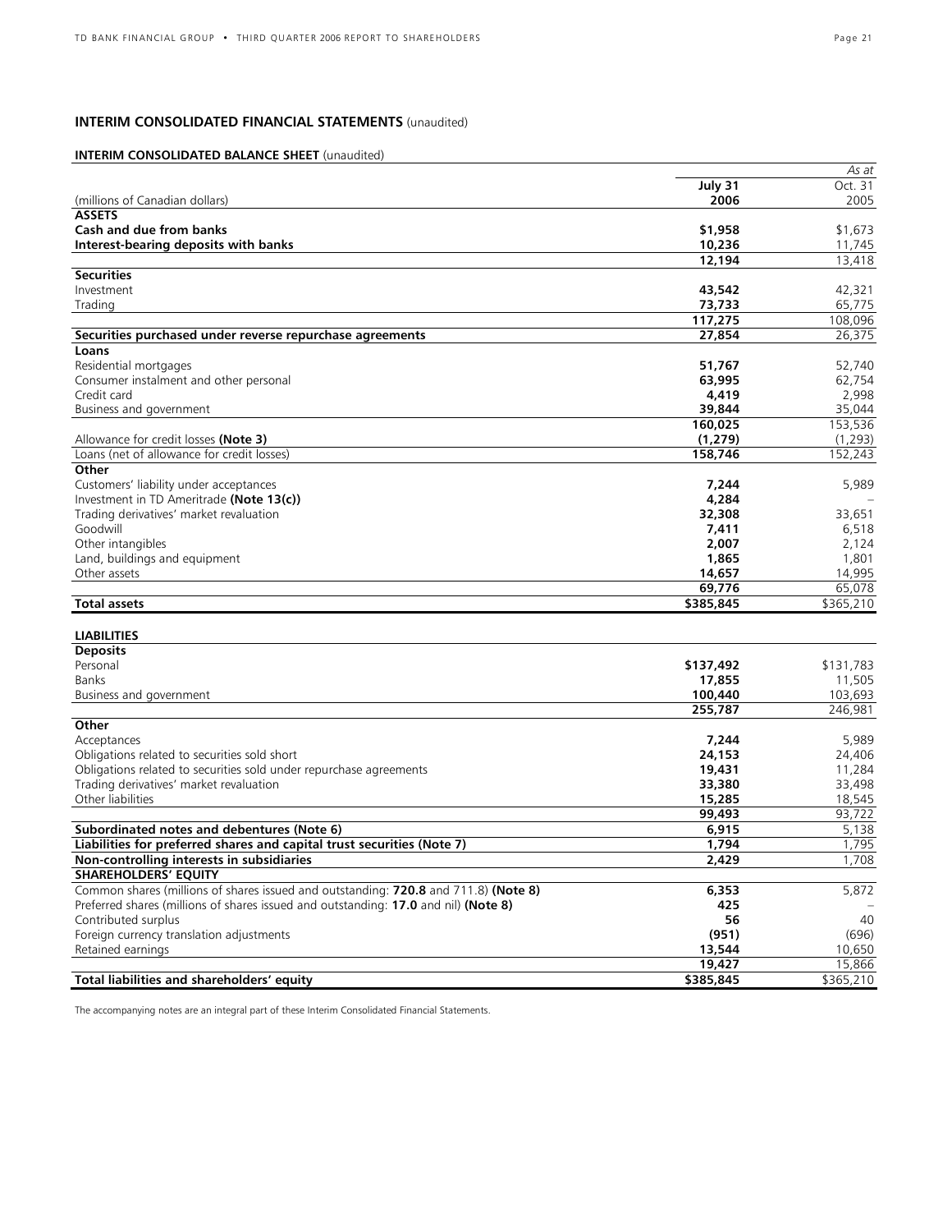## INTERIM CONSOLIDATED FINANCIAL STATEMENTS (unaudited)

### INTERIM CONSOLIDATED BALANCE SHEET (unaudited)

| (millions of Canadian dollars) | **July 31 2006** | *As at* Oct. 31 2005 |
|---|---|---|
| **ASSETS** | | |
| **Cash and due from banks** | **$1,958** | $1,673 |
| **Interest-bearing deposits with banks** | **10,236** | 11,745 |
| | **12,194** | 13,418 |
| **Securities** | | |
| Investment | **43,542** | 42,321 |
| Trading | **73,733** | 65,775 |
| | **117,275** | 108,096 |
| **Securities purchased under reverse repurchase agreements** | **27,854** | 26,375 |
| **Loans** | | |
| Residential mortgages | **51,767** | 52,740 |
| Consumer instalment and other personal | **63,995** | 62,754 |
| Credit card | **4,419** | 2,998 |
| Business and government | **39,844** | 35,044 |
| | **160,025** | 153,536 |
| Allowance for credit losses **(Note 3)** | **(1,279)** | (1,293) |
| Loans (net of allowance for credit losses) | **158,746** | 152,243 |
| **Other** | | |
| Customers' liability under acceptances | **7,244** | 5,989 |
| Investment in TD Ameritrade **(Note 13(c))** | **4,284** | – |
| Trading derivatives' market revaluation | **32,308** | 33,651 |
| Goodwill | **7,411** | 6,518 |
| Other intangibles | **2,007** | 2,124 |
| Land, buildings and equipment | **1,865** | 1,801 |
| Other assets | **14,657** | 14,995 |
| | **69,776** | 65,078 |
| **Total assets** | **$385,845** | $365,210 |
| | | |
| **LIABILITIES** | | |
| **Deposits** | | |
| Personal | **$137,492** | $131,783 |
| Banks | **17,855** | 11,505 |
| Business and government | **100,440** | 103,693 |
| | **255,787** | 246,981 |
| **Other** | | |
| Acceptances | **7,244** | 5,989 |
| Obligations related to securities sold short | **24,153** | 24,406 |
| Obligations related to securities sold under repurchase agreements | **19,431** | 11,284 |
| Trading derivatives' market revaluation | **33,380** | 33,498 |
| Other liabilities | **15,285** | 18,545 |
| | **99,493** | 93,722 |
| **Subordinated notes and debentures (Note 6)** | **6,915** | 5,138 |
| **Liabilities for preferred shares and capital trust securities (Note 7)** | **1,794** | 1,795 |
| **Non-controlling interests in subsidiaries** | **2,429** | 1,708 |
| **SHAREHOLDERS' EQUITY** | | |
| Common shares (millions of shares issued and outstanding: **720.8** and 711.8) **(Note 8)** | **6,353** | 5,872 |
| Preferred shares (millions of shares issued and outstanding: **17.0** and nil) **(Note 8)** | **425** | – |
| Contributed surplus | **56** | 40 |
| Foreign currency translation adjustments | **(951)** | (696) |
| Retained earnings | **13,544** | 10,650 |
| | **19,427** | 15,866 |
| **Total liabilities and shareholders' equity** | **$385,845** | $365,210 |

The accompanying notes are an integral part of these Interim Consolidated Financial Statements.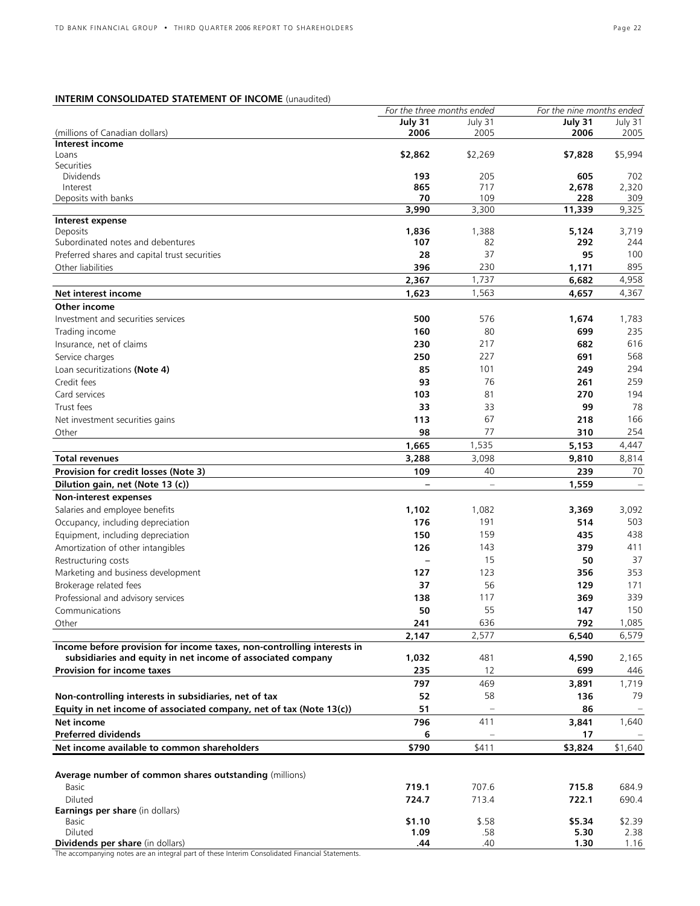## INTERIM CONSOLIDATED STATEMENT OF INCOME (unaudited)

| (millions of Canadian dollars) | *For the three months ended* July 31 2006 | July 31 2005 | *For the nine months ended* July 31 2006 | July 31 2005 |
|---|---|---|---|---|
| **Interest income** | | | | |
| Loans | **$2,862** | $2,269 | **$7,828** | $5,994 |
| Securities | | | | |
| Dividends | **193** | 205 | **605** | 702 |
| Interest | **865** | 717 | **2,678** | 2,320 |
| Deposits with banks | **70** | 109 | **228** | 309 |
| | **3,990** | 3,300 | **11,339** | 9,325 |
| **Interest expense** | | | | |
| Deposits | **1,836** | 1,388 | **5,124** | 3,719 |
| Subordinated notes and debentures | **107** | 82 | **292** | 244 |
| Preferred shares and capital trust securities | **28** | 37 | **95** | 100 |
| Other liabilities | **396** | 230 | **1,171** | 895 |
| | **2,367** | 1,737 | **6,682** | 4,958 |
| **Net interest income** | **1,623** | 1,563 | **4,657** | 4,367 |
| **Other income** | | | | |
| Investment and securities services | **500** | 576 | **1,674** | 1,783 |
| Trading income | **160** | 80 | **699** | 235 |
| Insurance, net of claims | **230** | 217 | **682** | 616 |
| Service charges | **250** | 227 | **691** | 568 |
| Loan securitizations **(Note 4)** | **85** | 101 | **249** | 294 |
| Credit fees | **93** | 76 | **261** | 259 |
| Card services | **103** | 81 | **270** | 194 |
| Trust fees | **33** | 33 | **99** | 78 |
| Net investment securities gains | **113** | 67 | **218** | 166 |
| Other | **98** | 77 | **310** | 254 |
| | **1,665** | 1,535 | **5,153** | 4,447 |
| **Total revenues** | **3,288** | 3,098 | **9,810** | 8,814 |
| **Provision for credit losses (Note 3)** | **109** | 40 | **239** | 70 |
| **Dilution gain, net (Note 13 (c))** | **–** | – | **1,559** | – |
| **Non-interest expenses** | | | | |
| Salaries and employee benefits | **1,102** | 1,082 | **3,369** | 3,092 |
| Occupancy, including depreciation | **176** | 191 | **514** | 503 |
| Equipment, including depreciation | **150** | 159 | **435** | 438 |
| Amortization of other intangibles | **126** | 143 | **379** | 411 |
| Restructuring costs | **–** | 15 | **50** | 37 |
| Marketing and business development | **127** | 123 | **356** | 353 |
| Brokerage related fees | **37** | 56 | **129** | 171 |
| Professional and advisory services | **138** | 117 | **369** | 339 |
| Communications | **50** | 55 | **147** | 150 |
| Other | **241** | 636 | **792** | 1,085 |
| | **2,147** | 2,577 | **6,540** | 6,579 |
| **Income before provision for income taxes, non-controlling interests in subsidiaries and equity in net income of associated company** | **1,032** | 481 | **4,590** | 2,165 |
| **Provision for income taxes** | **235** | 12 | **699** | 446 |
| | **797** | 469 | **3,891** | 1,719 |
| **Non-controlling interests in subsidiaries, net of tax** | **52** | 58 | **136** | 79 |
| **Equity in net income of associated company, net of tax (Note 13(c))** | **51** | – | **86** | – |
| **Net income** | **796** | 411 | **3,841** | 1,640 |
| **Preferred dividends** | **6** | – | **17** | – |
| **Net income available to common shareholders** | **$790** | $411 | **$3,824** | $1,640 |
| | | | | |
| **Average number of common shares outstanding** (millions) | | | | |
| Basic | **719.1** | 707.6 | **715.8** | 684.9 |
| Diluted | **724.7** | 713.4 | **722.1** | 690.4 |
| **Earnings per share** (in dollars) | | | | |
| Basic | **$1.10** | $.58 | **$5.34** | $2.39 |
| Diluted | **1.09** | .58 | **5.30** | 2.38 |
| **Dividends per share** (in dollars) | **.44** | .40 | **1.30** | 1.16 |

The accompanying notes are an integral part of these Interim Consolidated Financial Statements.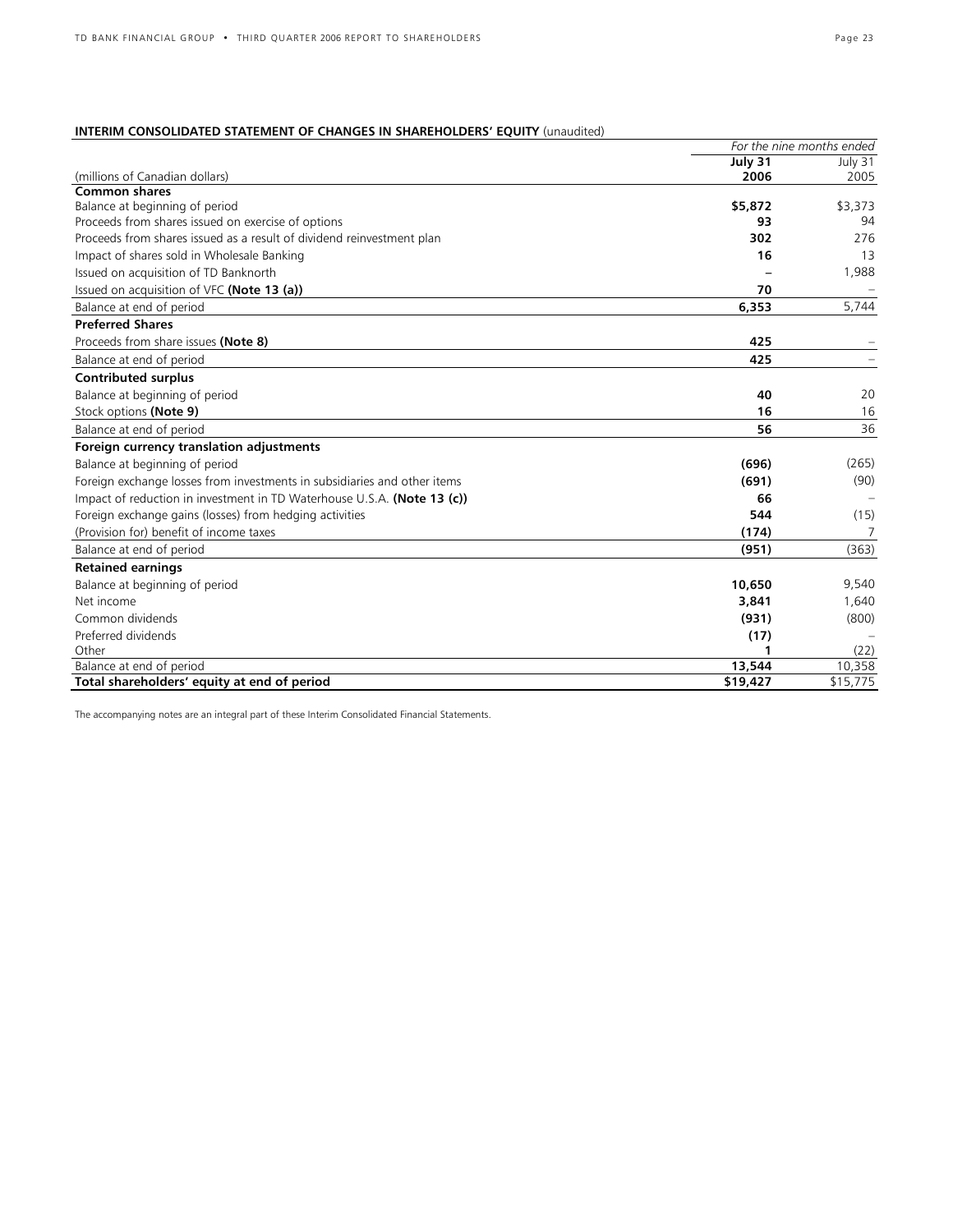**INTERIM CONSOLIDATED STATEMENT OF CHANGES IN SHAREHOLDERS' EQUITY** (unaudited)

| | *For the nine months ended* | |
|---|---|---|
| (millions of Canadian dollars) | **July 31 2006** | July 31 2005 |
| **Common shares** | | |
| Balance at beginning of period | **$5,872** | $3,373 |
| Proceeds from shares issued on exercise of options | **93** | 94 |
| Proceeds from shares issued as a result of dividend reinvestment plan | **302** | 276 |
| Impact of shares sold in Wholesale Banking | **16** | 13 |
| Issued on acquisition of TD Banknorth | **–** | 1,988 |
| Issued on acquisition of VFC **(Note 13 (a))** | **70** | – |
| Balance at end of period | **6,353** | 5,744 |
| **Preferred Shares** | | |
| Proceeds from share issues **(Note 8)** | **425** | – |
| Balance at end of period | **425** | – |
| **Contributed surplus** | | |
| Balance at beginning of period | **40** | 20 |
| Stock options **(Note 9)** | **16** | 16 |
| Balance at end of period | **56** | 36 |
| **Foreign currency translation adjustments** | | |
| Balance at beginning of period | **(696)** | (265) |
| Foreign exchange losses from investments in subsidiaries and other items | **(691)** | (90) |
| Impact of reduction in investment in TD Waterhouse U.S.A. **(Note 13 (c))** | **66** | – |
| Foreign exchange gains (losses) from hedging activities | **544** | (15) |
| (Provision for) benefit of income taxes | **(174)** | 7 |
| Balance at end of period | **(951)** | (363) |
| **Retained earnings** | | |
| Balance at beginning of period | **10,650** | 9,540 |
| Net income | **3,841** | 1,640 |
| Common dividends | **(931)** | (800) |
| Preferred dividends | **(17)** | – |
| Other | **1** | (22) |
| Balance at end of period | **13,544** | 10,358 |
| **Total shareholders' equity at end of period** | **$19,427** | $15,775 |

The accompanying notes are an integral part of these Interim Consolidated Financial Statements.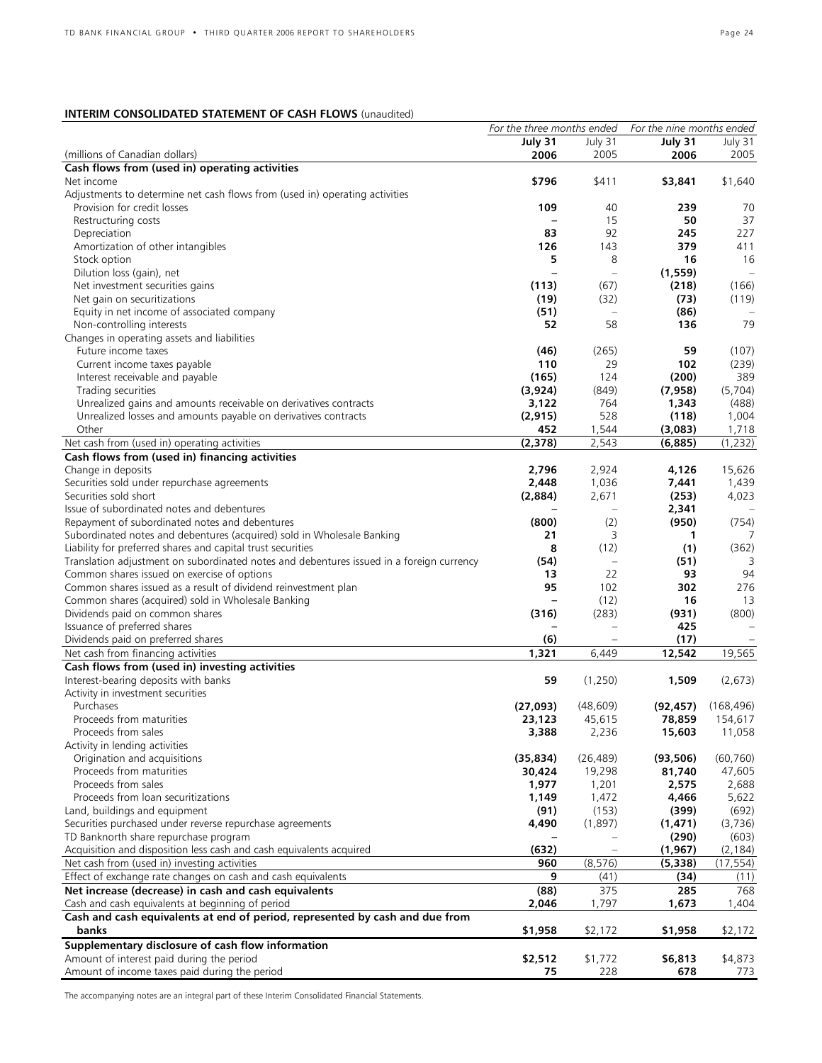## INTERIM CONSOLIDATED STATEMENT OF CASH FLOWS (unaudited)

| (millions of Canadian dollars) | For the three months ended July 31 2006 | July 31 2005 | For the nine months ended July 31 2006 | July 31 2005 |
|---|---|---|---|---|
| **Cash flows from (used in) operating activities** | | | | |
| Net income | **$796** | $411 | **$3,841** | $1,640 |
| Adjustments to determine net cash flows from (used in) operating activities | | | | |
| Provision for credit losses | **109** | 40 | **239** | 70 |
| Restructuring costs | **–** | 15 | **50** | 37 |
| Depreciation | **83** | 92 | **245** | 227 |
| Amortization of other intangibles | **126** | 143 | **379** | 411 |
| Stock option | **5** | 8 | **16** | 16 |
| Dilution loss (gain), net | **–** | – | **(1,559)** | – |
| Net investment securities gains | **(113)** | (67) | **(218)** | (166) |
| Net gain on securitizations | **(19)** | (32) | **(73)** | (119) |
| Equity in net income of associated company | **(51)** | – | **(86)** | – |
| Non-controlling interests | **52** | 58 | **136** | 79 |
| Changes in operating assets and liabilities | | | | |
| Future income taxes | **(46)** | (265) | **59** | (107) |
| Current income taxes payable | **110** | 29 | **102** | (239) |
| Interest receivable and payable | **(165)** | 124 | **(200)** | 389 |
| Trading securities | **(3,924)** | (849) | **(7,958)** | (5,704) |
| Unrealized gains and amounts receivable on derivatives contracts | **3,122** | 764 | **1,343** | (488) |
| Unrealized losses and amounts payable on derivatives contracts | **(2,915)** | 528 | **(118)** | 1,004 |
| Other | **452** | 1,544 | **(3,083)** | 1,718 |
| Net cash from (used in) operating activities | **(2,378)** | 2,543 | **(6,885)** | (1,232) |
| **Cash flows from (used in) financing activities** | | | | |
| Change in deposits | **2,796** | 2,924 | **4,126** | 15,626 |
| Securities sold under repurchase agreements | **2,448** | 1,036 | **7,441** | 1,439 |
| Securities sold short | **(2,884)** | 2,671 | **(253)** | 4,023 |
| Issue of subordinated notes and debentures | **–** | – | **2,341** | – |
| Repayment of subordinated notes and debentures | **(800)** | (2) | **(950)** | (754) |
| Subordinated notes and debentures (acquired) sold in Wholesale Banking | **21** | 3 | **1** | 7 |
| Liability for preferred shares and capital trust securities | **8** | (12) | **(1)** | (362) |
| Translation adjustment on subordinated notes and debentures issued in a foreign currency | **(54)** | – | **(51)** | 3 |
| Common shares issued on exercise of options | **13** | 22 | **93** | 94 |
| Common shares issued as a result of dividend reinvestment plan | **95** | 102 | **302** | 276 |
| Common shares (acquired) sold in Wholesale Banking | **–** | (12) | **16** | 13 |
| Dividends paid on common shares | **(316)** | (283) | **(931)** | (800) |
| Issuance of preferred shares | **–** | – | **425** | – |
| Dividends paid on preferred shares | **(6)** | – | **(17)** | – |
| Net cash from financing activities | **1,321** | 6,449 | **12,542** | 19,565 |
| **Cash flows from (used in) investing activities** | | | | |
| Interest-bearing deposits with banks | **59** | (1,250) | **1,509** | (2,673) |
| Activity in investment securities | | | | |
| Purchases | **(27,093)** | (48,609) | **(92,457)** | (168,496) |
| Proceeds from maturities | **23,123** | 45,615 | **78,859** | 154,617 |
| Proceeds from sales | **3,388** | 2,236 | **15,603** | 11,058 |
| Activity in lending activities | | | | |
| Origination and acquisitions | **(35,834)** | (26,489) | **(93,506)** | (60,760) |
| Proceeds from maturities | **30,424** | 19,298 | **81,740** | 47,605 |
| Proceeds from sales | **1,977** | 1,201 | **2,575** | 2,688 |
| Proceeds from loan securitizations | **1,149** | 1,472 | **4,466** | 5,622 |
| Land, buildings and equipment | **(91)** | (153) | **(399)** | (692) |
| Securities purchased under reverse repurchase agreements | **4,490** | (1,897) | **(1,471)** | (3,736) |
| TD Banknorth share repurchase program | **–** | – | **(290)** | (603) |
| Acquisition and disposition less cash and cash equivalents acquired | **(632)** | – | **(1,967)** | (2,184) |
| Net cash from (used in) investing activities | **960** | (8,576) | **(5,338)** | (17,554) |
| Effect of exchange rate changes on cash and cash equivalents | **9** | (41) | **(34)** | (11) |
| **Net increase (decrease) in cash and cash equivalents** | **(88)** | 375 | **285** | 768 |
| Cash and cash equivalents at beginning of period | **2,046** | 1,797 | **1,673** | 1,404 |
| **Cash and cash equivalents at end of period, represented by cash and due from banks** | **$1,958** | $2,172 | **$1,958** | $2,172 |
| **Supplementary disclosure of cash flow information** | | | | |
| Amount of interest paid during the period | **$2,512** | $1,772 | **$6,813** | $4,873 |
| Amount of income taxes paid during the period | **75** | 228 | **678** | 773 |

The accompanying notes are an integral part of these Interim Consolidated Financial Statements.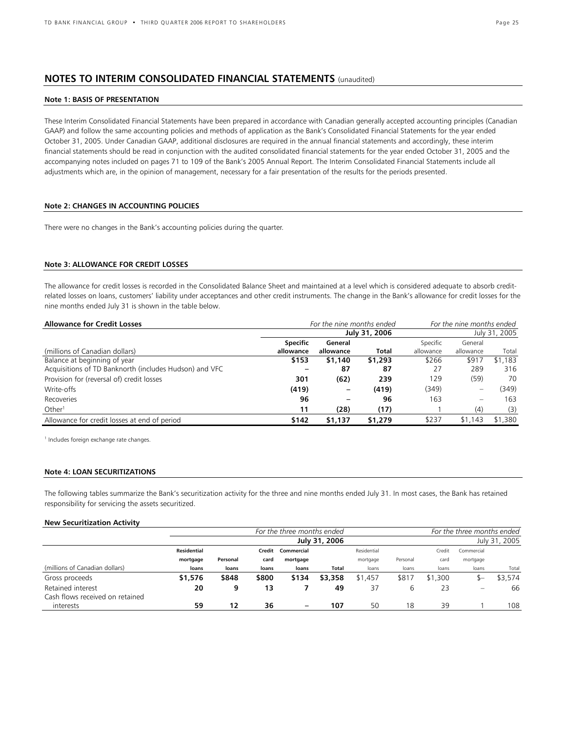# NOTES TO INTERIM CONSOLIDATED FINANCIAL STATEMENTS (unaudited)

## Note 1: BASIS OF PRESENTATION

These Interim Consolidated Financial Statements have been prepared in accordance with Canadian generally accepted accounting principles (Canadian GAAP) and follow the same accounting policies and methods of application as the Bank's Consolidated Financial Statements for the year ended October 31, 2005. Under Canadian GAAP, additional disclosures are required in the annual financial statements and accordingly, these interim financial statements should be read in conjunction with the audited consolidated financial statements for the year ended October 31, 2005 and the accompanying notes included on pages 71 to 109 of the Bank's 2005 Annual Report. The Interim Consolidated Financial Statements include all adjustments which are, in the opinion of management, necessary for a fair presentation of the results for the periods presented.

## Note 2: CHANGES IN ACCOUNTING POLICIES

There were no changes in the Bank's accounting policies during the quarter.

## Note 3: ALLOWANCE FOR CREDIT LOSSES

The allowance for credit losses is recorded in the Consolidated Balance Sheet and maintained at a level which is considered adequate to absorb credit-related losses on loans, customers' liability under acceptances and other credit instruments. The change in the Bank's allowance for credit losses for the nine months ended July 31 is shown in the table below.

| **Allowance for Credit Losses** | *For the nine months ended* | | | *For the nine months ended* | | |
|---|---|---|---|---|---|---|
| | | | **July 31, 2006** | | | July 31, 2005 |
| (millions of Canadian dollars) | **Specific allowance** | **General allowance** | **Total** | Specific allowance | General allowance | Total |
| Balance at beginning of year | **$153** | **$1,140** | **$1,293** | $266 | $917 | $1,183 |
| Acquisitions of TD Banknorth (includes Hudson) and VFC | **–** | **87** | **87** | 27 | 289 | 316 |
| Provision for (reversal of) credit losses | **301** | **(62)** | **239** | 129 | (59) | 70 |
| Write-offs | **(419)** | **–** | **(419)** | (349) | – | (349) |
| Recoveries | **96** | **–** | **96** | 163 | – | 163 |
| Other[1] | **11** | **(28)** | **(17)** | 1 | (4) | (3) |
| Allowance for credit losses at end of period | **$142** | **$1,137** | **$1,279** | $237 | $1,143 | $1,380 |

[1] Includes foreign exchange rate changes.

## Note 4: LOAN SECURITIZATIONS

The following tables summarize the Bank's securitization activity for the three and nine months ended July 31. In most cases, the Bank has retained responsibility for servicing the assets securitized.

**New Securitization Activity**

| | *For the three months ended* | | | | | *For the three months ended* | | | | |
|---|---|---|---|---|---|---|---|---|---|---|
| | | | | | **July 31, 2006** | | | | | July 31, 2005 |
| (millions of Canadian dollars) | **Residential mortgage loans** | **Personal loans** | **Credit card loans** | **Commercial mortgage loans** | **Total** | Residential mortgage loans | Personal loans | Credit card loans | Commercial mortgage loans | Total |
| Gross proceeds | **$1,576** | **$848** | **$800** | **$134** | **$3,358** | $1,457 | $817 | $1,300 | $– | $3,574 |
| Retained interest | **20** | **9** | **13** | **7** | **49** | 37 | 6 | 23 | – | 66 |
| Cash flows received on retained interests | **59** | **12** | **36** | **–** | **107** | 50 | 18 | 39 | 1 | 108 |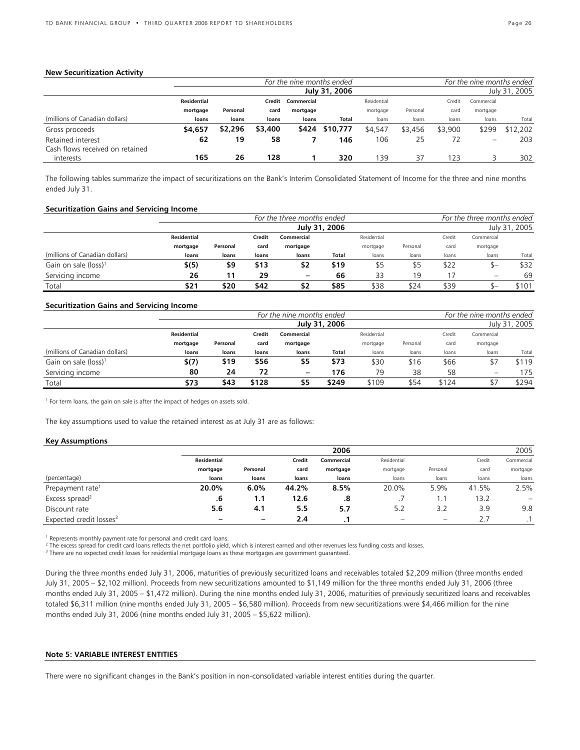**New Securitization Activity**

| | For the nine months ended | | | | | For the nine months ended | | | | |
|---|---|---|---|---|---|---|---|---|---|---|
| | **July 31, 2006** | | | | | July 31, 2005 | | | | |
| (millions of Canadian dollars) | **Residential mortgage loans** | **Personal loans** | **Credit card loans** | **Commercial mortgage loans** | **Total** | Residential mortgage loans | Personal loans | Credit card loans | Commercial mortgage loans | Total |
| Gross proceeds | **$4,657** | **$2,296** | **$3,400** | **$424** | **$10,777** | $4,547 | $3,456 | $3,900 | $299 | $12,202 |
| Retained interest | **62** | **19** | **58** | **7** | **146** | 106 | 25 | 72 | – | 203 |
| Cash flows received on retained interests | **165** | **26** | **128** | **1** | **320** | 139 | 37 | 123 | 3 | 302 |

The following tables summarize the impact of securitizations on the Bank's Interim Consolidated Statement of Income for the three and nine months ended July 31.

**Securitization Gains and Servicing Income**

| | For the three months ended | | | | | For the three months ended | | | | |
|---|---|---|---|---|---|---|---|---|---|---|
| | **July 31, 2006** | | | | | July 31, 2005 | | | | |
| (millions of Canadian dollars) | **Residential mortgage loans** | **Personal loans** | **Credit card loans** | **Commercial mortgage loans** | **Total** | Residential mortgage loans | Personal loans | Credit card loans | Commercial mortgage loans | Total |
| Gain on sale (loss)[1] | **$(5)** | **$9** | **$13** | **$2** | **$19** | $5 | $5 | $22 | $– | $32 |
| Servicing income | **26** | **11** | **29** | **–** | **66** | 33 | 19 | 17 | – | 69 |
| Total | **$21** | **$20** | **$42** | **$2** | **$85** | $38 | $24 | $39 | $– | $101 |

**Securitization Gains and Servicing Income**

| | For the nine months ended | | | | | For the nine months ended | | | | |
|---|---|---|---|---|---|---|---|---|---|---|
| | **July 31, 2006** | | | | | July 31, 2005 | | | | |
| (millions of Canadian dollars) | **Residential mortgage loans** | **Personal loans** | **Credit card loans** | **Commercial mortgage loans** | **Total** | Residential mortgage loans | Personal loans | Credit card loans | Commercial mortgage loans | Total |
| Gain on sale (loss)[1] | **$(7)** | **$19** | **$56** | **$5** | **$73** | $30 | $16 | $66 | $7 | $119 |
| Servicing income | **80** | **24** | **72** | **–** | **176** | 79 | 38 | 58 | – | 175 |
| Total | **$73** | **$43** | **$128** | **$5** | **$249** | $109 | $54 | $124 | $7 | $294 |

[1] For term loans, the gain on sale is after the impact of hedges on assets sold.

The key assumptions used to value the retained interest as at July 31 are as follows:

**Key Assumptions**

| | **2006** | | | | 2005 | | | |
|---|---|---|---|---|---|---|---|---|
| (percentage) | **Residential mortgage loans** | **Personal loans** | **Credit card loans** | **Commercial mortgage loans** | Residential mortgage loans | Personal loans | Credit card loans | Commercial mortgage loans |
| Prepayment rate[1] | **20.0%** | **6.0%** | **44.2%** | **8.5%** | 20.0% | 5.9% | 41.5% | 2.5% |
| Excess spread[2] | **.6** | **1.1** | **12.6** | **.8** | .7 | 1.1 | 13.2 | – |
| Discount rate | **5.6** | **4.1** | **5.5** | **5.7** | 5.2 | 3.2 | 3.9 | 9.8 |
| Expected credit losses[3] | **–** | **–** | **2.4** | **.1** | – | – | 2.7 | .1 |

[1] Represents monthly payment rate for personal and credit card loans.
[2] The excess spread for credit card loans reflects the net portfolio yield, which is interest earned and other revenues less funding costs and losses.
[3] There are no expected credit losses for residential mortgage loans as these mortgages are government guaranteed.

During the three months ended July 31, 2006, maturities of previously securitized loans and receivables totaled $2,209 million (three months ended July 31, 2005 – $2,102 million). Proceeds from new securitizations amounted to $1,149 million for the three months ended July 31, 2006 (three months ended July 31, 2005 – $1,472 million). During the nine months ended July 31, 2006, maturities of previously securitized loans and receivables totaled $6,311 million (nine months ended July 31, 2005 – $6,580 million). Proceeds from new securitizations were $4,466 million for the nine months ended July 31, 2006 (nine months ended July 31, 2005 – $5,622 million).

**Note 5: VARIABLE INTEREST ENTITIES**

There were no significant changes in the Bank's position in non-consolidated variable interest entities during the quarter.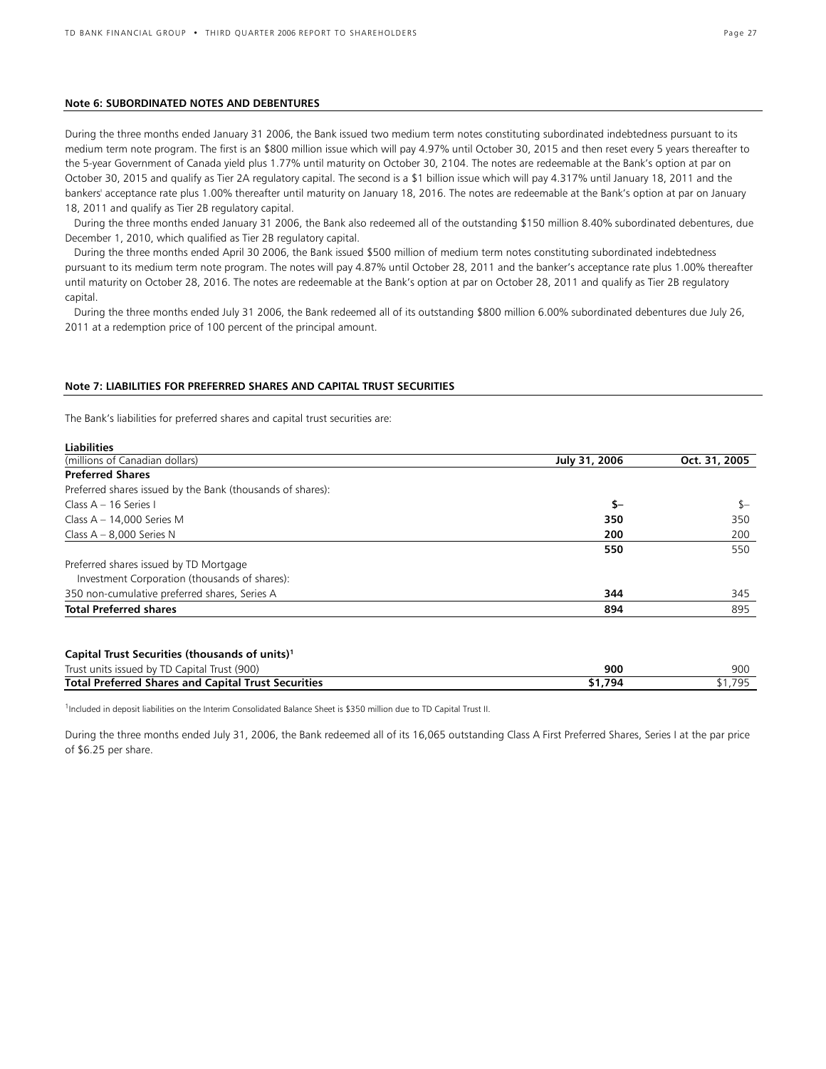## Note 6: SUBORDINATED NOTES AND DEBENTURES

During the three months ended January 31 2006, the Bank issued two medium term notes constituting subordinated indebtedness pursuant to its medium term note program. The first is an $800 million issue which will pay 4.97% until October 30, 2015 and then reset every 5 years thereafter to the 5-year Government of Canada yield plus 1.77% until maturity on October 30, 2104. The notes are redeemable at the Bank's option at par on October 30, 2015 and qualify as Tier 2A regulatory capital. The second is a $1 billion issue which will pay 4.317% until January 18, 2011 and the bankers' acceptance rate plus 1.00% thereafter until maturity on January 18, 2016. The notes are redeemable at the Bank's option at par on January 18, 2011 and qualify as Tier 2B regulatory capital.

During the three months ended January 31 2006, the Bank also redeemed all of the outstanding $150 million 8.40% subordinated debentures, due December 1, 2010, which qualified as Tier 2B regulatory capital.

During the three months ended April 30 2006, the Bank issued $500 million of medium term notes constituting subordinated indebtedness pursuant to its medium term note program. The notes will pay 4.87% until October 28, 2011 and the banker's acceptance rate plus 1.00% thereafter until maturity on October 28, 2016. The notes are redeemable at the Bank's option at par on October 28, 2011 and qualify as Tier 2B regulatory capital.

During the three months ended July 31 2006, the Bank redeemed all of its outstanding $800 million 6.00% subordinated debentures due July 26, 2011 at a redemption price of 100 percent of the principal amount.

## Note 7: LIABILITIES FOR PREFERRED SHARES AND CAPITAL TRUST SECURITIES

The Bank's liabilities for preferred shares and capital trust securities are:

**Liabilities**

| (millions of Canadian dollars) | **July 31, 2006** | **Oct. 31, 2005** |
|---|---|---|
| **Preferred Shares** | | |
| Preferred shares issued by the Bank (thousands of shares): | | |
| Class A – 16 Series I | **$–** | $– |
| Class A – 14,000 Series M | **350** | 350 |
| Class A – 8,000 Series N | **200** | 200 |
| | **550** | 550 |
| Preferred shares issued by TD Mortgage Investment Corporation (thousands of shares): | | |
| 350 non-cumulative preferred shares, Series A | **344** | 345 |
| **Total Preferred shares** | **894** | 895 |
| | | |
| **Capital Trust Securities (thousands of units)[1]** | | |
| Trust units issued by TD Capital Trust (900) | **900** | 900 |
| **Total Preferred Shares and Capital Trust Securities** | **$1,794** | $1,795 |

[1]Included in deposit liabilities on the Interim Consolidated Balance Sheet is $350 million due to TD Capital Trust II.

During the three months ended July 31, 2006, the Bank redeemed all of its 16,065 outstanding Class A First Preferred Shares, Series I at the par price of $6.25 per share.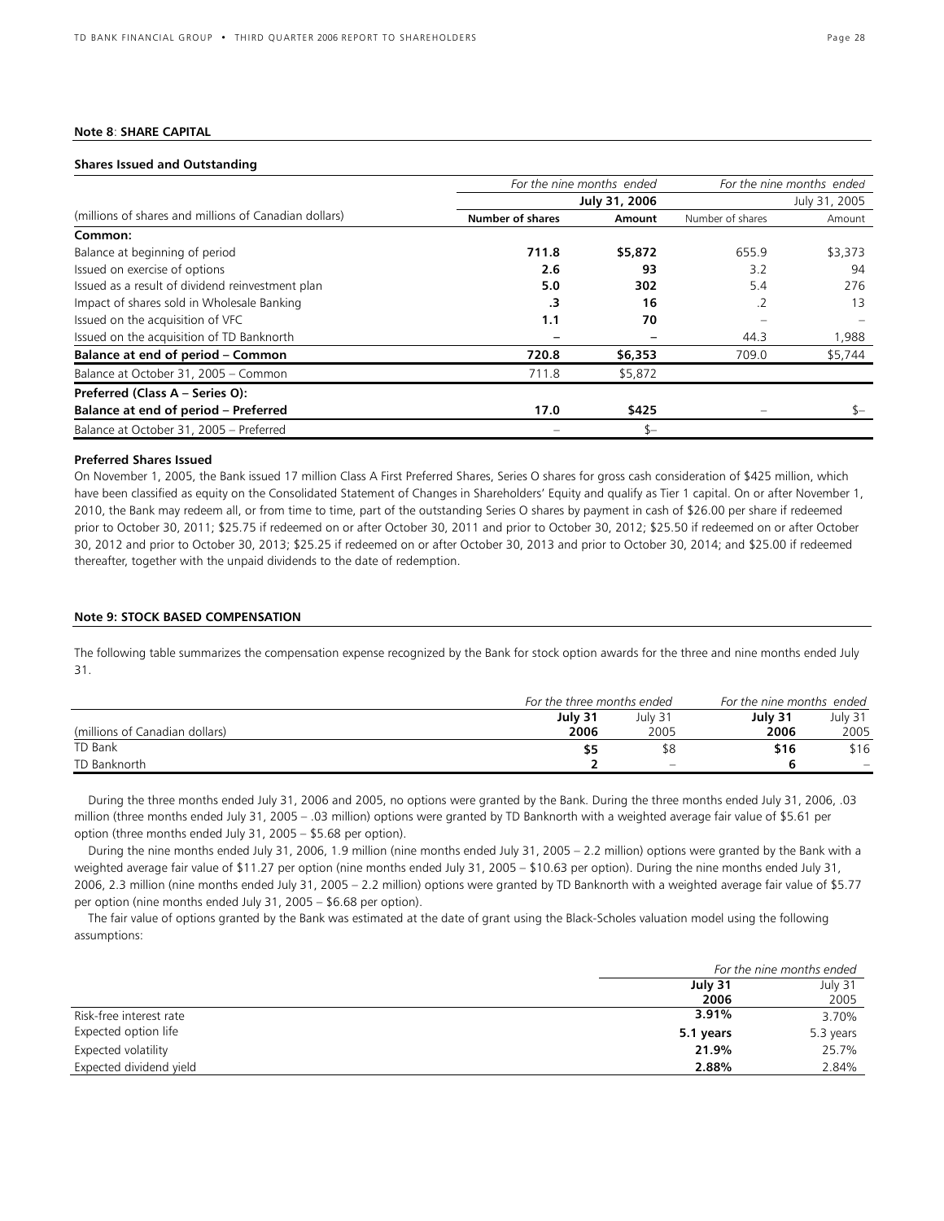## Note 8: SHARE CAPITAL

### Shares Issued and Outstanding

| (millions of shares and millions of Canadian dollars) | *For the nine months ended* | | *For the nine months ended* | |
|---|---|---|---|---|
| | **July 31, 2006** | | July 31, 2005 | |
| | **Number of shares** | **Amount** | Number of shares | Amount |
| **Common:** | | | | |
| Balance at beginning of period | **711.8** | **$5,872** | 655.9 | $3,373 |
| Issued on exercise of options | **2.6** | **93** | 3.2 | 94 |
| Issued as a result of dividend reinvestment plan | **5.0** | **302** | 5.4 | 276 |
| Impact of shares sold in Wholesale Banking | **.3** | **16** | .2 | 13 |
| Issued on the acquisition of VFC | **1.1** | **70** | – | – |
| Issued on the acquisition of TD Banknorth | – | – | 44.3 | 1,988 |
| **Balance at end of period – Common** | **720.8** | **$6,353** | 709.0 | $5,744 |
| Balance at October 31, 2005 – Common | 711.8 | $5,872 | | |
| **Preferred (Class A – Series O):** | | | | |
| **Balance at end of period – Preferred** | **17.0** | **$425** | – | $– |
| Balance at October 31, 2005 – Preferred | – | $– | | |

### Preferred Shares Issued

On November 1, 2005, the Bank issued 17 million Class A First Preferred Shares, Series O shares for gross cash consideration of $425 million, which have been classified as equity on the Consolidated Statement of Changes in Shareholders' Equity and qualify as Tier 1 capital. On or after November 1, 2010, the Bank may redeem all, or from time to time, part of the outstanding Series O shares by payment in cash of $26.00 per share if redeemed prior to October 30, 2011; $25.75 if redeemed on or after October 30, 2011 and prior to October 30, 2012; $25.50 if redeemed on or after October 30, 2012 and prior to October 30, 2013; $25.25 if redeemed on or after October 30, 2013 and prior to October 30, 2014; and $25.00 if redeemed thereafter, together with the unpaid dividends to the date of redemption.

## Note 9: STOCK BASED COMPENSATION

The following table summarizes the compensation expense recognized by the Bank for stock option awards for the three and nine months ended July 31.

| (millions of Canadian dollars) | *For the three months ended* | | *For the nine months ended* | |
|---|---|---|---|---|
| | **July 31 2006** | July 31 2005 | **July 31 2006** | July 31 2005 |
| TD Bank | **$5** | $8 | **$16** | $16 |
| TD Banknorth | **2** | – | **6** | – |

During the three months ended July 31, 2006 and 2005, no options were granted by the Bank. During the three months ended July 31, 2006, .03 million (three months ended July 31, 2005 – .03 million) options were granted by TD Banknorth with a weighted average fair value of $5.61 per option (three months ended July 31, 2005 – $5.68 per option).

During the nine months ended July 31, 2006, 1.9 million (nine months ended July 31, 2005 – 2.2 million) options were granted by the Bank with a weighted average fair value of $11.27 per option (nine months ended July 31, 2005 – $10.63 per option). During the nine months ended July 31, 2006, 2.3 million (nine months ended July 31, 2005 – 2.2 million) options were granted by TD Banknorth with a weighted average fair value of $5.77 per option (nine months ended July 31, 2005 – $6.68 per option).

The fair value of options granted by the Bank was estimated at the date of grant using the Black-Scholes valuation model using the following assumptions:

| | *For the nine months ended* | |
|---|---|---|
| | **July 31 2006** | July 31 2005 |
| Risk-free interest rate | **3.91%** | 3.70% |
| Expected option life | **5.1 years** | 5.3 years |
| Expected volatility | **21.9%** | 25.7% |
| Expected dividend yield | **2.88%** | 2.84% |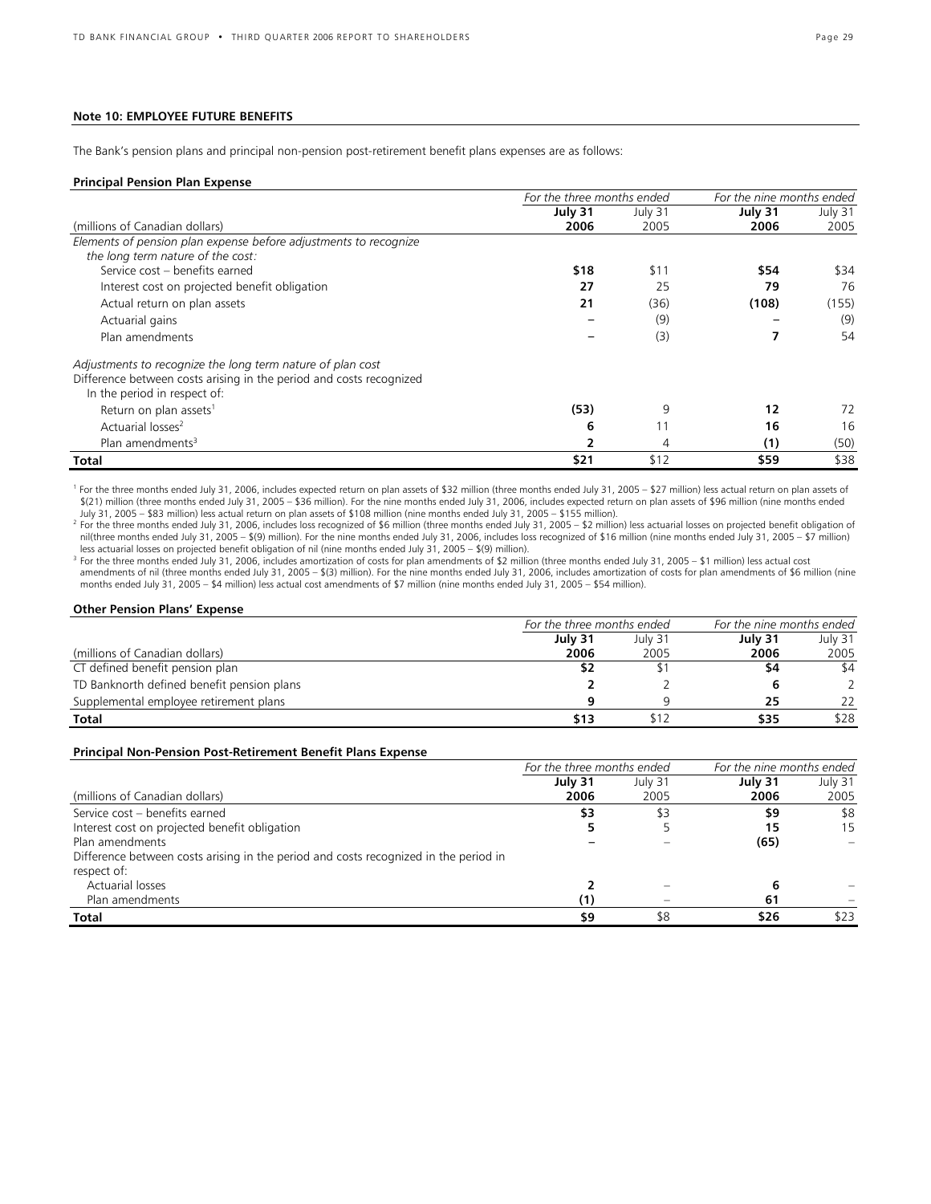## Note 10: EMPLOYEE FUTURE BENEFITS

The Bank's pension plans and principal non-pension post-retirement benefit plans expenses are as follows:

**Principal Pension Plan Expense**

| | *For the three months ended* | | *For the nine months ended* | |
|---|---|---|---|---|
| | **July 31** | July 31 | **July 31** | July 31 |
| (millions of Canadian dollars) | **2006** | 2005 | **2006** | 2005 |
| *Elements of pension plan expense before adjustments to recognize the long term nature of the cost:* | | | | |
| Service cost – benefits earned | **$18** | $11 | **$54** | $34 |
| Interest cost on projected benefit obligation | **27** | 25 | **79** | 76 |
| Actual return on plan assets | **21** | (36) | **(108)** | (155) |
| Actuarial gains | **–** | (9) | **–** | (9) |
| Plan amendments | **–** | (3) | **7** | 54 |
| *Adjustments to recognize the long term nature of plan cost* | | | | |
| Difference between costs arising in the period and costs recognized In the period in respect of: | | | | |
| Return on plan assets[1] | **(53)** | 9 | **12** | 72 |
| Actuarial losses[2] | **6** | 11 | **16** | 16 |
| Plan amendments[3] | **2** | 4 | **(1)** | (50) |
| **Total** | **$21** | $12 | **$59** | $38 |

[1] For the three months ended July 31, 2006, includes expected return on plan assets of $32 million (three months ended July 31, 2005 – $27 million) less actual return on plan assets of $(21) million (three months ended July 31, 2005 – $36 million). For the nine months ended July 31, 2006, includes expected return on plan assets of $96 million (nine months ended July 31, 2005 – $83 million) less actual return on plan assets of $108 million (nine months ended July 31, 2005 – $155 million).

[2] For the three months ended July 31, 2006, includes loss recognized of $6 million (three months ended July 31, 2005 – $2 million) less actuarial losses on projected benefit obligation of nil(three months ended July 31, 2005 – $(9) million). For the nine months ended July 31, 2006, includes loss recognized of $16 million (nine months ended July 31, 2005 – $7 million) less actuarial losses on projected benefit obligation of nil (nine months ended July 31, 2005 – $(9) million).

[3] For the three months ended July 31, 2006, includes amortization of costs for plan amendments of $2 million (three months ended July 31, 2005 – $1 million) less actual cost amendments of nil (three months ended July 31, 2005 – $(3) million). For the nine months ended July 31, 2006, includes amortization of costs for plan amendments of $6 million (nine months ended July 31, 2005 – $4 million) less actual cost amendments of $7 million (nine months ended July 31, 2005 – $54 million).

**Other Pension Plans' Expense**

| | *For the three months ended* | | *For the nine months ended* | |
|---|---|---|---|---|
| | **July 31** | July 31 | **July 31** | July 31 |
| (millions of Canadian dollars) | **2006** | 2005 | **2006** | 2005 |
| CT defined benefit pension plan | **$2** | $1 | **$4** | $4 |
| TD Banknorth defined benefit pension plans | **2** | 2 | **6** | 2 |
| Supplemental employee retirement plans | **9** | 9 | **25** | 22 |
| **Total** | **$13** | $12 | **$35** | $28 |

**Principal Non-Pension Post-Retirement Benefit Plans Expense**

| | *For the three months ended* | | *For the nine months ended* | |
|---|---|---|---|---|
| | **July 31** | July 31 | **July 31** | July 31 |
| (millions of Canadian dollars) | **2006** | 2005 | **2006** | 2005 |
| Service cost – benefits earned | **$3** | $3 | **$9** | $8 |
| Interest cost on projected benefit obligation | **5** | 5 | **15** | 15 |
| Plan amendments | **–** | – | **(65)** | – |
| Difference between costs arising in the period and costs recognized in the period in respect of: | | | | |
| Actuarial losses | **2** | – | **6** | – |
| Plan amendments | **(1)** | – | **61** | – |
| **Total** | **$9** | $8 | **$26** | $23 |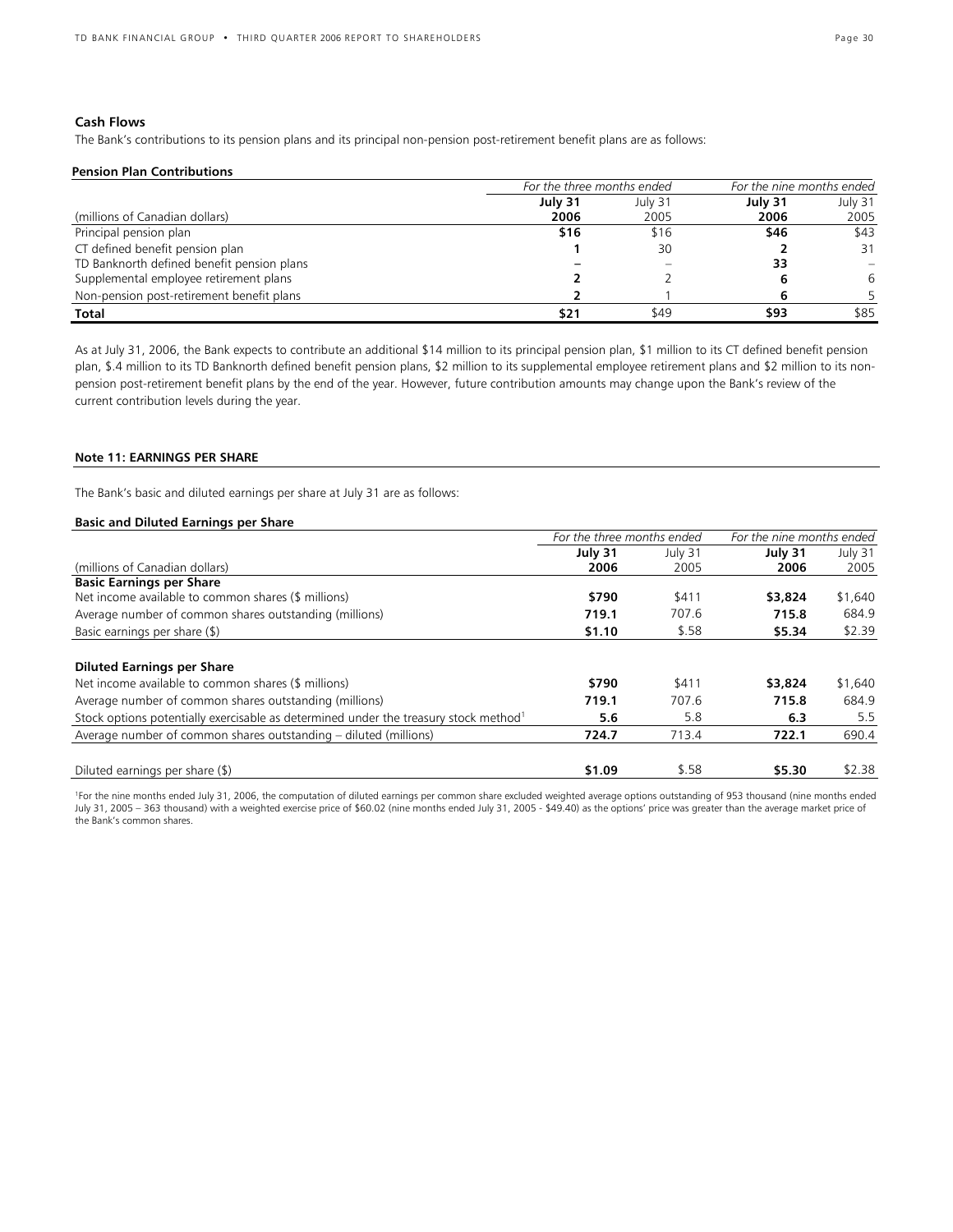### Cash Flows

The Bank's contributions to its pension plans and its principal non-pension post-retirement benefit plans are as follows:

**Pension Plan Contributions**

| | *For the three months ended* | | *For the nine months ended* | |
|---|---|---|---|---|
| (millions of Canadian dollars) | **July 31 2006** | July 31 2005 | **July 31 2006** | July 31 2005 |
| Principal pension plan | **$16** | $16 | **$46** | $43 |
| CT defined benefit pension plan | **1** | 30 | **2** | 31 |
| TD Banknorth defined benefit pension plans | **–** | – | **33** | – |
| Supplemental employee retirement plans | **2** | 2 | **6** | 6 |
| Non-pension post-retirement benefit plans | **2** | 1 | **6** | 5 |
| **Total** | **$21** | $49 | **$93** | $85 |

As at July 31, 2006, the Bank expects to contribute an additional $14 million to its principal pension plan, $1 million to its CT defined benefit pension plan, $.4 million to its TD Banknorth defined benefit pension plans, $2 million to its supplemental employee retirement plans and $2 million to its non-pension post-retirement benefit plans by the end of the year. However, future contribution amounts may change upon the Bank's review of the current contribution levels during the year.

### Note 11: EARNINGS PER SHARE

The Bank's basic and diluted earnings per share at July 31 are as follows:

**Basic and Diluted Earnings per Share**

| | *For the three months ended* | | *For the nine months ended* | |
|---|---|---|---|---|
| (millions of Canadian dollars) | **July 31 2006** | July 31 2005 | **July 31 2006** | July 31 2005 |
| **Basic Earnings per Share** | | | | |
| Net income available to common shares ($ millions) | **$790** | $411 | **$3,824** | $1,640 |
| Average number of common shares outstanding (millions) | **719.1** | 707.6 | **715.8** | 684.9 |
| Basic earnings per share ($) | **$1.10** | $.58 | **$5.34** | $2.39 |
| **Diluted Earnings per Share** | | | | |
| Net income available to common shares ($ millions) | **$790** | $411 | **$3,824** | $1,640 |
| Average number of common shares outstanding (millions) | **719.1** | 707.6 | **715.8** | 684.9 |
| Stock options potentially exercisable as determined under the treasury stock method[1] | **5.6** | 5.8 | **6.3** | 5.5 |
| Average number of common shares outstanding – diluted (millions) | **724.7** | 713.4 | **722.1** | 690.4 |
| Diluted earnings per share ($) | **$1.09** | $.58 | **$5.30** | $2.38 |

[1]For the nine months ended July 31, 2006, the computation of diluted earnings per common share excluded weighted average options outstanding of 953 thousand (nine months ended July 31, 2005 – 363 thousand) with a weighted exercise price of $60.02 (nine months ended July 31, 2005 - $49.40) as the options' price was greater than the average market price of the Bank's common shares.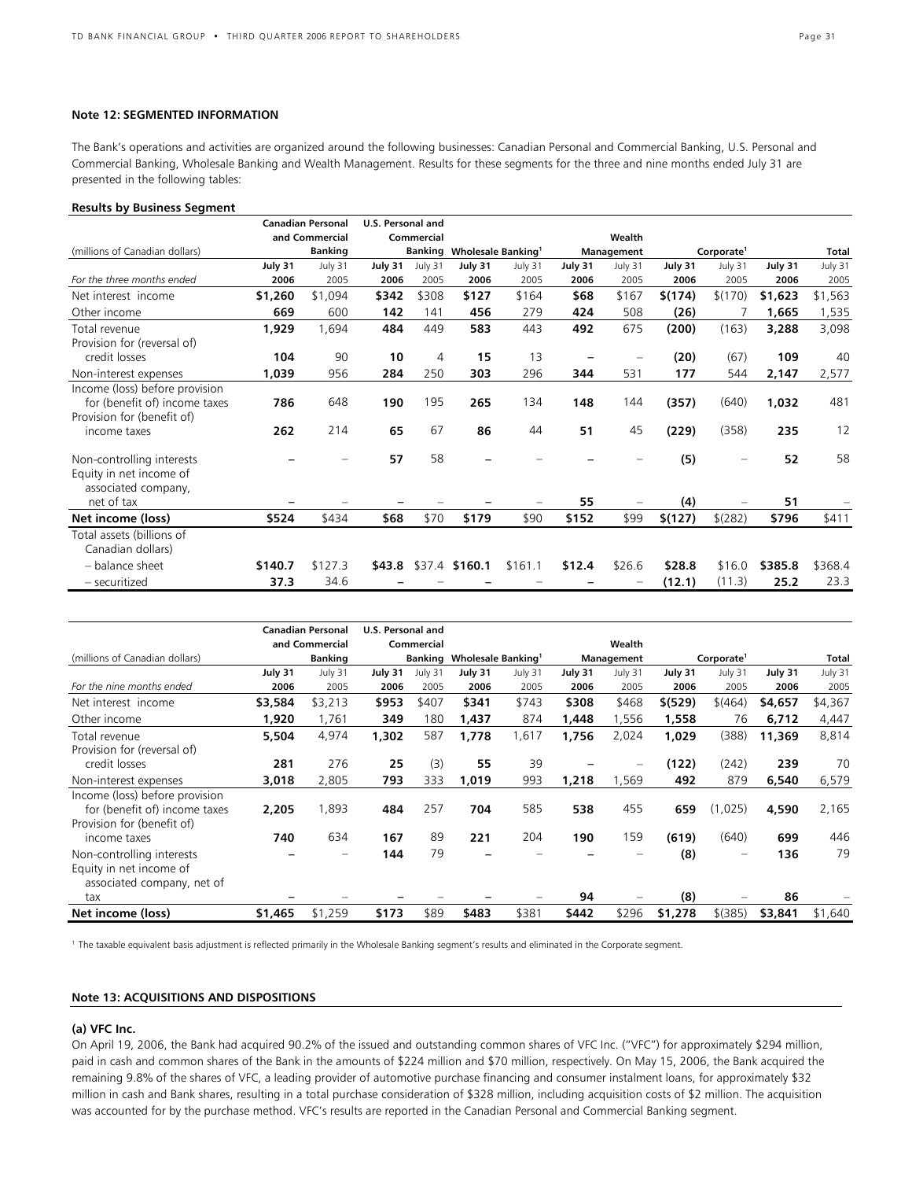### Note 12: SEGMENTED INFORMATION

The Bank's operations and activities are organized around the following businesses: Canadian Personal and Commercial Banking, U.S. Personal and Commercial Banking, Wholesale Banking and Wealth Management. Results for these segments for the three and nine months ended July 31 are presented in the following tables:

**Results by Business Segment**

| (millions of Canadian dollars) | Canadian Personal and Commercial Banking | | U.S. Personal and Commercial Banking | | Wholesale Banking[1] | | Wealth Management | | Corporate[1] | | Total | |
|---|---|---|---|---|---|---|---|---|---|---|---|---|
| *For the three months ended* | **July 31 2006** | July 31 2005 | **July 31 2006** | July 31 2005 | **July 31 2006** | July 31 2005 | **July 31 2006** | July 31 2005 | **July 31 2006** | July 31 2005 | **July 31 2006** | July 31 2005 |
| Net interest income | **$1,260** | $1,094 | **$342** | $308 | **$127** | $164 | **$68** | $167 | **$(174)** | $(170) | **$1,623** | $1,563 |
| Other income | **669** | 600 | **142** | 141 | **456** | 279 | **424** | 508 | **(26)** | 7 | **1,665** | 1,535 |
| Total revenue | **1,929** | 1,694 | **484** | 449 | **583** | 443 | **492** | 675 | **(200)** | (163) | **3,288** | 3,098 |
| Provision for (reversal of) credit losses | **104** | 90 | **10** | 4 | **15** | 13 | **–** | – | **(20)** | (67) | **109** | 40 |
| Non-interest expenses | **1,039** | 956 | **284** | 250 | **303** | 296 | **344** | 531 | **177** | 544 | **2,147** | 2,577 |
| Income (loss) before provision for (benefit of) income taxes | **786** | 648 | **190** | 195 | **265** | 134 | **148** | 144 | **(357)** | (640) | **1,032** | 481 |
| Provision for (benefit of) income taxes | **262** | 214 | **65** | 67 | **86** | 44 | **51** | 45 | **(229)** | (358) | **235** | 12 |
| Non-controlling interests | **–** | – | **57** | 58 | **–** | – | **–** | – | **(5)** | – | **52** | 58 |
| Equity in net income of associated company, net of tax | **–** | – | **–** | – | **–** | – | **55** | – | **(4)** | – | **51** | – |
| **Net income (loss)** | **$524** | $434 | **$68** | $70 | **$179** | $90 | **$152** | $99 | **$(127)** | $(282) | **$796** | $411 |
| Total assets (billions of Canadian dollars) | | | | | | | | | | | | |
| – balance sheet | **$140.7** | $127.3 | **$43.8** | $37.4 | **$160.1** | $161.1 | **$12.4** | $26.6 | **$28.8** | $16.0 | **$385.8** | $368.4 |
| – securitized | **37.3** | 34.6 | **–** | – | **–** | – | **–** | – | **(12.1)** | (11.3) | **25.2** | 23.3 |

| (millions of Canadian dollars) | Canadian Personal and Commercial Banking | | U.S. Personal and Commercial Banking | | Wholesale Banking[1] | | Wealth Management | | Corporate[1] | | Total | |
|---|---|---|---|---|---|---|---|---|---|---|---|---|
| *For the nine months ended* | **July 31 2006** | July 31 2005 | **July 31 2006** | July 31 2005 | **July 31 2006** | July 31 2005 | **July 31 2006** | July 31 2005 | **July 31 2006** | July 31 2005 | **July 31 2006** | July 31 2005 |
| Net interest income | **$3,584** | $3,213 | **$953** | $407 | **$341** | $743 | **$308** | $468 | **$(529)** | $(464) | **$4,657** | $4,367 |
| Other income | **1,920** | 1,761 | **349** | 180 | **1,437** | 874 | **1,448** | 1,556 | **1,558** | 76 | **6,712** | 4,447 |
| Total revenue | **5,504** | 4,974 | **1,302** | 587 | **1,778** | 1,617 | **1,756** | 2,024 | **1,029** | (388) | **11,369** | 8,814 |
| Provision for (reversal of) credit losses | **281** | 276 | **25** | (3) | **55** | 39 | **–** | – | **(122)** | (242) | **239** | 70 |
| Non-interest expenses | **3,018** | 2,805 | **793** | 333 | **1,019** | 993 | **1,218** | 1,569 | **492** | 879 | **6,540** | 6,579 |
| Income (loss) before provision for (benefit of) income taxes | **2,205** | 1,893 | **484** | 257 | **704** | 585 | **538** | 455 | **659** | (1,025) | **4,590** | 2,165 |
| Provision for (benefit of) income taxes | **740** | 634 | **167** | 89 | **221** | 204 | **190** | 159 | **(619)** | (640) | **699** | 446 |
| Non-controlling interests | **–** | – | **144** | 79 | **–** | – | **–** | – | **(8)** | – | **136** | 79 |
| Equity in net income of associated company, net of tax | **–** | – | **–** | – | **–** | – | **94** | – | **(8)** | – | **86** | – |
| **Net income (loss)** | **$1,465** | $1,259 | **$173** | $89 | **$483** | $381 | **$442** | $296 | **$1,278** | $(385) | **$3,841** | $1,640 |

[1] The taxable equivalent basis adjustment is reflected primarily in the Wholesale Banking segment's results and eliminated in the Corporate segment.

### Note 13: ACQUISITIONS AND DISPOSITIONS

**(a) VFC Inc.**

On April 19, 2006, the Bank had acquired 90.2% of the issued and outstanding common shares of VFC Inc. ("VFC") for approximately $294 million, paid in cash and common shares of the Bank in the amounts of $224 million and $70 million, respectively. On May 15, 2006, the Bank acquired the remaining 9.8% of the shares of VFC, a leading provider of automotive purchase financing and consumer instalment loans, for approximately $32 million in cash and Bank shares, resulting in a total purchase consideration of $328 million, including acquisition costs of $2 million. The acquisition was accounted for by the purchase method. VFC's results are reported in the Canadian Personal and Commercial Banking segment.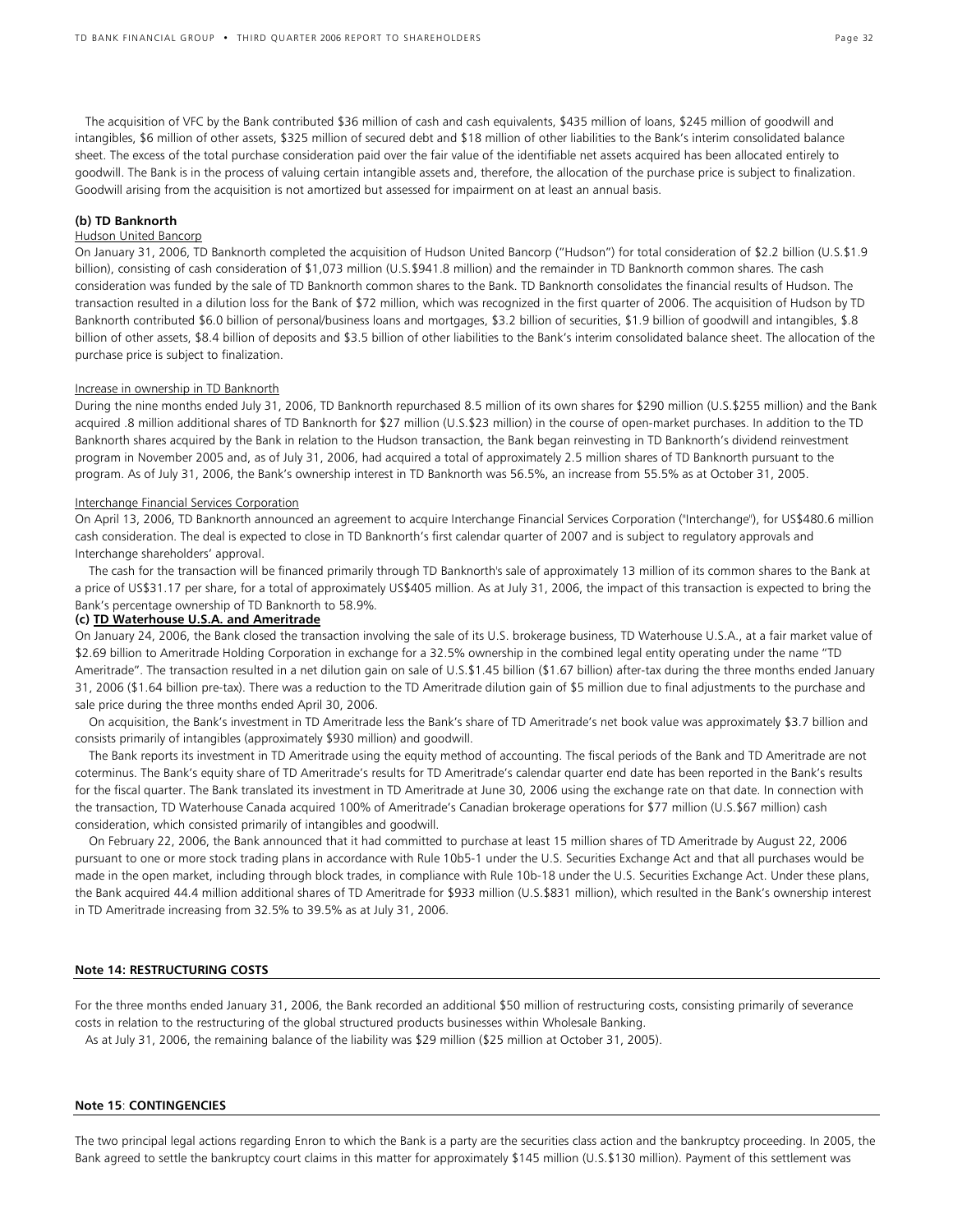The acquisition of VFC by the Bank contributed $36 million of cash and cash equivalents, $435 million of loans, $245 million of goodwill and intangibles, $6 million of other assets, $325 million of secured debt and $18 million of other liabilities to the Bank's interim consolidated balance sheet. The excess of the total purchase consideration paid over the fair value of the identifiable net assets acquired has been allocated entirely to goodwill. The Bank is in the process of valuing certain intangible assets and, therefore, the allocation of the purchase price is subject to finalization. Goodwill arising from the acquisition is not amortized but assessed for impairment on at least an annual basis.

**(b) TD Banknorth**

Hudson United Bancorp

On January 31, 2006, TD Banknorth completed the acquisition of Hudson United Bancorp ("Hudson") for total consideration of $2.2 billion (U.S.$1.9 billion), consisting of cash consideration of $1,073 million (U.S.$941.8 million) and the remainder in TD Banknorth common shares. The cash consideration was funded by the sale of TD Banknorth common shares to the Bank. TD Banknorth consolidates the financial results of Hudson. The transaction resulted in a dilution loss for the Bank of $72 million, which was recognized in the first quarter of 2006. The acquisition of Hudson by TD Banknorth contributed $6.0 billion of personal/business loans and mortgages, $3.2 billion of securities, $1.9 billion of goodwill and intangibles, $.8 billion of other assets, $8.4 billion of deposits and $3.5 billion of other liabilities to the Bank's interim consolidated balance sheet. The allocation of the purchase price is subject to finalization.

Increase in ownership in TD Banknorth

During the nine months ended July 31, 2006, TD Banknorth repurchased 8.5 million of its own shares for $290 million (U.S.$255 million) and the Bank acquired .8 million additional shares of TD Banknorth for $27 million (U.S.$23 million) in the course of open-market purchases. In addition to the TD Banknorth shares acquired by the Bank in relation to the Hudson transaction, the Bank began reinvesting in TD Banknorth's dividend reinvestment program in November 2005 and, as of July 31, 2006, had acquired a total of approximately 2.5 million shares of TD Banknorth pursuant to the program. As of July 31, 2006, the Bank's ownership interest in TD Banknorth was 56.5%, an increase from 55.5% as at October 31, 2005.

Interchange Financial Services Corporation

On April 13, 2006, TD Banknorth announced an agreement to acquire Interchange Financial Services Corporation ("Interchange"), for US$480.6 million cash consideration. The deal is expected to close in TD Banknorth's first calendar quarter of 2007 and is subject to regulatory approvals and Interchange shareholders' approval.

The cash for the transaction will be financed primarily through TD Banknorth's sale of approximately 13 million of its common shares to the Bank at a price of US$31.17 per share, for a total of approximately US$405 million. As at July 31, 2006, the impact of this transaction is expected to bring the Bank's percentage ownership of TD Banknorth to 58.9%.

**(c) TD Waterhouse U.S.A. and Ameritrade**

On January 24, 2006, the Bank closed the transaction involving the sale of its U.S. brokerage business, TD Waterhouse U.S.A., at a fair market value of $2.69 billion to Ameritrade Holding Corporation in exchange for a 32.5% ownership in the combined legal entity operating under the name "TD Ameritrade". The transaction resulted in a net dilution gain on sale of U.S.$1.45 billion ($1.67 billion) after-tax during the three months ended January 31, 2006 ($1.64 billion pre-tax). There was a reduction to the TD Ameritrade dilution gain of $5 million due to final adjustments to the purchase and sale price during the three months ended April 30, 2006.

On acquisition, the Bank's investment in TD Ameritrade less the Bank's share of TD Ameritrade's net book value was approximately $3.7 billion and consists primarily of intangibles (approximately $930 million) and goodwill.

The Bank reports its investment in TD Ameritrade using the equity method of accounting. The fiscal periods of the Bank and TD Ameritrade are not coterminus. The Bank's equity share of TD Ameritrade's results for TD Ameritrade's calendar quarter end date has been reported in the Bank's results for the fiscal quarter. The Bank translated its investment in TD Ameritrade at June 30, 2006 using the exchange rate on that date. In connection with the transaction, TD Waterhouse Canada acquired 100% of Ameritrade's Canadian brokerage operations for $77 million (U.S.$67 million) cash consideration, which consisted primarily of intangibles and goodwill.

On February 22, 2006, the Bank announced that it had committed to purchase at least 15 million shares of TD Ameritrade by August 22, 2006 pursuant to one or more stock trading plans in accordance with Rule 10b5-1 under the U.S. Securities Exchange Act and that all purchases would be made in the open market, including through block trades, in compliance with Rule 10b-18 under the U.S. Securities Exchange Act. Under these plans, the Bank acquired 44.4 million additional shares of TD Ameritrade for $933 million (U.S.$831 million), which resulted in the Bank's ownership interest in TD Ameritrade increasing from 32.5% to 39.5% as at July 31, 2006.

## Note 14: RESTRUCTURING COSTS

For the three months ended January 31, 2006, the Bank recorded an additional $50 million of restructuring costs, consisting primarily of severance costs in relation to the restructuring of the global structured products businesses within Wholesale Banking.

As at July 31, 2006, the remaining balance of the liability was $29 million ($25 million at October 31, 2005).

## Note 15: CONTINGENCIES

The two principal legal actions regarding Enron to which the Bank is a party are the securities class action and the bankruptcy proceeding. In 2005, the Bank agreed to settle the bankruptcy court claims in this matter for approximately $145 million (U.S.$130 million). Payment of this settlement was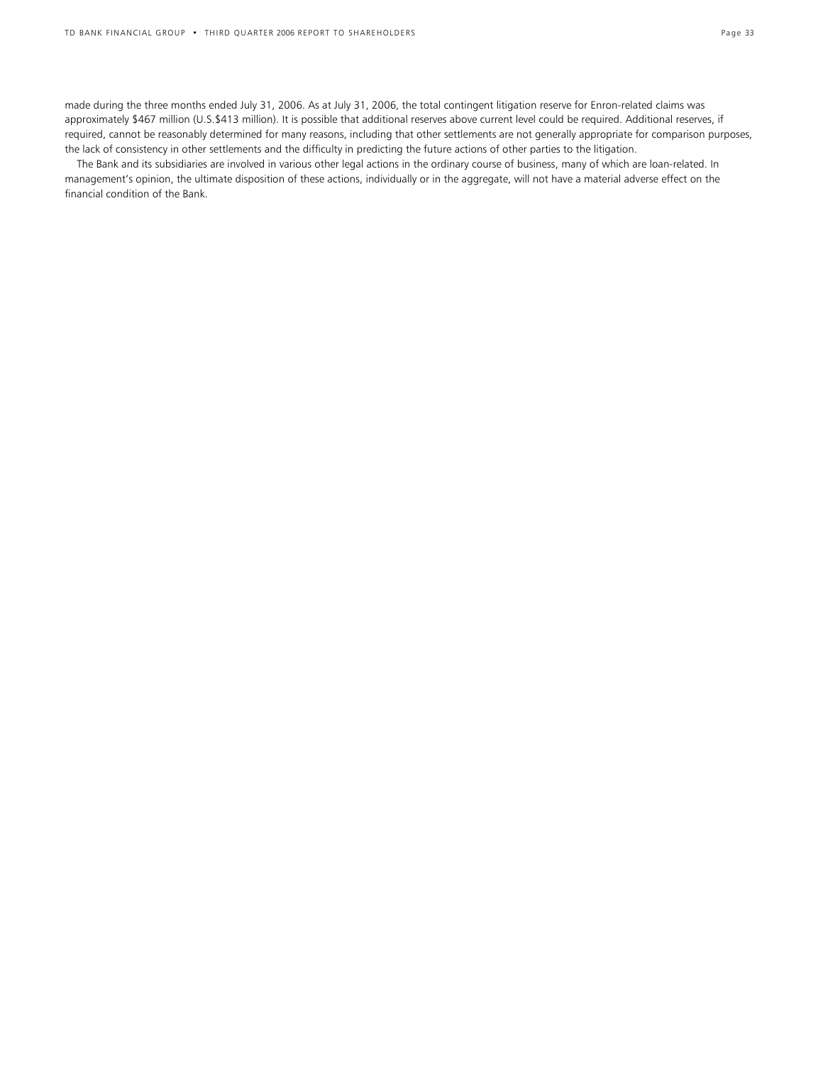made during the three months ended July 31, 2006. As at July 31, 2006, the total contingent litigation reserve for Enron-related claims was approximately $467 million (U.S.$413 million). It is possible that additional reserves above current level could be required. Additional reserves, if required, cannot be reasonably determined for many reasons, including that other settlements are not generally appropriate for comparison purposes, the lack of consistency in other settlements and the difficulty in predicting the future actions of other parties to the litigation.

The Bank and its subsidiaries are involved in various other legal actions in the ordinary course of business, many of which are loan-related. In management's opinion, the ultimate disposition of these actions, individually or in the aggregate, will not have a material adverse effect on the financial condition of the Bank.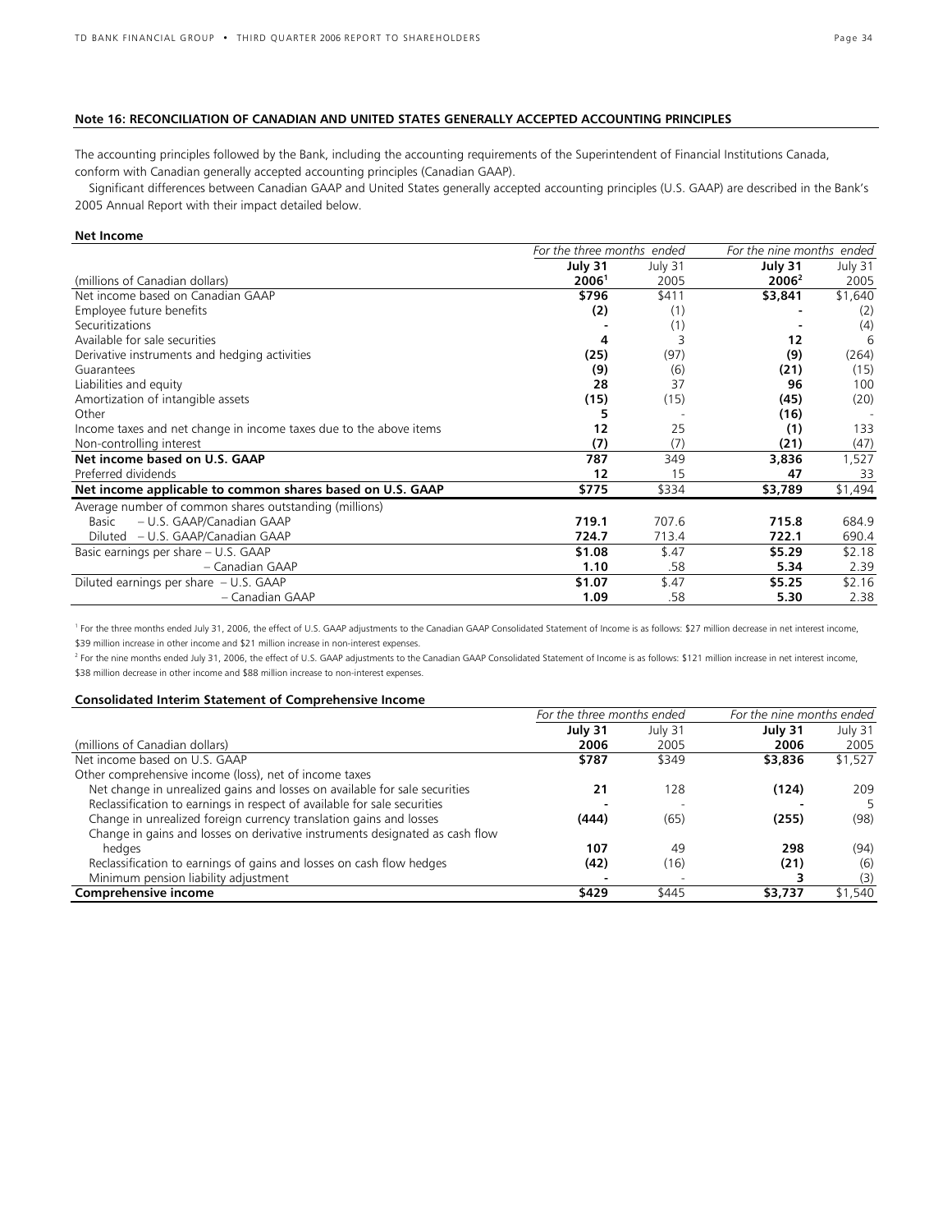### Note 16: RECONCILIATION OF CANADIAN AND UNITED STATES GENERALLY ACCEPTED ACCOUNTING PRINCIPLES

The accounting principles followed by the Bank, including the accounting requirements of the Superintendent of Financial Institutions Canada, conform with Canadian generally accepted accounting principles (Canadian GAAP).

Significant differences between Canadian GAAP and United States generally accepted accounting principles (U.S. GAAP) are described in the Bank's 2005 Annual Report with their impact detailed below.

**Net Income**

| | *For the three months ended* | | *For the nine months ended* | |
|---|---|---|---|---|
| (millions of Canadian dollars) | **July 31 2006[1]** | July 31 2005 | **July 31 2006[2]** | July 31 2005 |
| Net income based on Canadian GAAP | **$796** | $411 | **$3,841** | $1,640 |
| Employee future benefits | **(2)** | (1) | **-** | (2) |
| Securitizations | **-** | (1) | **-** | (4) |
| Available for sale securities | **4** | 3 | **12** | 6 |
| Derivative instruments and hedging activities | **(25)** | (97) | **(9)** | (264) |
| Guarantees | **(9)** | (6) | **(21)** | (15) |
| Liabilities and equity | **28** | 37 | **96** | 100 |
| Amortization of intangible assets | **(15)** | (15) | **(45)** | (20) |
| Other | **5** | - | **(16)** | - |
| Income taxes and net change in income taxes due to the above items | **12** | 25 | **(1)** | 133 |
| Non-controlling interest | **(7)** | (7) | **(21)** | (47) |
| **Net income based on U.S. GAAP** | **787** | 349 | **3,836** | 1,527 |
| Preferred dividends | **12** | 15 | **47** | 33 |
| **Net income applicable to common shares based on U.S. GAAP** | **$775** | $334 | **$3,789** | $1,494 |
| Average number of common shares outstanding (millions) | | | | |
| Basic – U.S. GAAP/Canadian GAAP | **719.1** | 707.6 | **715.8** | 684.9 |
| Diluted – U.S. GAAP/Canadian GAAP | **724.7** | 713.4 | **722.1** | 690.4 |
| Basic earnings per share – U.S. GAAP | **$1.08** | $.47 | **$5.29** | $2.18 |
| – Canadian GAAP | **1.10** | .58 | **5.34** | 2.39 |
| Diluted earnings per share – U.S. GAAP | **$1.07** | $.47 | **$5.25** | $2.16 |
| – Canadian GAAP | **1.09** | .58 | **5.30** | 2.38 |

[1] For the three months ended July 31, 2006, the effect of U.S. GAAP adjustments to the Canadian GAAP Consolidated Statement of Income is as follows: $27 million decrease in net interest income, $39 million increase in other income and $21 million increase in non-interest expenses.

[2] For the nine months ended July 31, 2006, the effect of U.S. GAAP adjustments to the Canadian GAAP Consolidated Statement of Income is as follows: $121 million increase in net interest income, $38 million decrease in other income and $88 million increase to non-interest expenses.

**Consolidated Interim Statement of Comprehensive Income**

| | *For the three months ended* | | *For the nine months ended* | |
|---|---|---|---|---|
| (millions of Canadian dollars) | **July 31 2006** | July 31 2005 | **July 31 2006** | July 31 2005 |
| Net income based on U.S. GAAP | **$787** | $349 | **$3,836** | $1,527 |
| Other comprehensive income (loss), net of income taxes | | | | |
| Net change in unrealized gains and losses on available for sale securities | **21** | 128 | **(124)** | 209 |
| Reclassification to earnings in respect of available for sale securities | **-** | - | **-** | 5 |
| Change in unrealized foreign currency translation gains and losses | **(444)** | (65) | **(255)** | (98) |
| Change in gains and losses on derivative instruments designated as cash flow hedges | **107** | 49 | **298** | (94) |
| Reclassification to earnings of gains and losses on cash flow hedges | **(42)** | (16) | **(21)** | (6) |
| Minimum pension liability adjustment | **-** | - | **3** | (3) |
| **Comprehensive income** | **$429** | $445 | **$3,737** | $1,540 |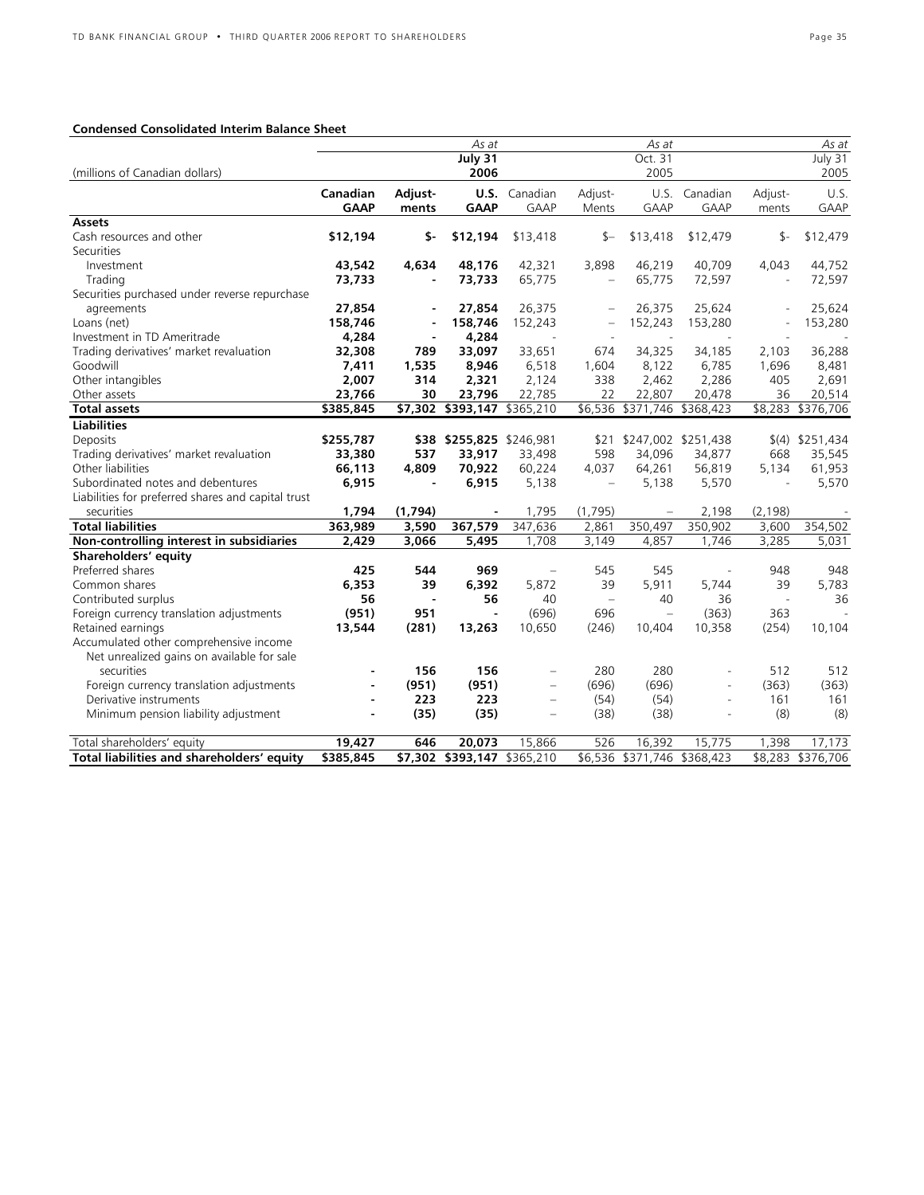**Condensed Consolidated Interim Balance Sheet**

| (millions of Canadian dollars) | | | As at July 31 2006 | | | As at Oct. 31 2005 | | | As at July 31 2005 |
|---|---|---|---|---|---|---|---|---|---|
| | **Canadian GAAP** | **Adjust-ments** | **U.S. GAAP** | Canadian GAAP | Adjust-Ments | U.S. GAAP | Canadian GAAP | Adjust-ments | U.S. GAAP |
| **Assets** | | | | | | | | | |
| Cash resources and other | **$12,194** | **$-** | **$12,194** | $13,418 | $– | $13,418 | $12,479 | $- | $12,479 |
| Securities | | | | | | | | | |
| Investment | **43,542** | **4,634** | **48,176** | 42,321 | 3,898 | 46,219 | 40,709 | 4,043 | 44,752 |
| Trading | **73,733** | **-** | **73,733** | 65,775 | – | 65,775 | 72,597 | - | 72,597 |
| Securities purchased under reverse repurchase agreements | **27,854** | **-** | **27,854** | 26,375 | – | 26,375 | 25,624 | - | 25,624 |
| Loans (net) | **158,746** | **-** | **158,746** | 152,243 | – | 152,243 | 153,280 | - | 153,280 |
| Investment in TD Ameritrade | **4,284** | **-** | **4,284** | - | - | - | - | - | - |
| Trading derivatives' market revaluation | **32,308** | **789** | **33,097** | 33,651 | 674 | 34,325 | 34,185 | 2,103 | 36,288 |
| Goodwill | **7,411** | **1,535** | **8,946** | 6,518 | 1,604 | 8,122 | 6,785 | 1,696 | 8,481 |
| Other intangibles | **2,007** | **314** | **2,321** | 2,124 | 338 | 2,462 | 2,286 | 405 | 2,691 |
| Other assets | **23,766** | **30** | **23,796** | 22,785 | 22 | 22,807 | 20,478 | 36 | 20,514 |
| **Total assets** | **$385,845** | **$7,302** | **$393,147** | $365,210 | $6,536 | $371,746 | $368,423 | $8,283 | $376,706 |
| **Liabilities** | | | | | | | | | |
| Deposits | **$255,787** | **$38** | **$255,825** | $246,981 | $21 | $247,002 | $251,438 | $(4) | $251,434 |
| Trading derivatives' market revaluation | **33,380** | **537** | **33,917** | 33,498 | 598 | 34,096 | 34,877 | 668 | 35,545 |
| Other liabilities | **66,113** | **4,809** | **70,922** | 60,224 | 4,037 | 64,261 | 56,819 | 5,134 | 61,953 |
| Subordinated notes and debentures | **6,915** | **-** | **6,915** | 5,138 | – | 5,138 | 5,570 | - | 5,570 |
| Liabilities for preferred shares and capital trust securities | **1,794** | **(1,794)** | **-** | 1,795 | (1,795) | – | 2,198 | (2,198) | - |
| **Total liabilities** | **363,989** | **3,590** | **367,579** | 347,636 | 2,861 | 350,497 | 350,902 | 3,600 | 354,502 |
| **Non-controlling interest in subsidiaries** | **2,429** | **3,066** | **5,495** | 1,708 | 3,149 | 4,857 | 1,746 | 3,285 | 5,031 |
| **Shareholders' equity** | | | | | | | | | |
| Preferred shares | **425** | **544** | **969** | – | 545 | 545 | - | 948 | 948 |
| Common shares | **6,353** | **39** | **6,392** | 5,872 | 39 | 5,911 | 5,744 | 39 | 5,783 |
| Contributed surplus | **56** | **-** | **56** | 40 | – | 40 | 36 | - | 36 |
| Foreign currency translation adjustments | **(951)** | **951** | **-** | (696) | 696 | – | (363) | 363 | - |
| Retained earnings | **13,544** | **(281)** | **13,263** | 10,650 | (246) | 10,404 | 10,358 | (254) | 10,104 |
| Accumulated other comprehensive income | | | | | | | | | |
| Net unrealized gains on available for sale securities | **-** | **156** | **156** | – | 280 | 280 | - | 512 | 512 |
| Foreign currency translation adjustments | **-** | **(951)** | **(951)** | – | (696) | (696) | - | (363) | (363) |
| Derivative instruments | **-** | **223** | **223** | – | (54) | (54) | - | 161 | 161 |
| Minimum pension liability adjustment | **-** | **(35)** | **(35)** | – | (38) | (38) | - | (8) | (8) |
| Total shareholders' equity | **19,427** | **646** | **20,073** | 15,866 | 526 | 16,392 | 15,775 | 1,398 | 17,173 |
| **Total liabilities and shareholders' equity** | **$385,845** | **$7,302** | **$393,147** | $365,210 | $6,536 | $371,746 | $368,423 | $8,283 | $376,706 |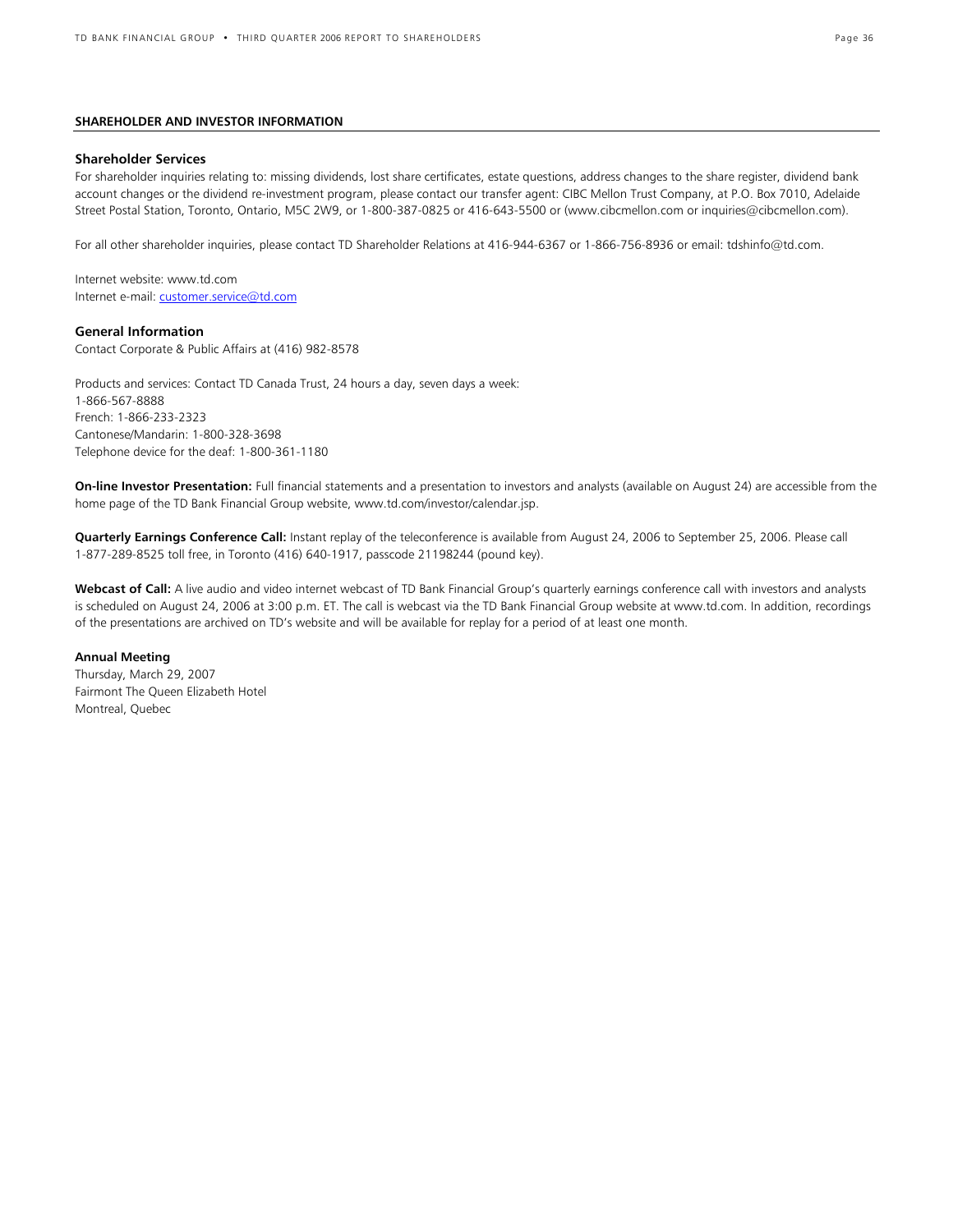## SHAREHOLDER AND INVESTOR INFORMATION

### Shareholder Services

For shareholder inquiries relating to: missing dividends, lost share certificates, estate questions, address changes to the share register, dividend bank account changes or the dividend re-investment program, please contact our transfer agent: CIBC Mellon Trust Company, at P.O. Box 7010, Adelaide Street Postal Station, Toronto, Ontario, M5C 2W9, or 1-800-387-0825 or 416-643-5500 or (www.cibcmellon.com or inquiries@cibcmellon.com).

For all other shareholder inquiries, please contact TD Shareholder Relations at 416-944-6367 or 1-866-756-8936 or email: tdshinfo@td.com.

Internet website: www.td.com
Internet e-mail: customer.service@td.com

### General Information

Contact Corporate & Public Affairs at (416) 982-8578

Products and services: Contact TD Canada Trust, 24 hours a day, seven days a week:
1-866-567-8888
French: 1-866-233-2323
Cantonese/Mandarin: 1-800-328-3698
Telephone device for the deaf: 1-800-361-1180

**On-line Investor Presentation:** Full financial statements and a presentation to investors and analysts (available on August 24) are accessible from the home page of the TD Bank Financial Group website, www.td.com/investor/calendar.jsp.

**Quarterly Earnings Conference Call:** Instant replay of the teleconference is available from August 24, 2006 to September 25, 2006. Please call 1-877-289-8525 toll free, in Toronto (416) 640-1917, passcode 21198244 (pound key).

**Webcast of Call:** A live audio and video internet webcast of TD Bank Financial Group's quarterly earnings conference call with investors and analysts is scheduled on August 24, 2006 at 3:00 p.m. ET. The call is webcast via the TD Bank Financial Group website at www.td.com. In addition, recordings of the presentations are archived on TD's website and will be available for replay for a period of at least one month.

### Annual Meeting

Thursday, March 29, 2007
Fairmont The Queen Elizabeth Hotel
Montreal, Quebec